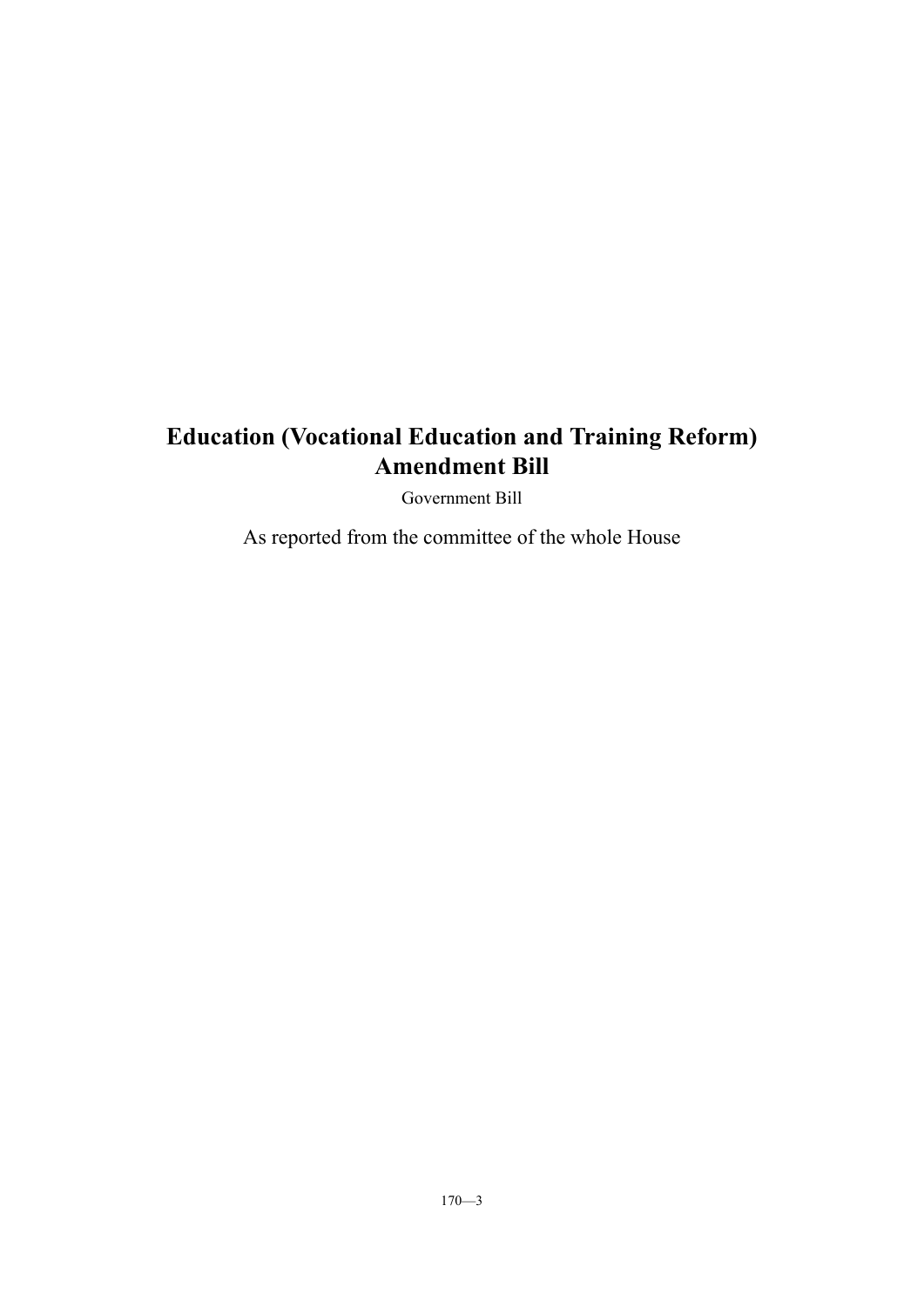# Education (Vocational Education and Training Reform) Amendment Bill

Government Bill

As reported from the committee of the whole House

170—3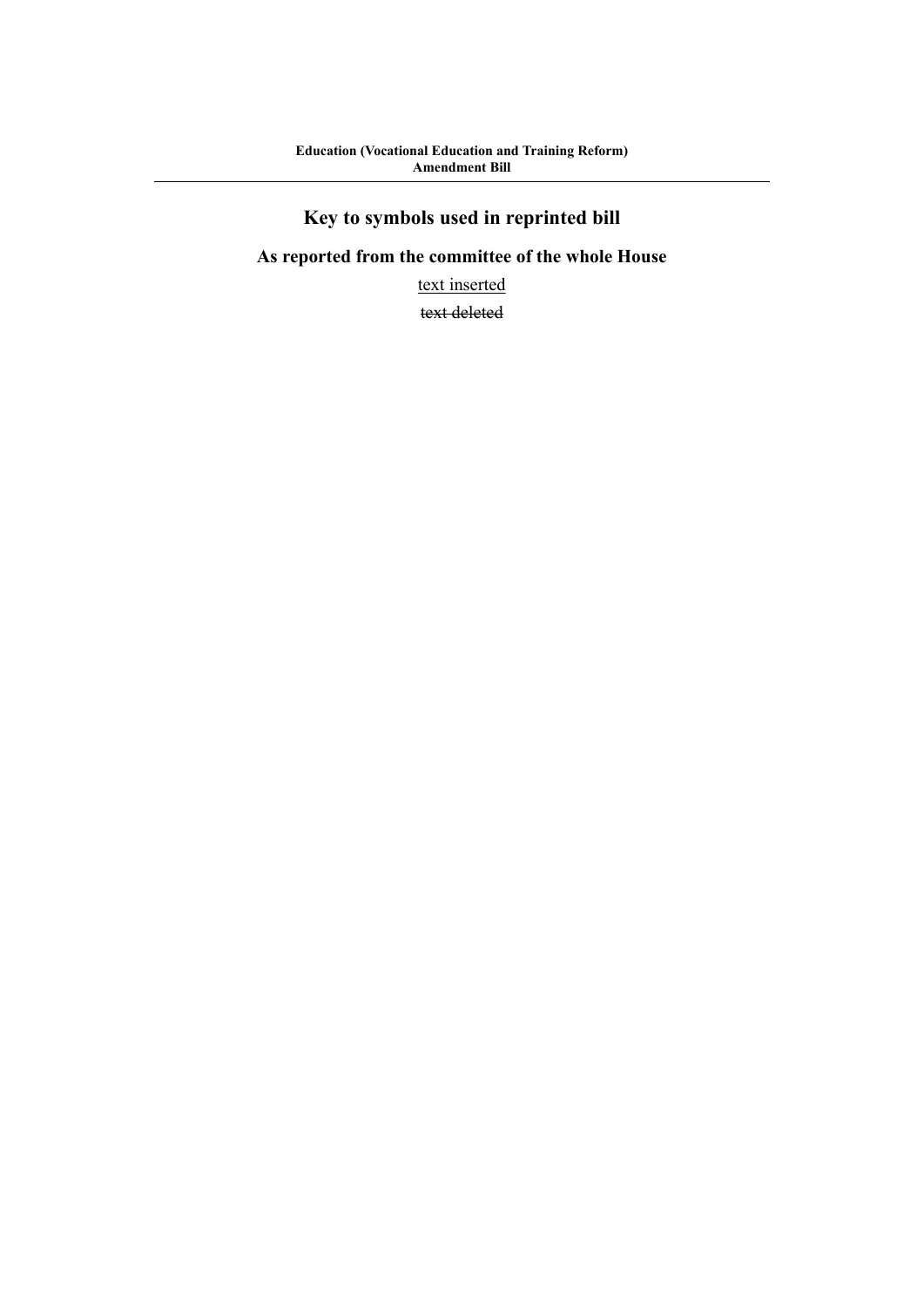# Key to symbols used in reprinted bill

## As reported from the committee of the whole House

<u>text inserted</u>

~~text deleted~~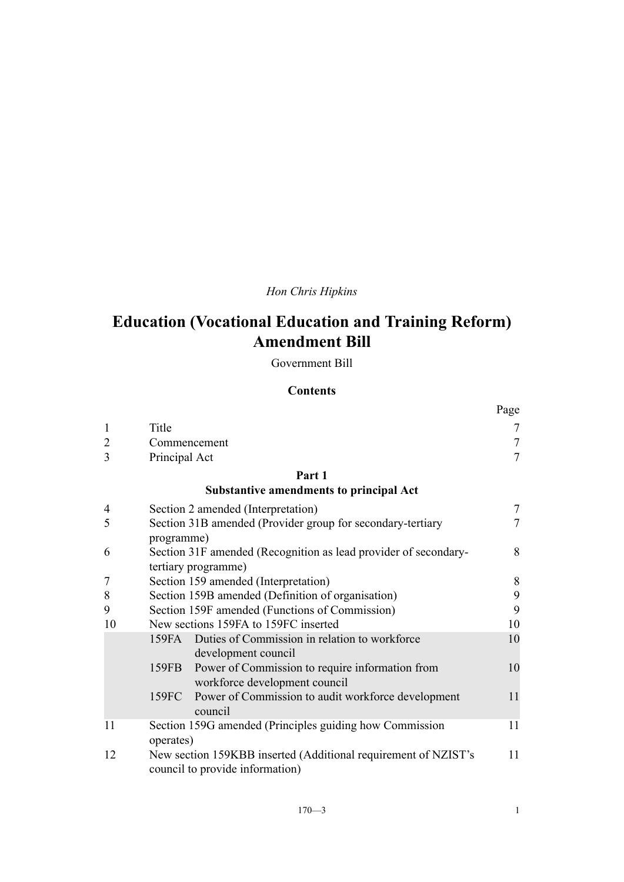*Hon Chris Hipkins*

# Education (Vocational Education and Training Reform) Amendment Bill

Government Bill

## Contents

| | | Page |
|---|---|---|
| 1 | Title | 7 |
| 2 | Commencement | 7 |
| 3 | Principal Act | 7 |
| | **Part 1** **Substantive amendments to principal Act** | |
| 4 | Section 2 amended (Interpretation) | 7 |
| 5 | Section 31B amended (Provider group for secondary-tertiary programme) | 7 |
| 6 | Section 31F amended (Recognition as lead provider of secondary-tertiary programme) | 8 |
| 7 | Section 159 amended (Interpretation) | 8 |
| 8 | Section 159B amended (Definition of organisation) | 9 |
| 9 | Section 159F amended (Functions of Commission) | 9 |
| 10 | New sections 159FA to 159FC inserted | 10 |
| | 159FA Duties of Commission in relation to workforce development council | 10 |
| | 159FB Power of Commission to require information from workforce development council | 10 |
| | 159FC Power of Commission to audit workforce development council | 11 |
| 11 | Section 159G amended (Principles guiding how Commission operates) | 11 |
| 12 | New section 159KBB inserted (Additional requirement of NZIST's council to provide information) | 11 |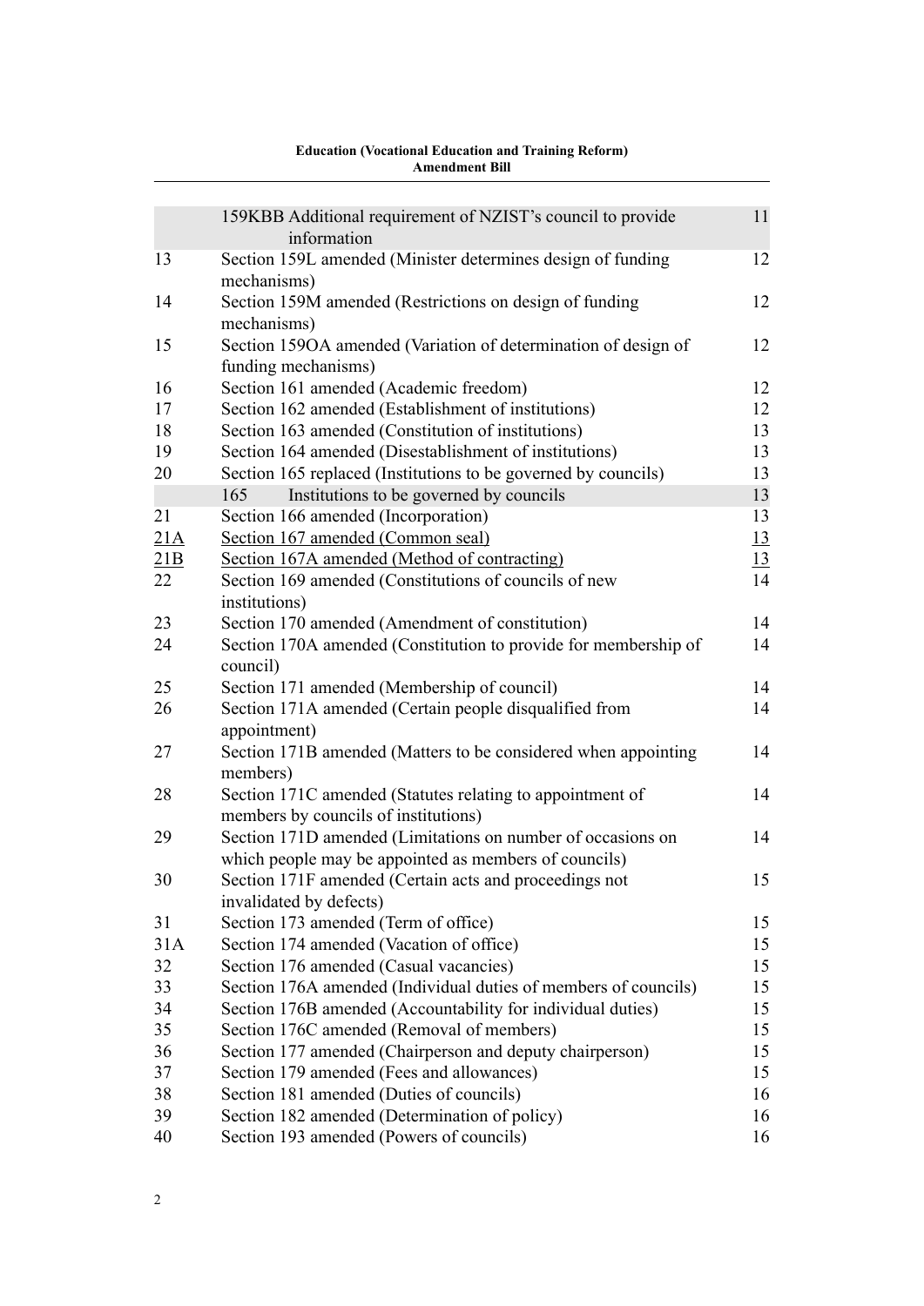| | | |
|---|---|---|
| | 159KBB Additional requirement of NZIST's council to provide information | 11 |
| 13 | Section 159L amended (Minister determines design of funding mechanisms) | 12 |
| 14 | Section 159M amended (Restrictions on design of funding mechanisms) | 12 |
| 15 | Section 159OA amended (Variation of determination of design of funding mechanisms) | 12 |
| 16 | Section 161 amended (Academic freedom) | 12 |
| 17 | Section 162 amended (Establishment of institutions) | 12 |
| 18 | Section 163 amended (Constitution of institutions) | 13 |
| 19 | Section 164 amended (Disestablishment of institutions) | 13 |
| 20 | Section 165 replaced (Institutions to be governed by councils) | 13 |
| | 165 Institutions to be governed by councils | 13 |
| 21 | Section 166 amended (Incorporation) | 13 |
| 21A | Section 167 amended (Common seal) | 13 |
| 21B | Section 167A amended (Method of contracting) | 13 |
| 22 | Section 169 amended (Constitutions of councils of new institutions) | 14 |
| 23 | Section 170 amended (Amendment of constitution) | 14 |
| 24 | Section 170A amended (Constitution to provide for membership of council) | 14 |
| 25 | Section 171 amended (Membership of council) | 14 |
| 26 | Section 171A amended (Certain people disqualified from appointment) | 14 |
| 27 | Section 171B amended (Matters to be considered when appointing members) | 14 |
| 28 | Section 171C amended (Statutes relating to appointment of members by councils of institutions) | 14 |
| 29 | Section 171D amended (Limitations on number of occasions on which people may be appointed as members of councils) | 14 |
| 30 | Section 171F amended (Certain acts and proceedings not invalidated by defects) | 15 |
| 31 | Section 173 amended (Term of office) | 15 |
| 31A | Section 174 amended (Vacation of office) | 15 |
| 32 | Section 176 amended (Casual vacancies) | 15 |
| 33 | Section 176A amended (Individual duties of members of councils) | 15 |
| 34 | Section 176B amended (Accountability for individual duties) | 15 |
| 35 | Section 176C amended (Removal of members) | 15 |
| 36 | Section 177 amended (Chairperson and deputy chairperson) | 15 |
| 37 | Section 179 amended (Fees and allowances) | 15 |
| 38 | Section 181 amended (Duties of councils) | 16 |
| 39 | Section 182 amended (Determination of policy) | 16 |
| 40 | Section 193 amended (Powers of councils) | 16 |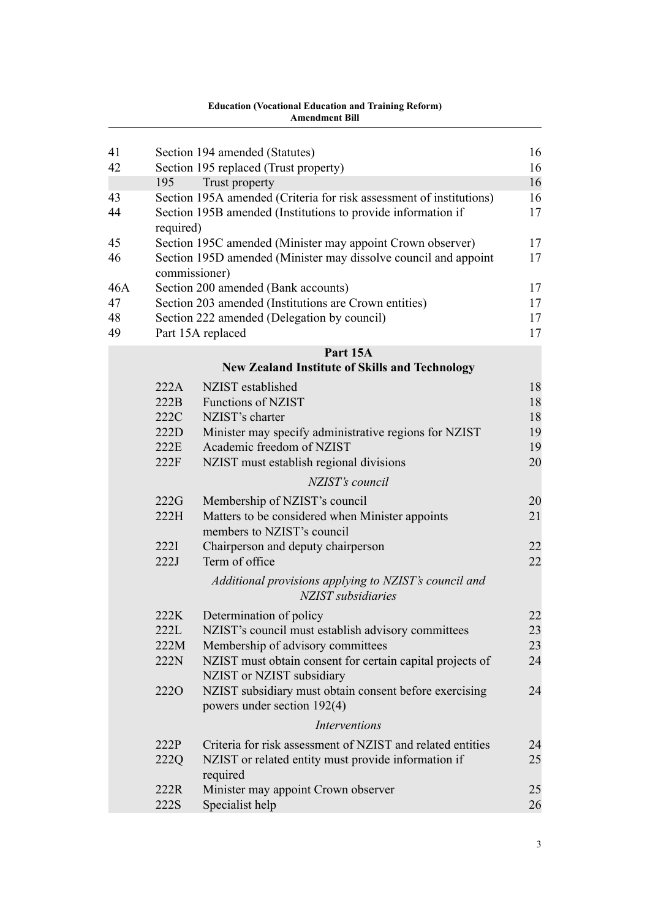| | | | |
|---|---|---|---|
| 41 | Section 194 amended (Statutes) | | 16 |
| 42 | Section 195 replaced (Trust property) | | 16 |
| | 195 | Trust property | 16 |
| 43 | Section 195A amended (Criteria for risk assessment of institutions) | | 16 |
| 44 | Section 195B amended (Institutions to provide information if required) | | 17 |
| 45 | Section 195C amended (Minister may appoint Crown observer) | | 17 |
| 46 | Section 195D amended (Minister may dissolve council and appoint commissioner) | | 17 |
| 46A | Section 200 amended (Bank accounts) | | 17 |
| 47 | Section 203 amended (Institutions are Crown entities) | | 17 |
| 48 | Section 222 amended (Delegation by council) | | 17 |
| 49 | Part 15A replaced | | 17 |

**Part 15A**
**New Zealand Institute of Skills and Technology**

| | | |
|---|---|---|
| 222A | NZIST established | 18 |
| 222B | Functions of NZIST | 18 |
| 222C | NZIST's charter | 18 |
| 222D | Minister may specify administrative regions for NZIST | 19 |
| 222E | Academic freedom of NZIST | 19 |
| 222F | NZIST must establish regional divisions | 20 |

*NZIST's council*

| | | |
|---|---|---|
| 222G | Membership of NZIST's council | 20 |
| 222H | Matters to be considered when Minister appoints members to NZIST's council | 21 |
| 222I | Chairperson and deputy chairperson | 22 |
| 222J | Term of office | 22 |

*Additional provisions applying to NZIST's council and NZIST subsidiaries*

| | | |
|---|---|---|
| 222K | Determination of policy | 22 |
| 222L | NZIST's council must establish advisory committees | 23 |
| 222M | Membership of advisory committees | 23 |
| 222N | NZIST must obtain consent for certain capital projects of NZIST or NZIST subsidiary | 24 |
| 222O | NZIST subsidiary must obtain consent before exercising powers under section 192(4) | 24 |

*Interventions*

| | | |
|---|---|---|
| 222P | Criteria for risk assessment of NZIST and related entities | 24 |
| 222Q | NZIST or related entity must provide information if required | 25 |
| 222R | Minister may appoint Crown observer | 25 |
| 222S | Specialist help | 26 |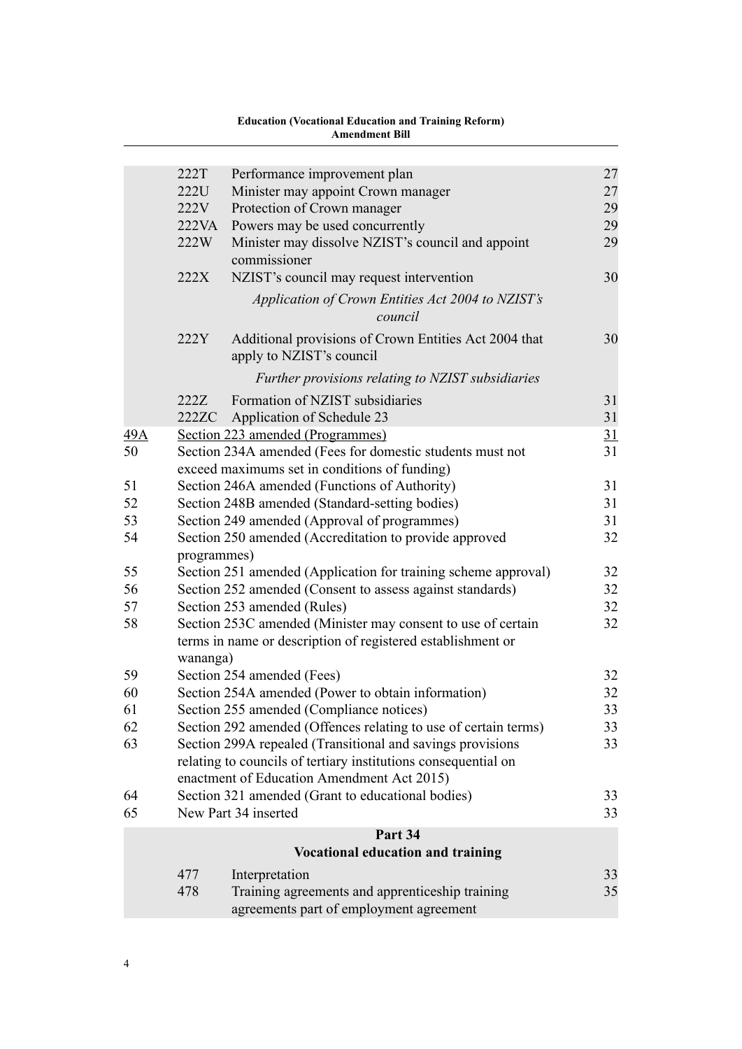| | | | |
|---|---|---|---|
| | 222T | Performance improvement plan | 27 |
| | 222U | Minister may appoint Crown manager | 27 |
| | 222V | Protection of Crown manager | 29 |
| | 222VA | Powers may be used concurrently | 29 |
| | 222W | Minister may dissolve NZIST's council and appoint commissioner | 29 |
| | 222X | NZIST's council may request intervention | 30 |
| | | *Application of Crown Entities Act 2004 to NZIST's council* | |
| | 222Y | Additional provisions of Crown Entities Act 2004 that apply to NZIST's council | 30 |
| | | *Further provisions relating to NZIST subsidiaries* | |
| | 222Z | Formation of NZIST subsidiaries | 31 |
| | 222ZC | Application of Schedule 23 | 31 |
| <u>49A</u> | <u>Section 223 amended (Programmes)</u> | | <u>31</u> |
| 50 | Section 234A amended (Fees for domestic students must not exceed maximums set in conditions of funding) | | 31 |
| 51 | Section 246A amended (Functions of Authority) | | 31 |
| 52 | Section 248B amended (Standard-setting bodies) | | 31 |
| 53 | Section 249 amended (Approval of programmes) | | 31 |
| 54 | Section 250 amended (Accreditation to provide approved programmes) | | 32 |
| 55 | Section 251 amended (Application for training scheme approval) | | 32 |
| 56 | Section 252 amended (Consent to assess against standards) | | 32 |
| 57 | Section 253 amended (Rules) | | 32 |
| 58 | Section 253C amended (Minister may consent to use of certain terms in name or description of registered establishment or wananga) | | 32 |
| 59 | Section 254 amended (Fees) | | 32 |
| 60 | Section 254A amended (Power to obtain information) | | 32 |
| 61 | Section 255 amended (Compliance notices) | | 33 |
| 62 | Section 292 amended (Offences relating to use of certain terms) | | 33 |
| 63 | Section 299A repealed (Transitional and savings provisions relating to councils of tertiary institutions consequential on enactment of Education Amendment Act 2015) | | 33 |
| 64 | Section 321 amended (Grant to educational bodies) | | 33 |
| 65 | New Part 34 inserted | | 33 |

**Part 34**
**Vocational education and training**

| | | | |
|---|---|---|---|
| | 477 | Interpretation | 33 |
| | 478 | Training agreements and apprenticeship training agreements part of employment agreement | 35 |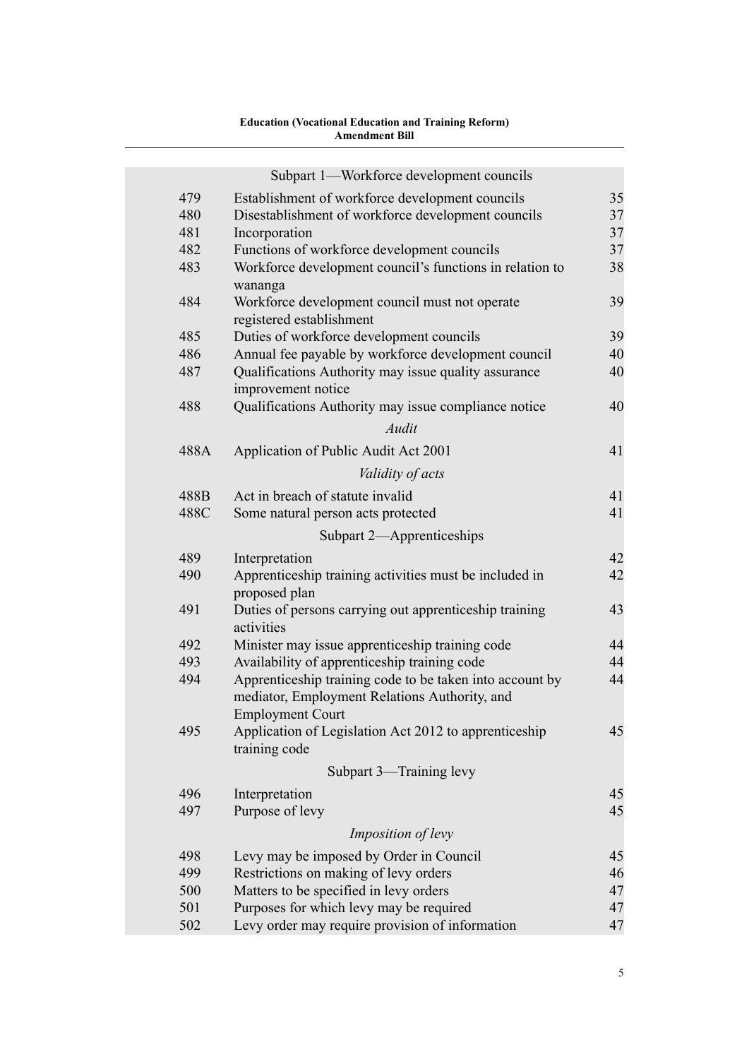Subpart 1—Workforce development councils

| | | |
|---|---|---|
| 479 | Establishment of workforce development councils | 35 |
| 480 | Disestablishment of workforce development councils | 37 |
| 481 | Incorporation | 37 |
| 482 | Functions of workforce development councils | 37 |
| 483 | Workforce development council's functions in relation to wananga | 38 |
| 484 | Workforce development council must not operate registered establishment | 39 |
| 485 | Duties of workforce development councils | 39 |
| 486 | Annual fee payable by workforce development council | 40 |
| 487 | Qualifications Authority may issue quality assurance improvement notice | 40 |
| 488 | Qualifications Authority may issue compliance notice | 40 |

*Audit*

| | | |
|---|---|---|
| 488A | Application of Public Audit Act 2001 | 41 |

*Validity of acts*

| | | |
|---|---|---|
| 488B | Act in breach of statute invalid | 41 |
| 488C | Some natural person acts protected | 41 |

Subpart 2—Apprenticeships

| | | |
|---|---|---|
| 489 | Interpretation | 42 |
| 490 | Apprenticeship training activities must be included in proposed plan | 42 |
| 491 | Duties of persons carrying out apprenticeship training activities | 43 |
| 492 | Minister may issue apprenticeship training code | 44 |
| 493 | Availability of apprenticeship training code | 44 |
| 494 | Apprenticeship training code to be taken into account by mediator, Employment Relations Authority, and Employment Court | 44 |
| 495 | Application of Legislation Act 2012 to apprenticeship training code | 45 |

Subpart 3—Training levy

| | | |
|---|---|---|
| 496 | Interpretation | 45 |
| 497 | Purpose of levy | 45 |

*Imposition of levy*

| | | |
|---|---|---|
| 498 | Levy may be imposed by Order in Council | 45 |
| 499 | Restrictions on making of levy orders | 46 |
| 500 | Matters to be specified in levy orders | 47 |
| 501 | Purposes for which levy may be required | 47 |
| 502 | Levy order may require provision of information | 47 |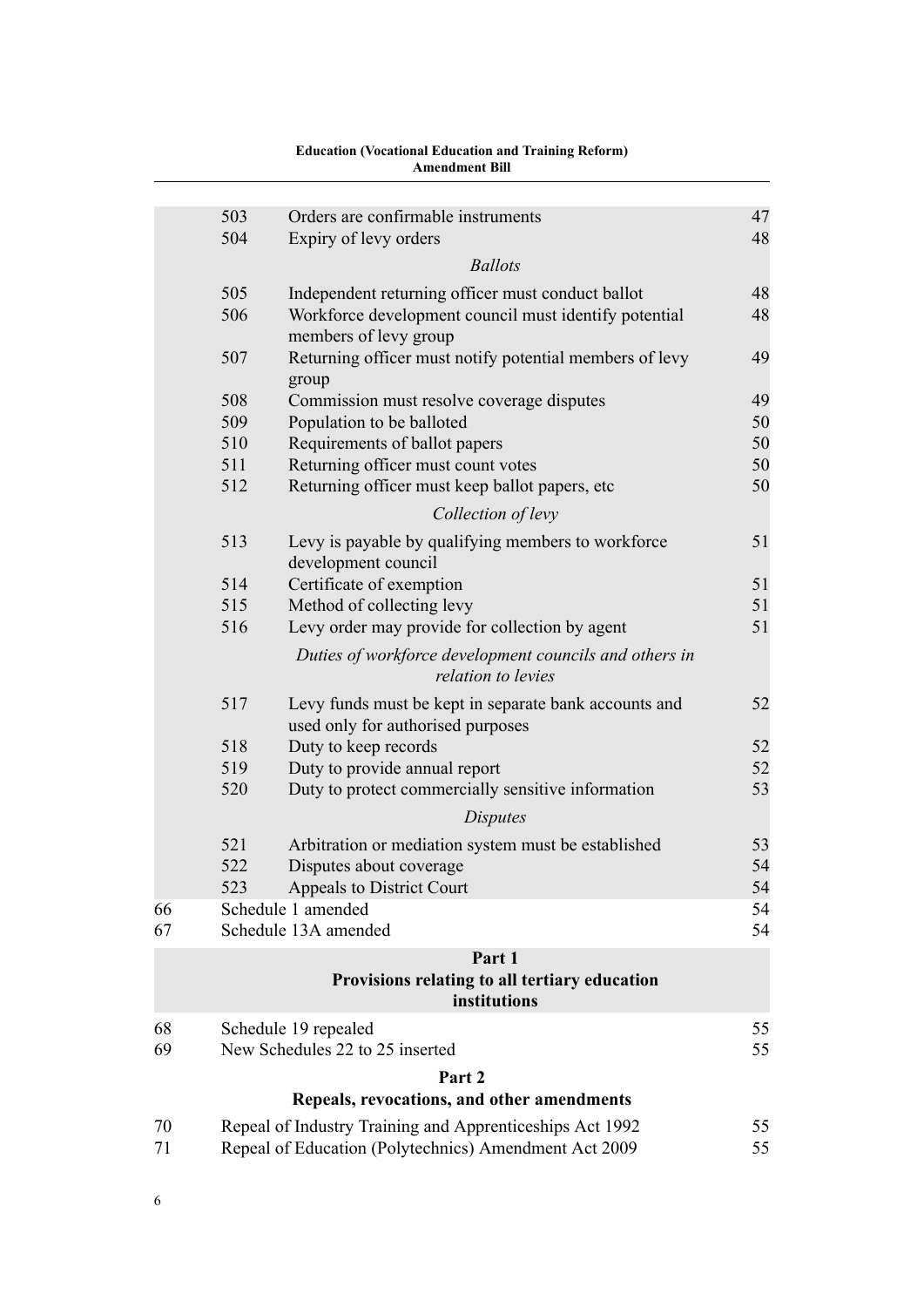| | | | |
|---|---|---|---|
| | 503 | Orders are confirmable instruments | 47 |
| | 504 | Expiry of levy orders | 48 |
| | | *Ballots* | |
| | 505 | Independent returning officer must conduct ballot | 48 |
| | 506 | Workforce development council must identify potential members of levy group | 48 |
| | 507 | Returning officer must notify potential members of levy group | 49 |
| | 508 | Commission must resolve coverage disputes | 49 |
| | 509 | Population to be balloted | 50 |
| | 510 | Requirements of ballot papers | 50 |
| | 511 | Returning officer must count votes | 50 |
| | 512 | Returning officer must keep ballot papers, etc | 50 |
| | | *Collection of levy* | |
| | 513 | Levy is payable by qualifying members to workforce development council | 51 |
| | 514 | Certificate of exemption | 51 |
| | 515 | Method of collecting levy | 51 |
| | 516 | Levy order may provide for collection by agent | 51 |
| | | *Duties of workforce development councils and others in relation to levies* | |
| | 517 | Levy funds must be kept in separate bank accounts and used only for authorised purposes | 52 |
| | 518 | Duty to keep records | 52 |
| | 519 | Duty to provide annual report | 52 |
| | 520 | Duty to protect commercially sensitive information | 53 |
| | | *Disputes* | |
| | 521 | Arbitration or mediation system must be established | 53 |
| | 522 | Disputes about coverage | 54 |
| | 523 | Appeals to District Court | 54 |
| 66 | Schedule 1 amended | | 54 |
| 67 | Schedule 13A amended | | 54 |

**Part 1**
**Provisions relating to all tertiary education institutions**

| | | |
|---|---|---|
| 68 | Schedule 19 repealed | 55 |
| 69 | New Schedules 22 to 25 inserted | 55 |

**Part 2**
**Repeals, revocations, and other amendments**

| | | |
|---|---|---|
| 70 | Repeal of Industry Training and Apprenticeships Act 1992 | 55 |
| 71 | Repeal of Education (Polytechnics) Amendment Act 2009 | 55 |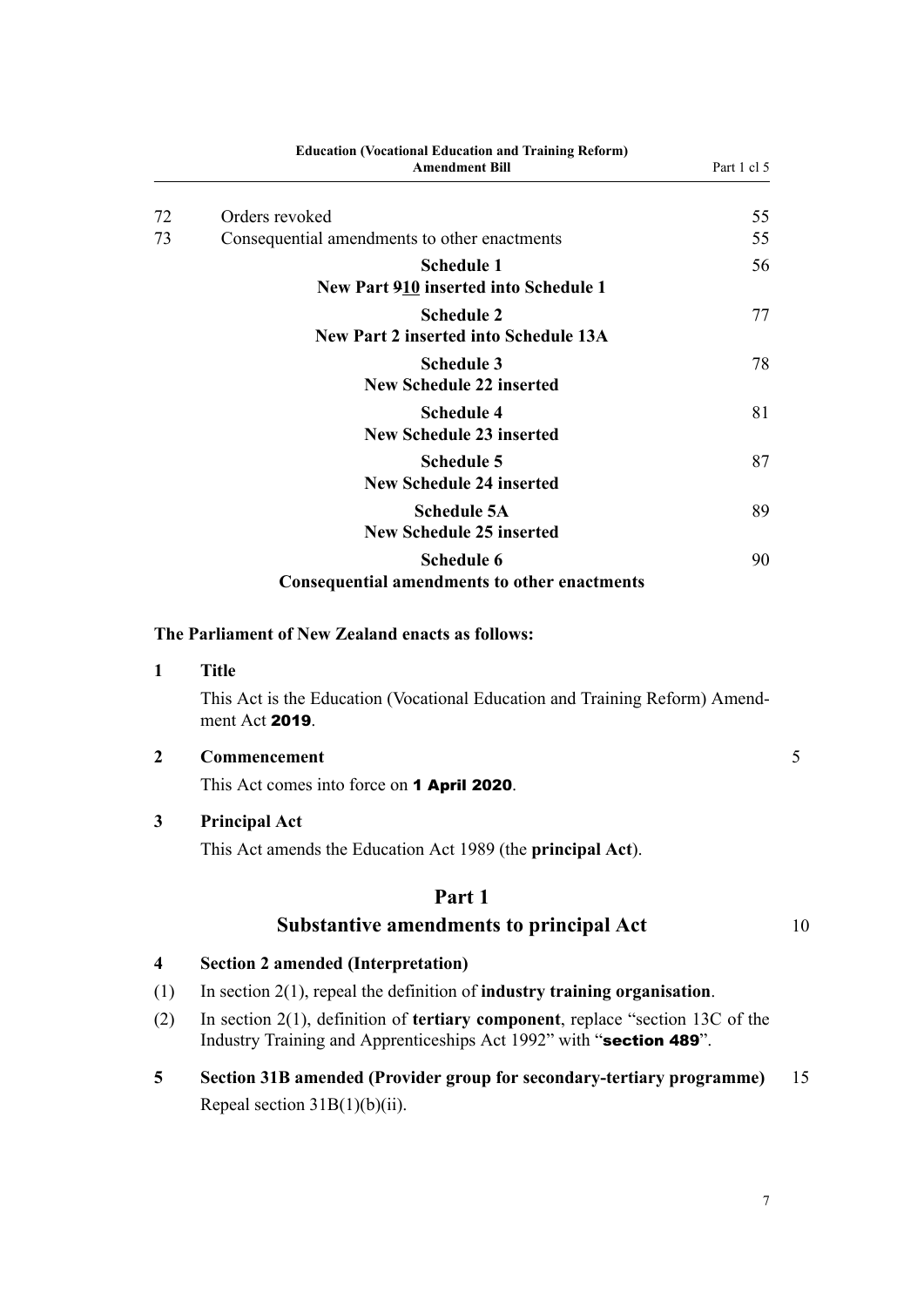| | | |
|---|---|---|
| 72 | Orders revoked | 55 |
| 73 | Consequential amendments to other enactments | 55 |
| | **Schedule 1**<br>**New Part ~~9~~<u>10</u> inserted into Schedule 1** | 56 |
| | **Schedule 2**<br>**New Part 2 inserted into Schedule 13A** | 77 |
| | **Schedule 3**<br>**New Schedule 22 inserted** | 78 |
| | **Schedule 4**<br>**New Schedule 23 inserted** | 81 |
| | **Schedule 5**<br>**New Schedule 24 inserted** | 87 |
| | **Schedule 5A**<br>**New Schedule 25 inserted** | 89 |
| | **Schedule 6**<br>**Consequential amendments to other enactments** | 90 |

**The Parliament of New Zealand enacts as follows:**

**1 Title**

This Act is the Education (Vocational Education and Training Reform) Amendment Act **2019**.

**2 Commencement**

This Act comes into force on **1 April 2020**.

**3 Principal Act**

This Act amends the Education Act 1989 (the **principal Act**).

## Part 1
## Substantive amendments to principal Act

**4 Section 2 amended (Interpretation)**

(1) In section 2(1), repeal the definition of **industry training organisation**.

(2) In section 2(1), definition of **tertiary component**, replace "section 13C of the Industry Training and Apprenticeships Act 1992" with "**section 489**".

**5 Section 31B amended (Provider group for secondary-tertiary programme)**

Repeal section 31B(1)(b)(ii).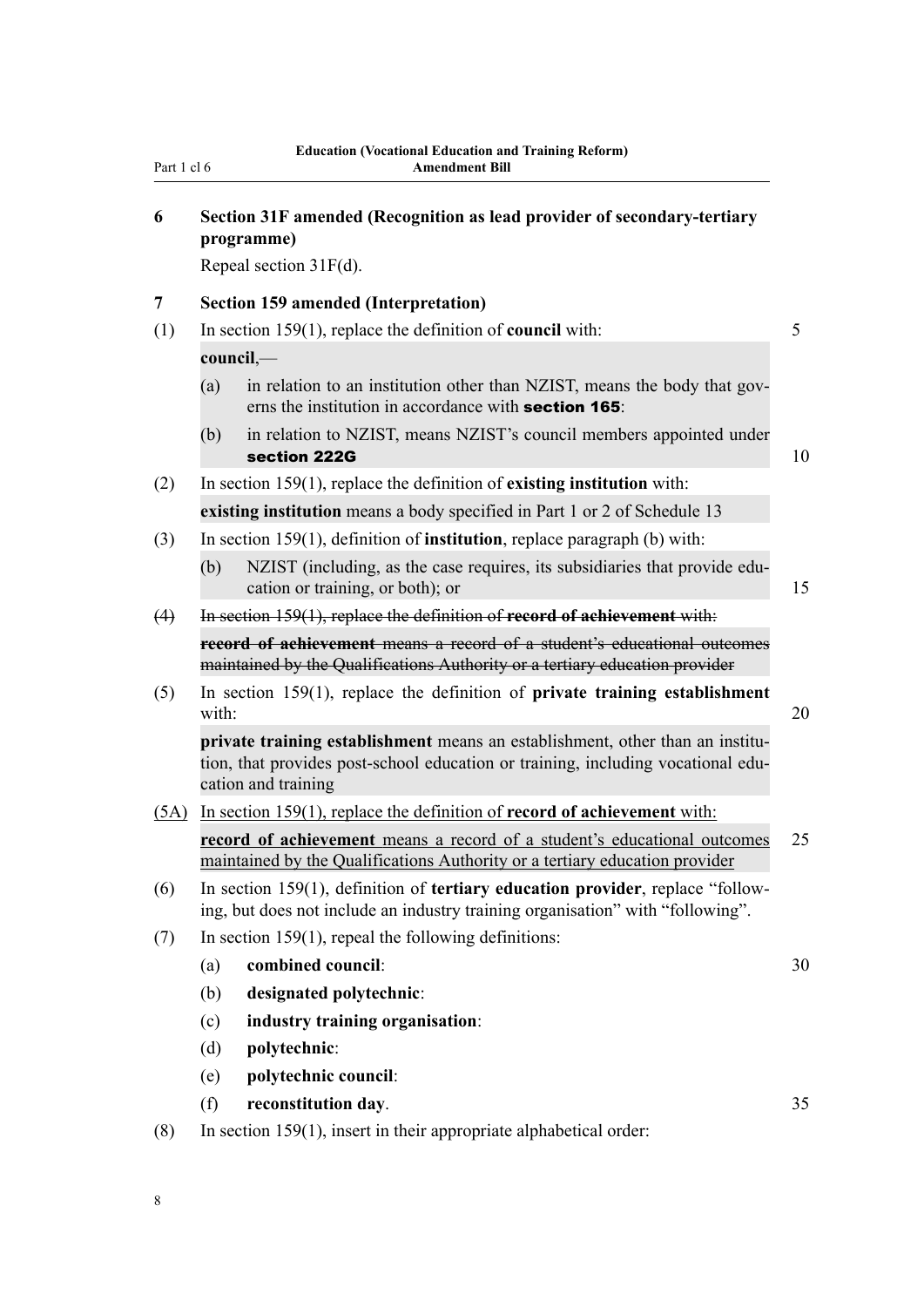### 6 Section 31F amended (Recognition as lead provider of secondary-tertiary programme)

Repeal section 31F(d).

### 7 Section 159 amended (Interpretation)

(1) In section 159(1), replace the definition of **council** with:

**council**,—

(a) in relation to an institution other than NZIST, means the body that governs the institution in accordance with **section 165**:

(b) in relation to NZIST, means NZIST's council members appointed under **section 222G**

(2) In section 159(1), replace the definition of **existing institution** with:

**existing institution** means a body specified in Part 1 or 2 of Schedule 13

(3) In section 159(1), definition of **institution**, replace paragraph (b) with:

(b) NZIST (including, as the case requires, its subsidiaries that provide education or training, or both); or

~~(4) In section 159(1), replace the definition of **record of achievement** with:~~

~~**record of achievement** means a record of a student's educational outcomes maintained by the Qualifications Authority or a tertiary education provider~~

(5) In section 159(1), replace the definition of **private training establishment** with:

**private training establishment** means an establishment, other than an institution, that provides post-school education or training, including vocational education and training

<u>(5A) In section 159(1), replace the definition of **record of achievement** with:</u>

<u>**record of achievement** means a record of a student's educational outcomes maintained by the Qualifications Authority or a tertiary education provider</u>

(6) In section 159(1), definition of **tertiary education provider**, replace "following, but does not include an industry training organisation" with "following".

(7) In section 159(1), repeal the following definitions:

(a) **combined council**:

(b) **designated polytechnic**:

(c) **industry training organisation**:

(d) **polytechnic**:

(e) **polytechnic council**:

(f) **reconstitution day**.

(8) In section 159(1), insert in their appropriate alphabetical order: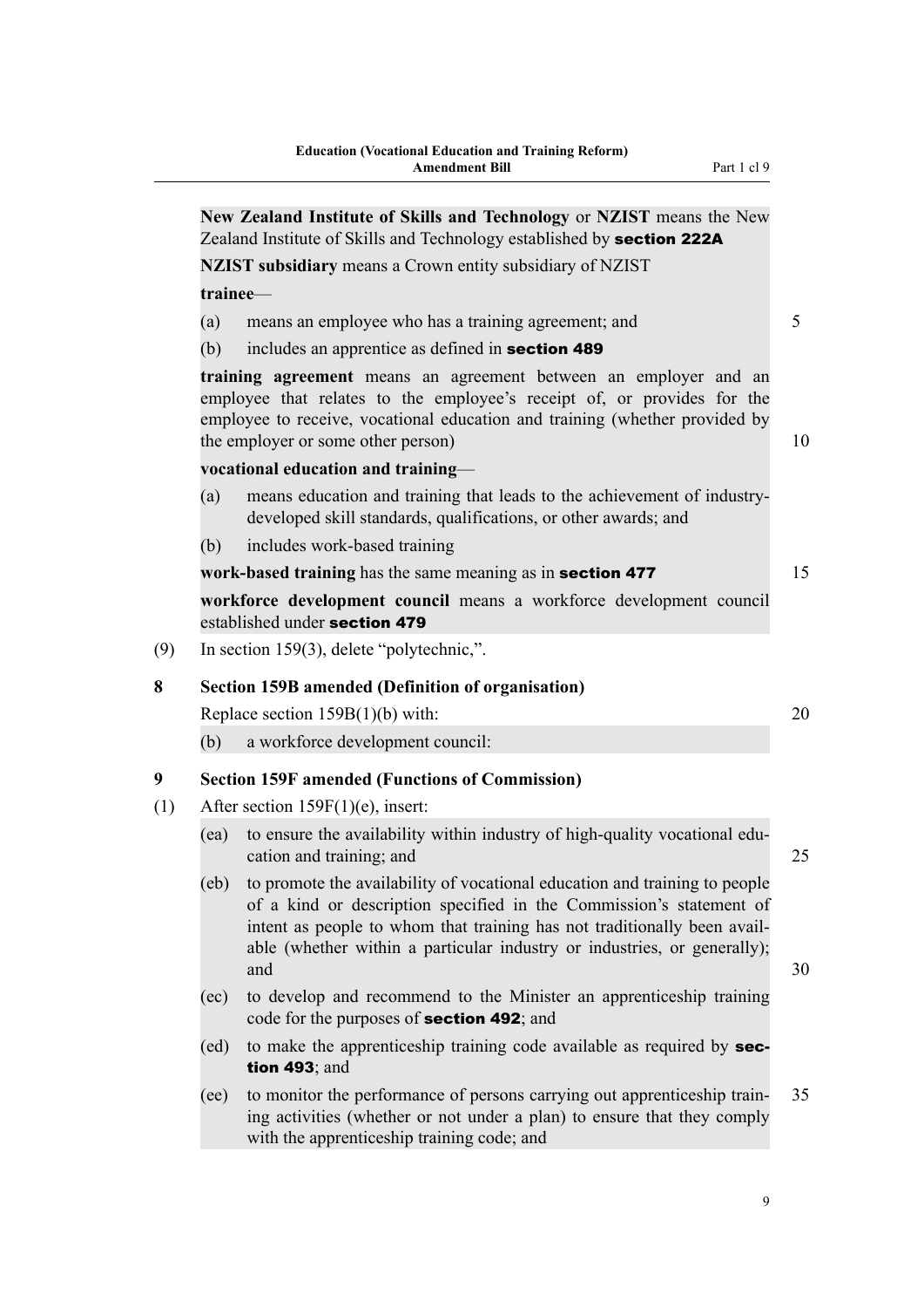**New Zealand Institute of Skills and Technology** or **NZIST** means the New Zealand Institute of Skills and Technology established by **section 222A**

**NZIST subsidiary** means a Crown entity subsidiary of NZIST

**trainee**—

(a) means an employee who has a training agreement; and

(b) includes an apprentice as defined in **section 489**

**training agreement** means an agreement between an employer and an employee that relates to the employee's receipt of, or provides for the employee to receive, vocational education and training (whether provided by the employer or some other person)

**vocational education and training**—

(a) means education and training that leads to the achievement of industry-developed skill standards, qualifications, or other awards; and

(b) includes work-based training

**work-based training** has the same meaning as in **section 477**

**workforce development council** means a workforce development council established under **section 479**

(9) In section 159(3), delete "polytechnic,".

### 8 Section 159B amended (Definition of organisation)

Replace section 159B(1)(b) with:

(b) a workforce development council:

### 9 Section 159F amended (Functions of Commission)

(1) After section 159F(1)(e), insert:

(ea) to ensure the availability within industry of high-quality vocational education and training; and

(eb) to promote the availability of vocational education and training to people of a kind or description specified in the Commission's statement of intent as people to whom that training has not traditionally been available (whether within a particular industry or industries, or generally); and

(ec) to develop and recommend to the Minister an apprenticeship training code for the purposes of **section 492**; and

(ed) to make the apprenticeship training code available as required by **section 493**; and

(ee) to monitor the performance of persons carrying out apprenticeship training activities (whether or not under a plan) to ensure that they comply with the apprenticeship training code; and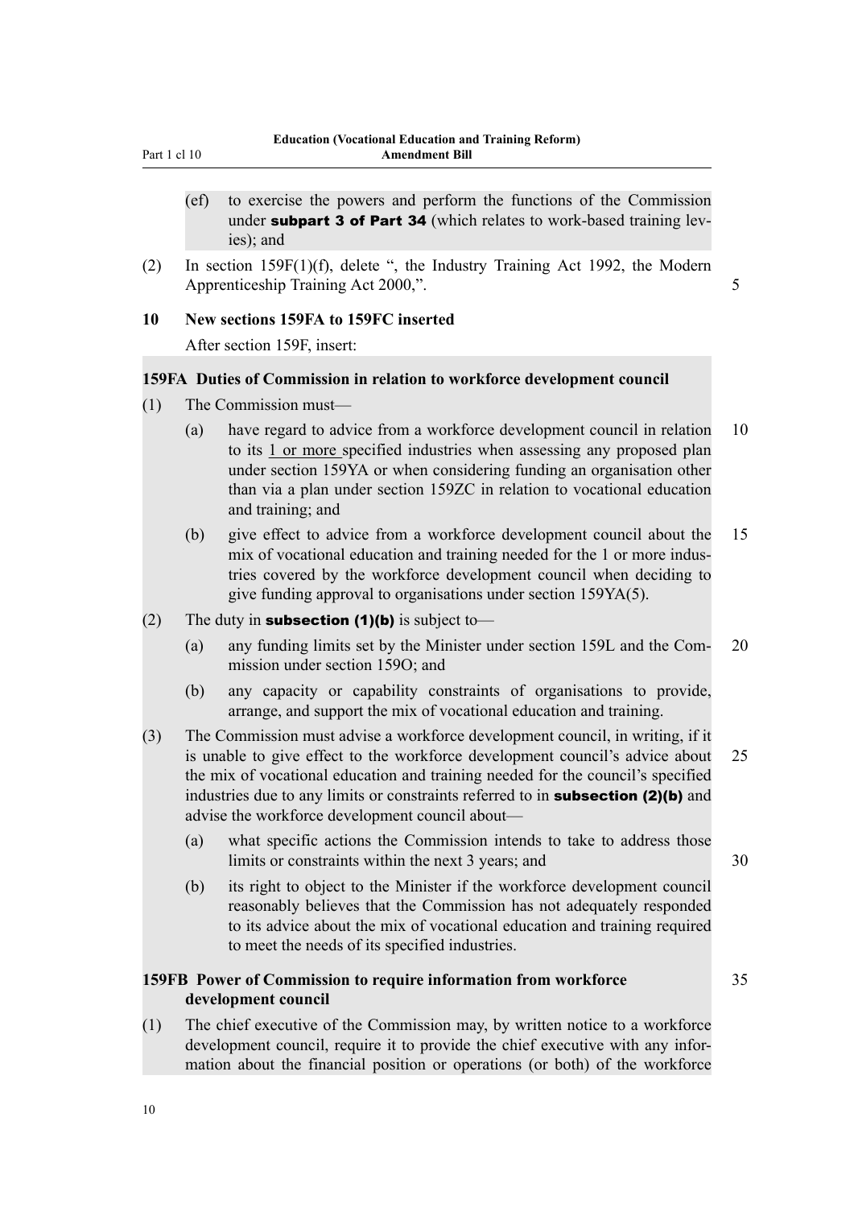(ef) to exercise the powers and perform the functions of the Commission under **subpart 3 of Part 34** (which relates to work-based training levies); and

(2) In section 159F(1)(f), delete ", the Industry Training Act 1992, the Modern Apprenticeship Training Act 2000,".

### 10 New sections 159FA to 159FC inserted

After section 159F, insert:

#### 159FA Duties of Commission in relation to workforce development council

(1) The Commission must—

(a) have regard to advice from a workforce development council in relation to its 1 or more specified industries when assessing any proposed plan under section 159YA or when considering funding an organisation other than via a plan under section 159ZC in relation to vocational education and training; and

(b) give effect to advice from a workforce development council about the mix of vocational education and training needed for the 1 or more industries covered by the workforce development council when deciding to give funding approval to organisations under section 159YA(5).

(2) The duty in **subsection (1)(b)** is subject to—

(a) any funding limits set by the Minister under section 159L and the Commission under section 159O; and

(b) any capacity or capability constraints of organisations to provide, arrange, and support the mix of vocational education and training.

(3) The Commission must advise a workforce development council, in writing, if it is unable to give effect to the workforce development council's advice about the mix of vocational education and training needed for the council's specified industries due to any limits or constraints referred to in **subsection (2)(b)** and advise the workforce development council about—

(a) what specific actions the Commission intends to take to address those limits or constraints within the next 3 years; and

(b) its right to object to the Minister if the workforce development council reasonably believes that the Commission has not adequately responded to its advice about the mix of vocational education and training required to meet the needs of its specified industries.

#### 159FB Power of Commission to require information from workforce development council

(1) The chief executive of the Commission may, by written notice to a workforce development council, require it to provide the chief executive with any information about the financial position or operations (or both) of the workforce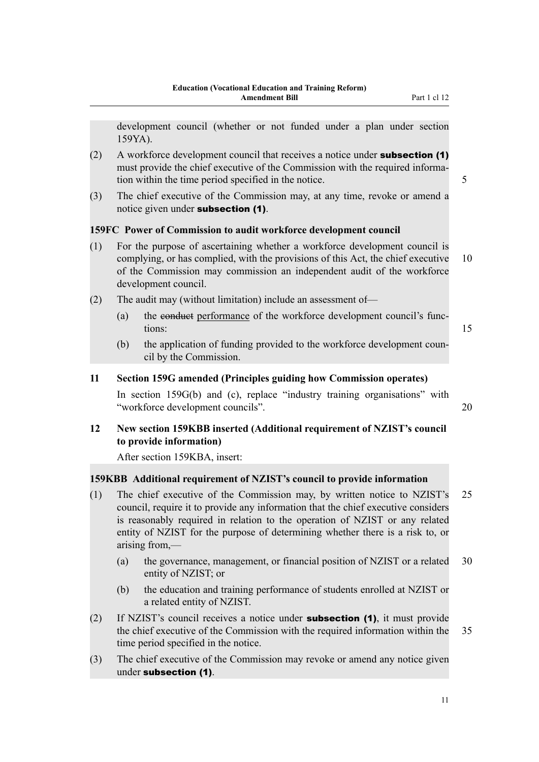development council (whether or not funded under a plan under section 159YA).

(2) A workforce development council that receives a notice under **subsection (1)** must provide the chief executive of the Commission with the required information within the time period specified in the notice.

(3) The chief executive of the Commission may, at any time, revoke or amend a notice given under **subsection (1)**.

**159FC Power of Commission to audit workforce development council**

(1) For the purpose of ascertaining whether a workforce development council is complying, or has complied, with the provisions of this Act, the chief executive of the Commission may commission an independent audit of the workforce development council.

(2) The audit may (without limitation) include an assessment of—

(a) the ~~conduct~~ performance of the workforce development council's functions:

(b) the application of funding provided to the workforce development council by the Commission.

**11 Section 159G amended (Principles guiding how Commission operates)**

In section 159G(b) and (c), replace "industry training organisations" with "workforce development councils".

**12 New section 159KBB inserted (Additional requirement of NZIST's council to provide information)**

After section 159KBA, insert:

**159KBB Additional requirement of NZIST's council to provide information**

(1) The chief executive of the Commission may, by written notice to NZIST's council, require it to provide any information that the chief executive considers is reasonably required in relation to the operation of NZIST or any related entity of NZIST for the purpose of determining whether there is a risk to, or arising from,—

(a) the governance, management, or financial position of NZIST or a related entity of NZIST; or

(b) the education and training performance of students enrolled at NZIST or a related entity of NZIST.

(2) If NZIST's council receives a notice under **subsection (1)**, it must provide the chief executive of the Commission with the required information within the time period specified in the notice.

(3) The chief executive of the Commission may revoke or amend any notice given under **subsection (1)**.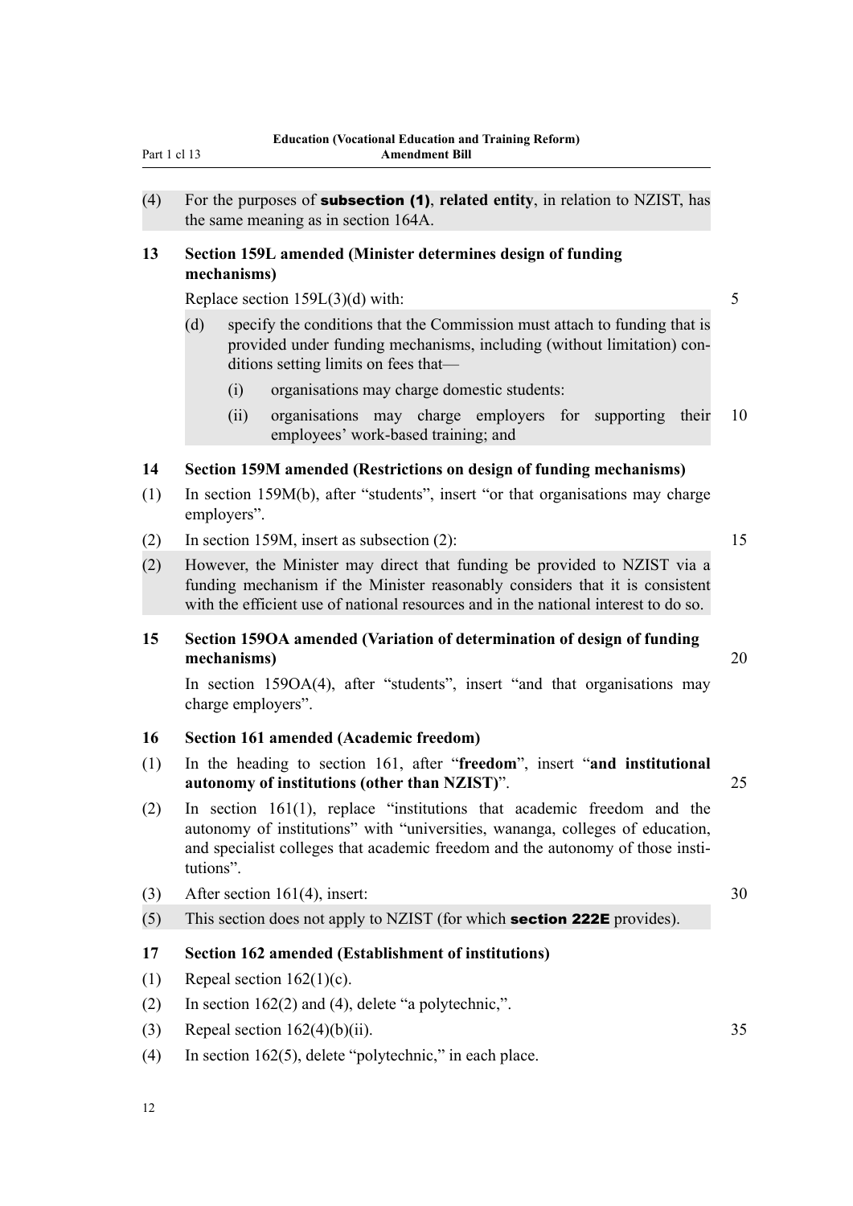(4) For the purposes of **subsection (1)**, **related entity**, in relation to NZIST, has the same meaning as in section 164A.

### 13 Section 159L amended (Minister determines design of funding mechanisms)

Replace section 159L(3)(d) with:

(d) specify the conditions that the Commission must attach to funding that is provided under funding mechanisms, including (without limitation) conditions setting limits on fees that—

(i) organisations may charge domestic students:

(ii) organisations may charge employers for supporting their employees' work-based training; and

### 14 Section 159M amended (Restrictions on design of funding mechanisms)

(1) In section 159M(b), after "students", insert "or that organisations may charge employers".

(2) In section 159M, insert as subsection (2):

(2) However, the Minister may direct that funding be provided to NZIST via a funding mechanism if the Minister reasonably considers that it is consistent with the efficient use of national resources and in the national interest to do so.

### 15 Section 159OA amended (Variation of determination of design of funding mechanisms)

In section 159OA(4), after "students", insert "and that organisations may charge employers".

### 16 Section 161 amended (Academic freedom)

(1) In the heading to section 161, after "**freedom**", insert "**and institutional autonomy of institutions (other than NZIST)**".

(2) In section 161(1), replace "institutions that academic freedom and the autonomy of institutions" with "universities, wananga, colleges of education, and specialist colleges that academic freedom and the autonomy of those institutions".

(3) After section 161(4), insert:

(5) This section does not apply to NZIST (for which **section 222E** provides).

### 17 Section 162 amended (Establishment of institutions)

(1) Repeal section 162(1)(c).

(2) In section 162(2) and (4), delete "a polytechnic,".

(3) Repeal section 162(4)(b)(ii).

(4) In section 162(5), delete "polytechnic," in each place.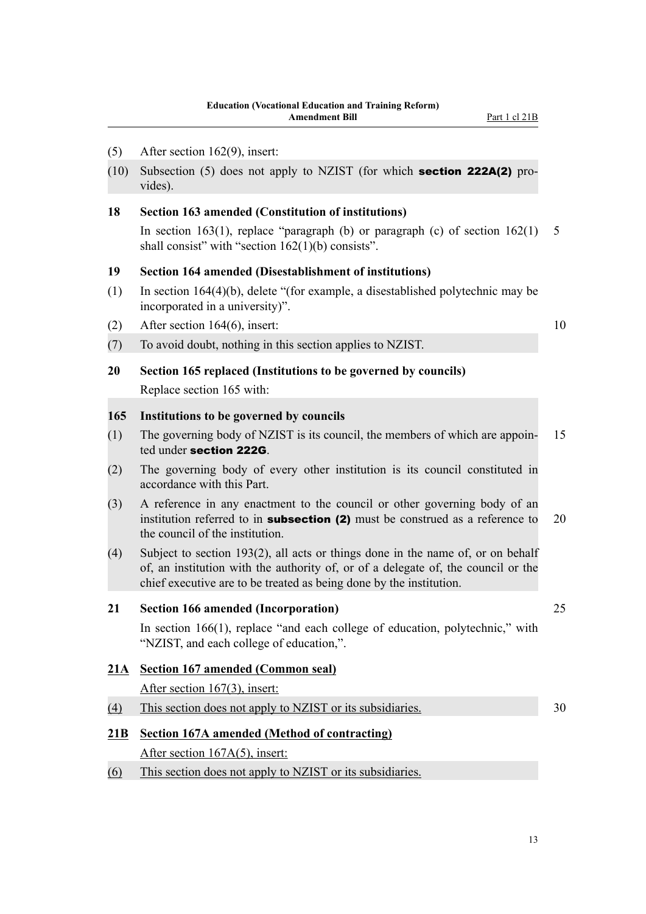(5) After section 162(9), insert:

(10) Subsection (5) does not apply to NZIST (for which **section 222A(2)** provides).

**18 Section 163 amended (Constitution of institutions)**

In section 163(1), replace "paragraph (b) or paragraph (c) of section 162(1) shall consist" with "section 162(1)(b) consists".

**19 Section 164 amended (Disestablishment of institutions)**

(1) In section 164(4)(b), delete "(for example, a disestablished polytechnic may be incorporated in a university)".

(2) After section 164(6), insert:

(7) To avoid doubt, nothing in this section applies to NZIST.

**20 Section 165 replaced (Institutions to be governed by councils)**

Replace section 165 with:

**165 Institutions to be governed by councils**

(1) The governing body of NZIST is its council, the members of which are appointed under **section 222G**.

(2) The governing body of every other institution is its council constituted in accordance with this Part.

(3) A reference in any enactment to the council or other governing body of an institution referred to in **subsection (2)** must be construed as a reference to the council of the institution.

(4) Subject to section 193(2), all acts or things done in the name of, or on behalf of, an institution with the authority of, or of a delegate of, the council or the chief executive are to be treated as being done by the institution.

**21 Section 166 amended (Incorporation)**

In section 166(1), replace "and each college of education, polytechnic," with "NZIST, and each college of education,".

**21A Section 167 amended (Common seal)**

After section 167(3), insert:

(4) This section does not apply to NZIST or its subsidiaries.

**21B Section 167A amended (Method of contracting)**

After section 167A(5), insert:

(6) This section does not apply to NZIST or its subsidiaries.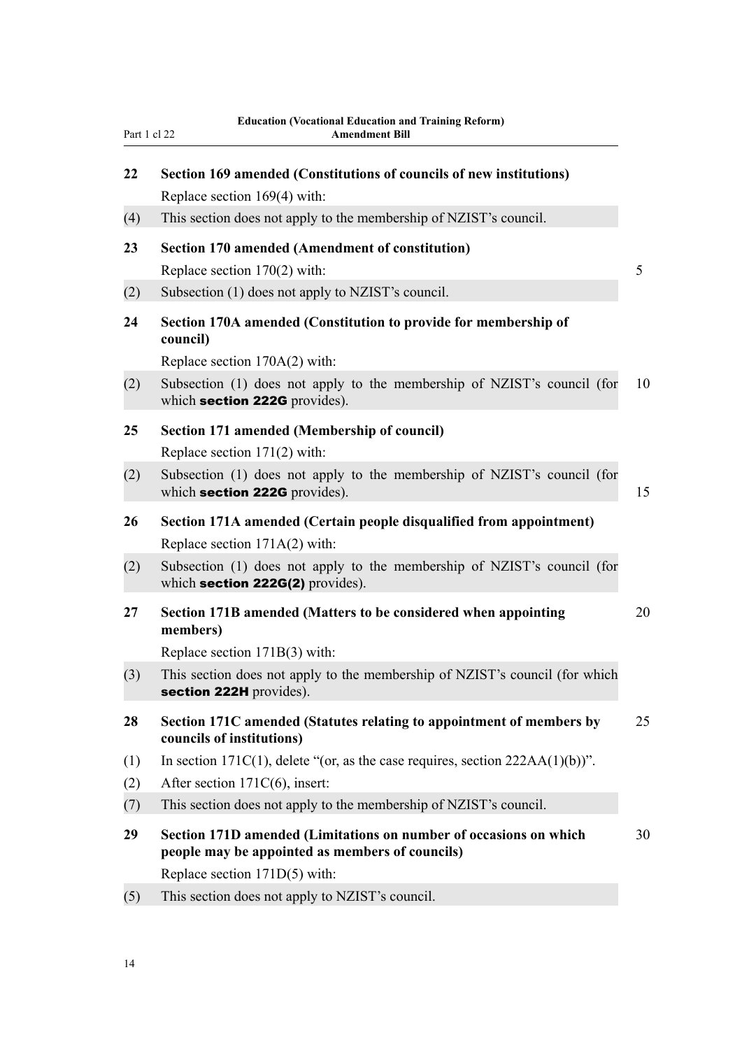**22 Section 169 amended (Constitutions of councils of new institutions)**

Replace section 169(4) with:

(4) This section does not apply to the membership of NZIST's council.

**23 Section 170 amended (Amendment of constitution)**

Replace section 170(2) with:

(2) Subsection (1) does not apply to NZIST's council.

**24 Section 170A amended (Constitution to provide for membership of council)**

Replace section 170A(2) with:

(2) Subsection (1) does not apply to the membership of NZIST's council (for which **section 222G** provides).

**25 Section 171 amended (Membership of council)**

Replace section 171(2) with:

(2) Subsection (1) does not apply to the membership of NZIST's council (for which **section 222G** provides).

**26 Section 171A amended (Certain people disqualified from appointment)**

Replace section 171A(2) with:

(2) Subsection (1) does not apply to the membership of NZIST's council (for which **section 222G(2)** provides).

**27 Section 171B amended (Matters to be considered when appointing members)**

Replace section 171B(3) with:

(3) This section does not apply to the membership of NZIST's council (for which **section 222H** provides).

**28 Section 171C amended (Statutes relating to appointment of members by councils of institutions)**

(1) In section 171C(1), delete "(or, as the case requires, section 222AA(1)(b))".

(2) After section 171C(6), insert:

(7) This section does not apply to the membership of NZIST's council.

**29 Section 171D amended (Limitations on number of occasions on which people may be appointed as members of councils)**

Replace section 171D(5) with:

(5) This section does not apply to NZIST's council.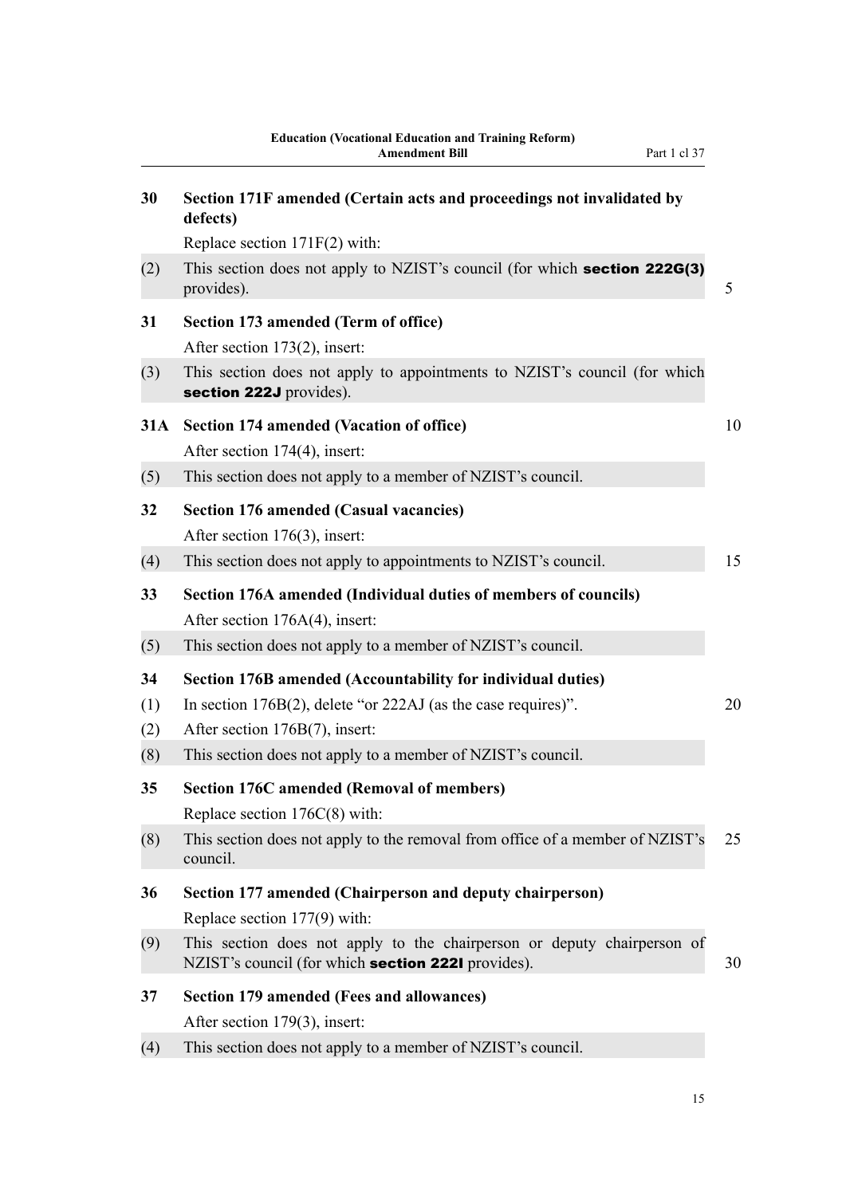### 30 Section 171F amended (Certain acts and proceedings not invalidated by defects)

Replace section 171F(2) with:

(2) This section does not apply to NZIST's council (for which **section 222G(3)** provides).

### 31 Section 173 amended (Term of office)

After section 173(2), insert:

(3) This section does not apply to appointments to NZIST's council (for which **section 222J** provides).

### 31A Section 174 amended (Vacation of office)

After section 174(4), insert:

(5) This section does not apply to a member of NZIST's council.

### 32 Section 176 amended (Casual vacancies)

After section 176(3), insert:

(4) This section does not apply to appointments to NZIST's council.

### 33 Section 176A amended (Individual duties of members of councils)

After section 176A(4), insert:

(5) This section does not apply to a member of NZIST's council.

### 34 Section 176B amended (Accountability for individual duties)

(1) In section 176B(2), delete "or 222AJ (as the case requires)".

(2) After section 176B(7), insert:

(8) This section does not apply to a member of NZIST's council.

### 35 Section 176C amended (Removal of members)

Replace section 176C(8) with:

(8) This section does not apply to the removal from office of a member of NZIST's council.

### 36 Section 177 amended (Chairperson and deputy chairperson)

Replace section 177(9) with:

(9) This section does not apply to the chairperson or deputy chairperson of NZIST's council (for which **section 222I** provides).

### 37 Section 179 amended (Fees and allowances)

After section 179(3), insert:

(4) This section does not apply to a member of NZIST's council.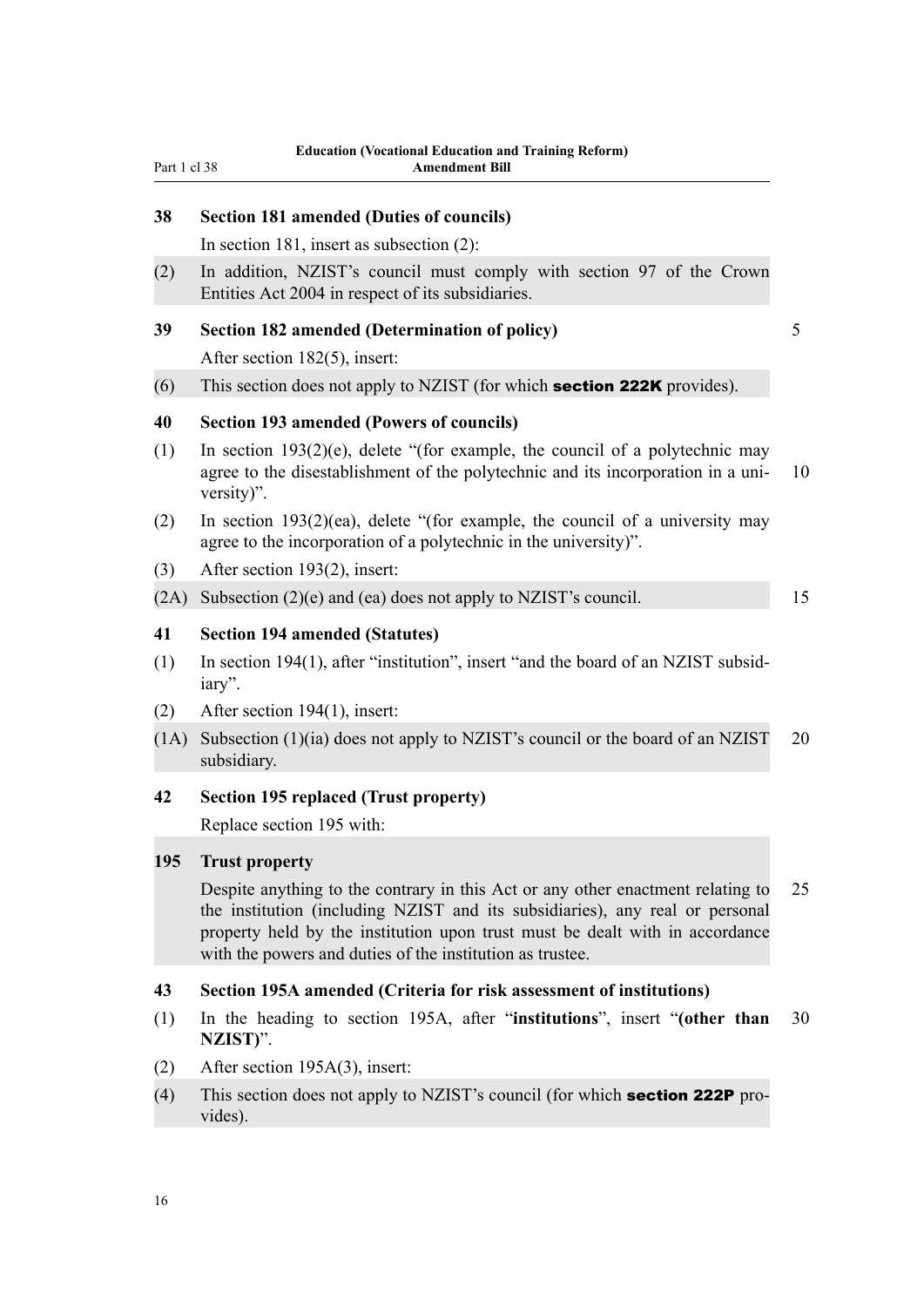### 38 Section 181 amended (Duties of councils)

In section 181, insert as subsection (2):

(2) In addition, NZIST's council must comply with section 97 of the Crown Entities Act 2004 in respect of its subsidiaries.

### 39 Section 182 amended (Determination of policy)

After section 182(5), insert:

(6) This section does not apply to NZIST (for which **section 222K** provides).

### 40 Section 193 amended (Powers of councils)

(1) In section 193(2)(e), delete "(for example, the council of a polytechnic may agree to the disestablishment of the polytechnic and its incorporation in a university)".

(2) In section 193(2)(ea), delete "(for example, the council of a university may agree to the incorporation of a polytechnic in the university)".

(3) After section 193(2), insert:

(2A) Subsection (2)(e) and (ea) does not apply to NZIST's council.

### 41 Section 194 amended (Statutes)

(1) In section 194(1), after "institution", insert "and the board of an NZIST subsidiary".

(2) After section 194(1), insert:

(1A) Subsection (1)(ia) does not apply to NZIST's council or the board of an NZIST subsidiary.

### 42 Section 195 replaced (Trust property)

Replace section 195 with:

**195 Trust property**

Despite anything to the contrary in this Act or any other enactment relating to the institution (including NZIST and its subsidiaries), any real or personal property held by the institution upon trust must be dealt with in accordance with the powers and duties of the institution as trustee.

### 43 Section 195A amended (Criteria for risk assessment of institutions)

(1) In the heading to section 195A, after "**institutions**", insert "**(other than NZIST)**".

(2) After section 195A(3), insert:

(4) This section does not apply to NZIST's council (for which **section 222P** provides).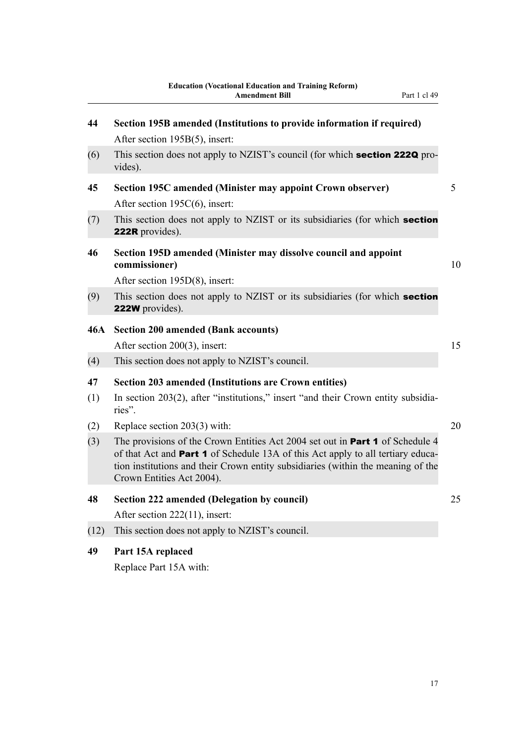### 44 Section 195B amended (Institutions to provide information if required)

After section 195B(5), insert:

(6) This section does not apply to NZIST's council (for which **section 222Q** provides).

### 45 Section 195C amended (Minister may appoint Crown observer)

After section 195C(6), insert:

(7) This section does not apply to NZIST or its subsidiaries (for which **section 222R** provides).

### 46 Section 195D amended (Minister may dissolve council and appoint commissioner)

After section 195D(8), insert:

(9) This section does not apply to NZIST or its subsidiaries (for which **section 222W** provides).

### 46A Section 200 amended (Bank accounts)

After section 200(3), insert:

(4) This section does not apply to NZIST's council.

### 47 Section 203 amended (Institutions are Crown entities)

(1) In section 203(2), after "institutions," insert "and their Crown entity subsidiaries".

(2) Replace section 203(3) with:

(3) The provisions of the Crown Entities Act 2004 set out in **Part 1** of Schedule 4 of that Act and **Part 1** of Schedule 13A of this Act apply to all tertiary education institutions and their Crown entity subsidiaries (within the meaning of the Crown Entities Act 2004).

### 48 Section 222 amended (Delegation by council)

After section 222(11), insert:

(12) This section does not apply to NZIST's council.

### 49 Part 15A replaced

Replace Part 15A with: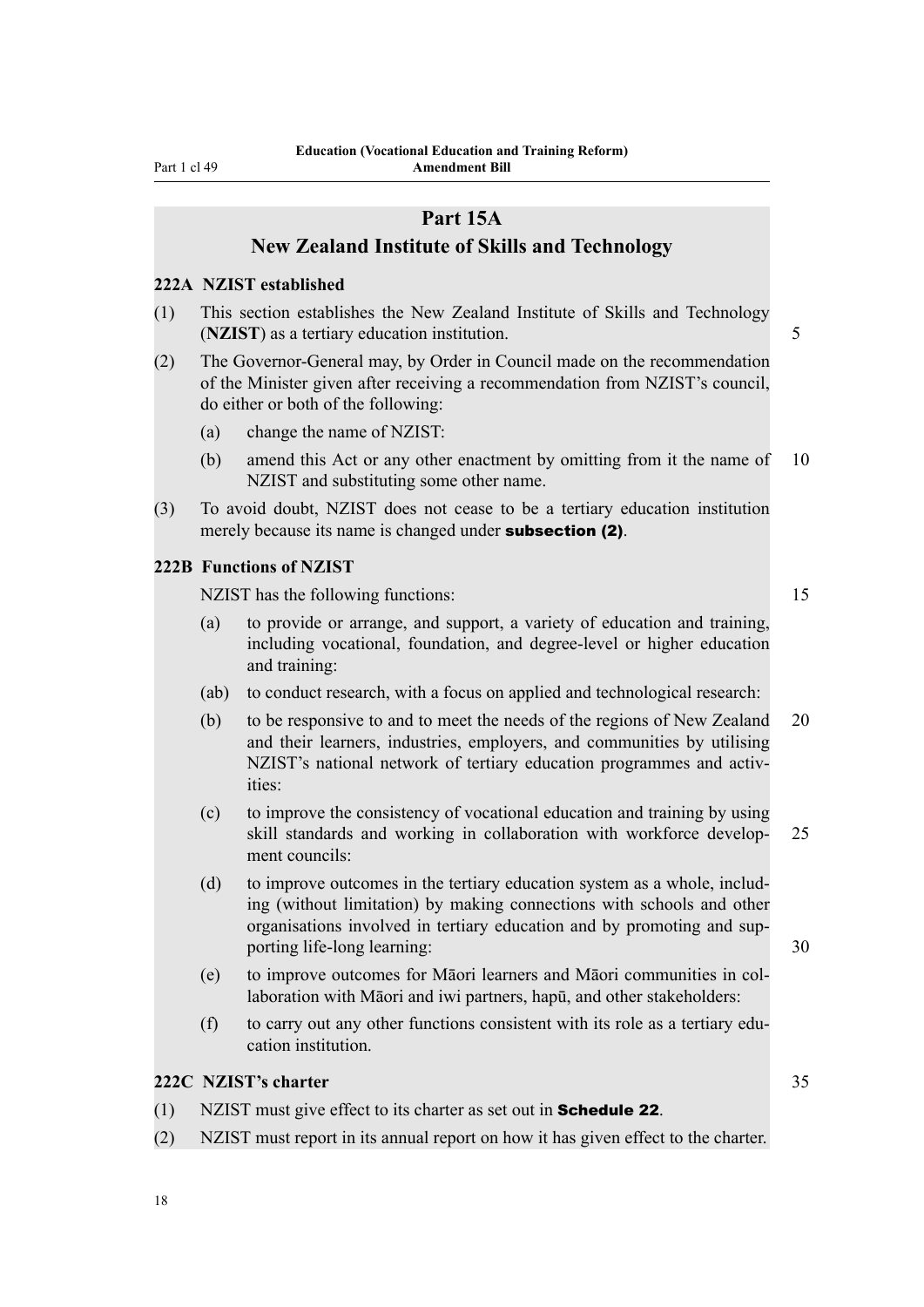## Part 15A
## New Zealand Institute of Skills and Technology

### 222A NZIST established

(1) This section establishes the New Zealand Institute of Skills and Technology (**NZIST**) as a tertiary education institution.

(2) The Governor-General may, by Order in Council made on the recommendation of the Minister given after receiving a recommendation from NZIST's council, do either or both of the following:

- (a) change the name of NZIST:
- (b) amend this Act or any other enactment by omitting from it the name of NZIST and substituting some other name.

(3) To avoid doubt, NZIST does not cease to be a tertiary education institution merely because its name is changed under **subsection (2)**.

### 222B Functions of NZIST

NZIST has the following functions:

- (a) to provide or arrange, and support, a variety of education and training, including vocational, foundation, and degree-level or higher education and training:
- (ab) to conduct research, with a focus on applied and technological research:
- (b) to be responsive to and to meet the needs of the regions of New Zealand and their learners, industries, employers, and communities by utilising NZIST's national network of tertiary education programmes and activities:
- (c) to improve the consistency of vocational education and training by using skill standards and working in collaboration with workforce development councils:
- (d) to improve outcomes in the tertiary education system as a whole, including (without limitation) by making connections with schools and other organisations involved in tertiary education and by promoting and supporting life-long learning:
- (e) to improve outcomes for Māori learners and Māori communities in collaboration with Māori and iwi partners, hapū, and other stakeholders:
- (f) to carry out any other functions consistent with its role as a tertiary education institution.

### 222C NZIST's charter

(1) NZIST must give effect to its charter as set out in **Schedule 22**.

(2) NZIST must report in its annual report on how it has given effect to the charter.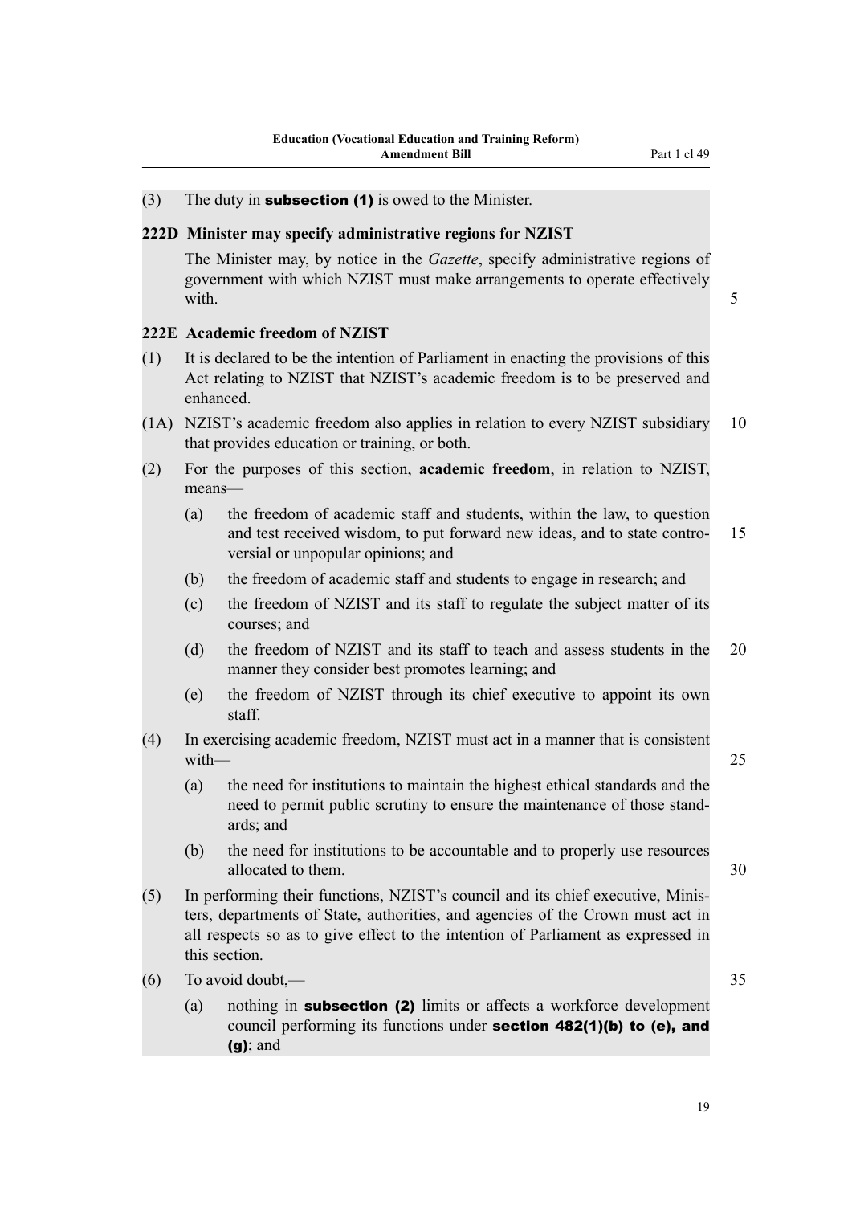(3) The duty in **subsection (1)** is owed to the Minister.

**222D Minister may specify administrative regions for NZIST**

The Minister may, by notice in the *Gazette*, specify administrative regions of government with which NZIST must make arrangements to operate effectively with.

**222E Academic freedom of NZIST**

(1) It is declared to be the intention of Parliament in enacting the provisions of this Act relating to NZIST that NZIST's academic freedom is to be preserved and enhanced.

(1A) NZIST's academic freedom also applies in relation to every NZIST subsidiary that provides education or training, or both.

(2) For the purposes of this section, **academic freedom**, in relation to NZIST, means—

(a) the freedom of academic staff and students, within the law, to question and test received wisdom, to put forward new ideas, and to state controversial or unpopular opinions; and

(b) the freedom of academic staff and students to engage in research; and

(c) the freedom of NZIST and its staff to regulate the subject matter of its courses; and

(d) the freedom of NZIST and its staff to teach and assess students in the manner they consider best promotes learning; and

(e) the freedom of NZIST through its chief executive to appoint its own staff.

(4) In exercising academic freedom, NZIST must act in a manner that is consistent with—

(a) the need for institutions to maintain the highest ethical standards and the need to permit public scrutiny to ensure the maintenance of those standards; and

(b) the need for institutions to be accountable and to properly use resources allocated to them.

(5) In performing their functions, NZIST's council and its chief executive, Ministers, departments of State, authorities, and agencies of the Crown must act in all respects so as to give effect to the intention of Parliament as expressed in this section.

(6) To avoid doubt,—

(a) nothing in **subsection (2)** limits or affects a workforce development council performing its functions under **section 482(1)(b) to (e), and (g)**; and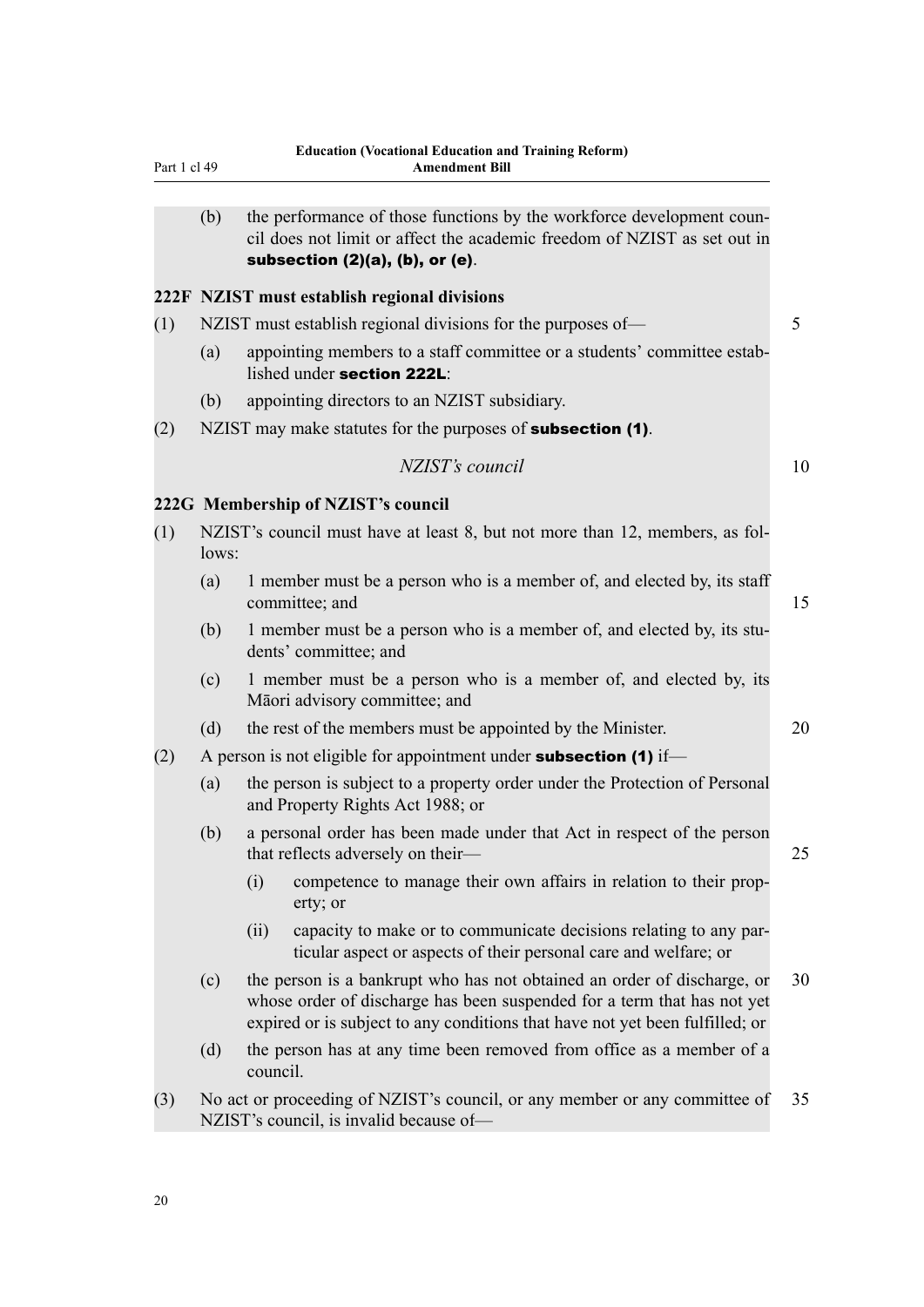(b) the performance of those functions by the workforce development council does not limit or affect the academic freedom of NZIST as set out in **subsection (2)(a), (b), or (e)**.

### 222F NZIST must establish regional divisions

(1) NZIST must establish regional divisions for the purposes of—

(a) appointing members to a staff committee or a students' committee established under **section 222L**:

(b) appointing directors to an NZIST subsidiary.

(2) NZIST may make statutes for the purposes of **subsection (1)**.

*NZIST's council*

### 222G Membership of NZIST's council

(1) NZIST's council must have at least 8, but not more than 12, members, as follows:

(a) 1 member must be a person who is a member of, and elected by, its staff committee; and

(b) 1 member must be a person who is a member of, and elected by, its students' committee; and

(c) 1 member must be a person who is a member of, and elected by, its Māori advisory committee; and

(d) the rest of the members must be appointed by the Minister.

(2) A person is not eligible for appointment under **subsection (1)** if—

(a) the person is subject to a property order under the Protection of Personal and Property Rights Act 1988; or

(b) a personal order has been made under that Act in respect of the person that reflects adversely on their—

(i) competence to manage their own affairs in relation to their property; or

(ii) capacity to make or to communicate decisions relating to any particular aspect or aspects of their personal care and welfare; or

(c) the person is a bankrupt who has not obtained an order of discharge, or whose order of discharge has been suspended for a term that has not yet expired or is subject to any conditions that have not yet been fulfilled; or

(d) the person has at any time been removed from office as a member of a council.

(3) No act or proceeding of NZIST's council, or any member or any committee of NZIST's council, is invalid because of—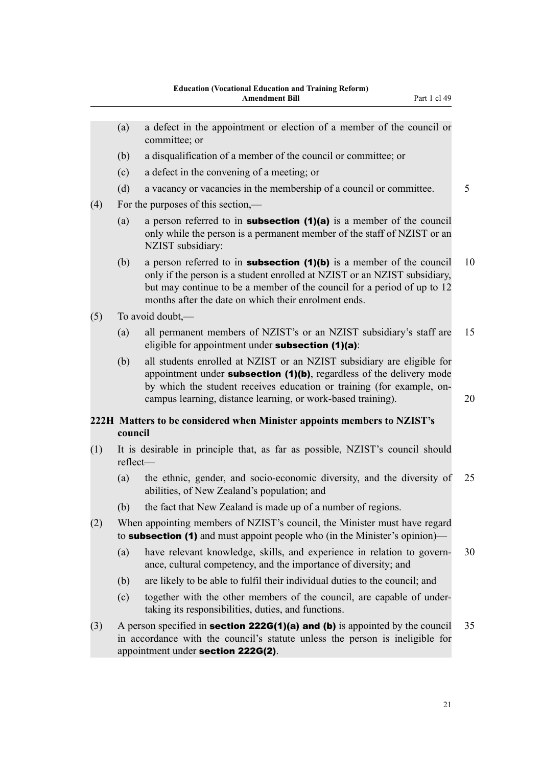(a) a defect in the appointment or election of a member of the council or committee; or

(b) a disqualification of a member of the council or committee; or

(c) a defect in the convening of a meeting; or

(d) a vacancy or vacancies in the membership of a council or committee.

(4) For the purposes of this section,—

(a) a person referred to in **subsection (1)(a)** is a member of the council only while the person is a permanent member of the staff of NZIST or an NZIST subsidiary:

(b) a person referred to in **subsection (1)(b)** is a member of the council only if the person is a student enrolled at NZIST or an NZIST subsidiary, but may continue to be a member of the council for a period of up to 12 months after the date on which their enrolment ends.

(5) To avoid doubt,—

(a) all permanent members of NZIST's or an NZIST subsidiary's staff are eligible for appointment under **subsection (1)(a)**:

(b) all students enrolled at NZIST or an NZIST subsidiary are eligible for appointment under **subsection (1)(b)**, regardless of the delivery mode by which the student receives education or training (for example, on-campus learning, distance learning, or work-based training).

### 222H Matters to be considered when Minister appoints members to NZIST's council

(1) It is desirable in principle that, as far as possible, NZIST's council should reflect—

(a) the ethnic, gender, and socio-economic diversity, and the diversity of abilities, of New Zealand's population; and

(b) the fact that New Zealand is made up of a number of regions.

(2) When appointing members of NZIST's council, the Minister must have regard to **subsection (1)** and must appoint people who (in the Minister's opinion)—

(a) have relevant knowledge, skills, and experience in relation to governance, cultural competency, and the importance of diversity; and

(b) are likely to be able to fulfil their individual duties to the council; and

(c) together with the other members of the council, are capable of undertaking its responsibilities, duties, and functions.

(3) A person specified in **section 222G(1)(a) and (b)** is appointed by the council in accordance with the council's statute unless the person is ineligible for appointment under **section 222G(2)**.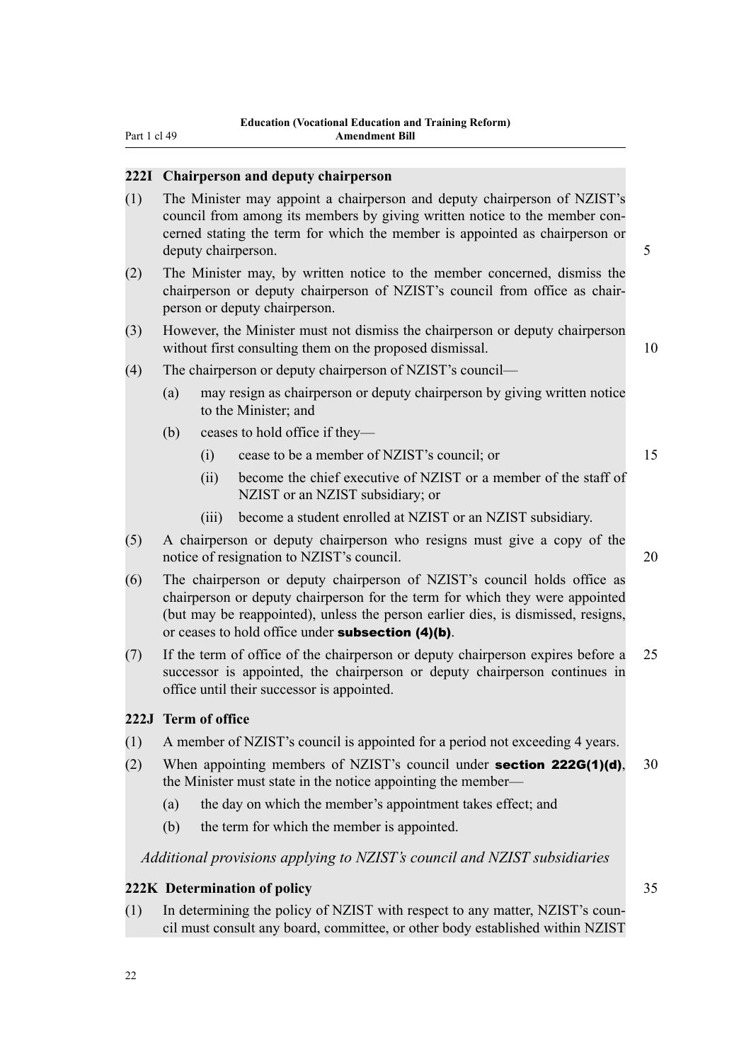### 222I Chairperson and deputy chairperson

(1) The Minister may appoint a chairperson and deputy chairperson of NZIST's council from among its members by giving written notice to the member concerned stating the term for which the member is appointed as chairperson or deputy chairperson.

(2) The Minister may, by written notice to the member concerned, dismiss the chairperson or deputy chairperson of NZIST's council from office as chairperson or deputy chairperson.

(3) However, the Minister must not dismiss the chairperson or deputy chairperson without first consulting them on the proposed dismissal.

(4) The chairperson or deputy chairperson of NZIST's council—

- (a) may resign as chairperson or deputy chairperson by giving written notice to the Minister; and
- (b) ceases to hold office if they—
  - (i) cease to be a member of NZIST's council; or
  - (ii) become the chief executive of NZIST or a member of the staff of NZIST or an NZIST subsidiary; or
  - (iii) become a student enrolled at NZIST or an NZIST subsidiary.

(5) A chairperson or deputy chairperson who resigns must give a copy of the notice of resignation to NZIST's council.

(6) The chairperson or deputy chairperson of NZIST's council holds office as chairperson or deputy chairperson for the term for which they were appointed (but may be reappointed), unless the person earlier dies, is dismissed, resigns, or ceases to hold office under **subsection (4)(b)**.

(7) If the term of office of the chairperson or deputy chairperson expires before a successor is appointed, the chairperson or deputy chairperson continues in office until their successor is appointed.

### 222J Term of office

(1) A member of NZIST's council is appointed for a period not exceeding 4 years.

(2) When appointing members of NZIST's council under **section 222G(1)(d)**, the Minister must state in the notice appointing the member—

- (a) the day on which the member's appointment takes effect; and
- (b) the term for which the member is appointed.

*Additional provisions applying to NZIST's council and NZIST subsidiaries*

### 222K Determination of policy

(1) In determining the policy of NZIST with respect to any matter, NZIST's council must consult any board, committee, or other body established within NZIST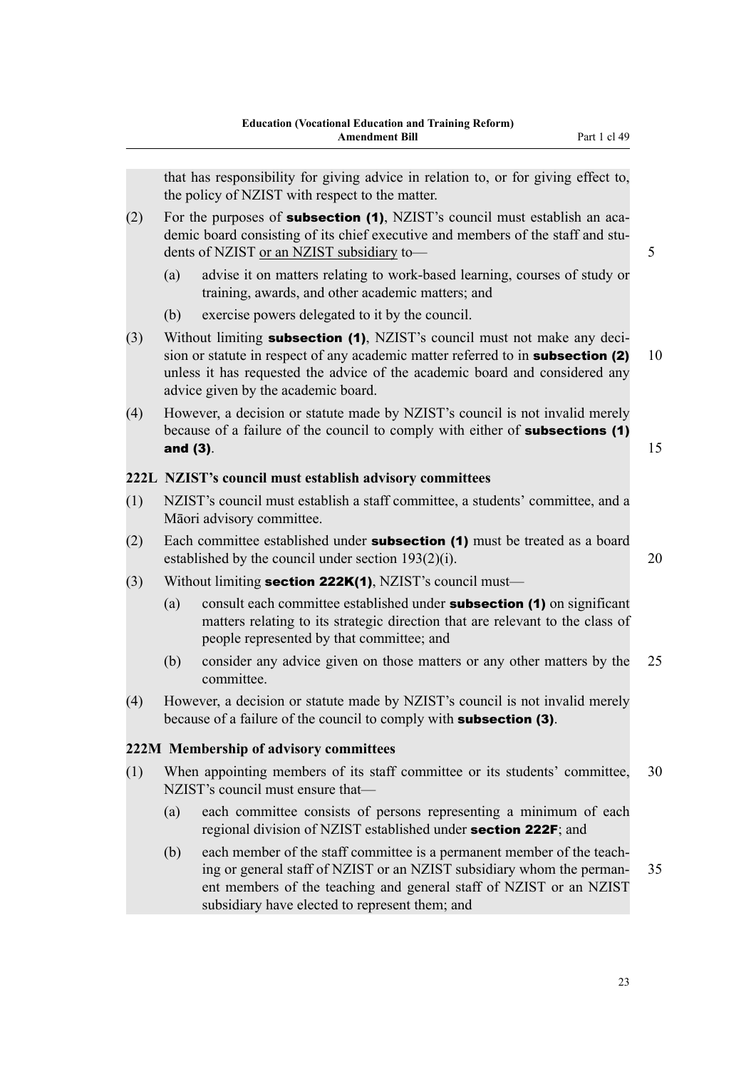that has responsibility for giving advice in relation to, or for giving effect to, the policy of NZIST with respect to the matter.

(2) For the purposes of **subsection (1)**, NZIST's council must establish an academic board consisting of its chief executive and members of the staff and students of NZIST <u>or an NZIST subsidiary</u> to—

(a) advise it on matters relating to work-based learning, courses of study or training, awards, and other academic matters; and

(b) exercise powers delegated to it by the council.

(3) Without limiting **subsection (1)**, NZIST's council must not make any decision or statute in respect of any academic matter referred to in **subsection (2)** unless it has requested the advice of the academic board and considered any advice given by the academic board.

(4) However, a decision or statute made by NZIST's council is not invalid merely because of a failure of the council to comply with either of **subsections (1) and (3)**.

### 222L NZIST's council must establish advisory committees

(1) NZIST's council must establish a staff committee, a students' committee, and a Māori advisory committee.

(2) Each committee established under **subsection (1)** must be treated as a board established by the council under section 193(2)(i).

(3) Without limiting **section 222K(1)**, NZIST's council must—

(a) consult each committee established under **subsection (1)** on significant matters relating to its strategic direction that are relevant to the class of people represented by that committee; and

(b) consider any advice given on those matters or any other matters by the committee.

(4) However, a decision or statute made by NZIST's council is not invalid merely because of a failure of the council to comply with **subsection (3)**.

### 222M Membership of advisory committees

(1) When appointing members of its staff committee or its students' committee, NZIST's council must ensure that—

(a) each committee consists of persons representing a minimum of each regional division of NZIST established under **section 222F**; and

(b) each member of the staff committee is a permanent member of the teaching or general staff of NZIST or an NZIST subsidiary whom the permanent members of the teaching and general staff of NZIST or an NZIST subsidiary have elected to represent them; and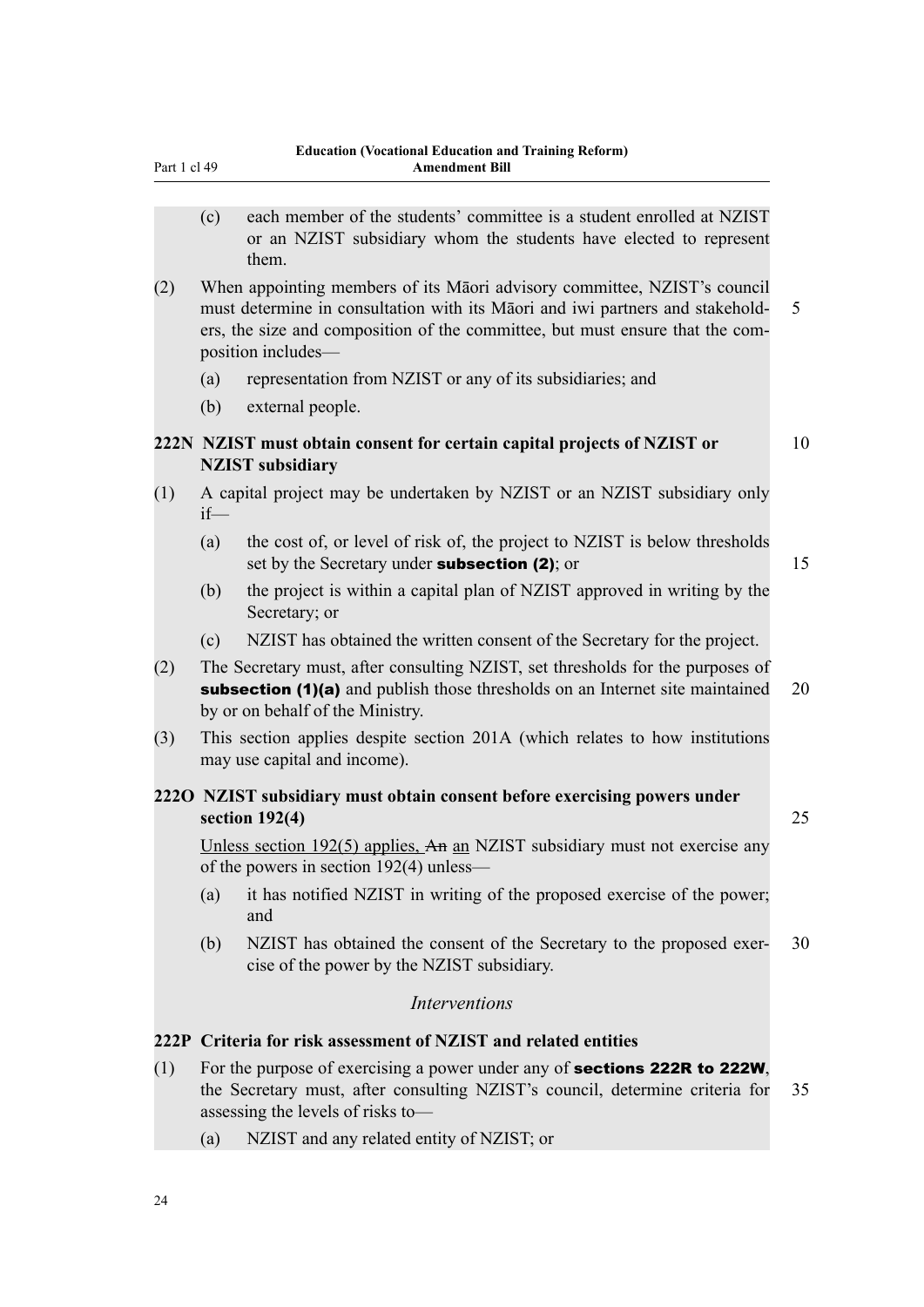(c) each member of the students' committee is a student enrolled at NZIST or an NZIST subsidiary whom the students have elected to represent them.

(2) When appointing members of its Māori advisory committee, NZIST's council must determine in consultation with its Māori and iwi partners and stakeholders, the size and composition of the committee, but must ensure that the composition includes—

(a) representation from NZIST or any of its subsidiaries; and

(b) external people.

### 222N NZIST must obtain consent for certain capital projects of NZIST or NZIST subsidiary

(1) A capital project may be undertaken by NZIST or an NZIST subsidiary only if—

(a) the cost of, or level of risk of, the project to NZIST is below thresholds set by the Secretary under **subsection (2)**; or

(b) the project is within a capital plan of NZIST approved in writing by the Secretary; or

(c) NZIST has obtained the written consent of the Secretary for the project.

(2) The Secretary must, after consulting NZIST, set thresholds for the purposes of **subsection (1)(a)** and publish those thresholds on an Internet site maintained by or on behalf of the Ministry.

(3) This section applies despite section 201A (which relates to how institutions may use capital and income).

### 222O NZIST subsidiary must obtain consent before exercising powers under section 192(4)

Unless section 192(5) applies, ~~An~~ an NZIST subsidiary must not exercise any of the powers in section 192(4) unless—

(a) it has notified NZIST in writing of the proposed exercise of the power; and

(b) NZIST has obtained the consent of the Secretary to the proposed exercise of the power by the NZIST subsidiary.

*Interventions*

### 222P Criteria for risk assessment of NZIST and related entities

(1) For the purpose of exercising a power under any of **sections 222R to 222W**, the Secretary must, after consulting NZIST's council, determine criteria for assessing the levels of risks to—

(a) NZIST and any related entity of NZIST; or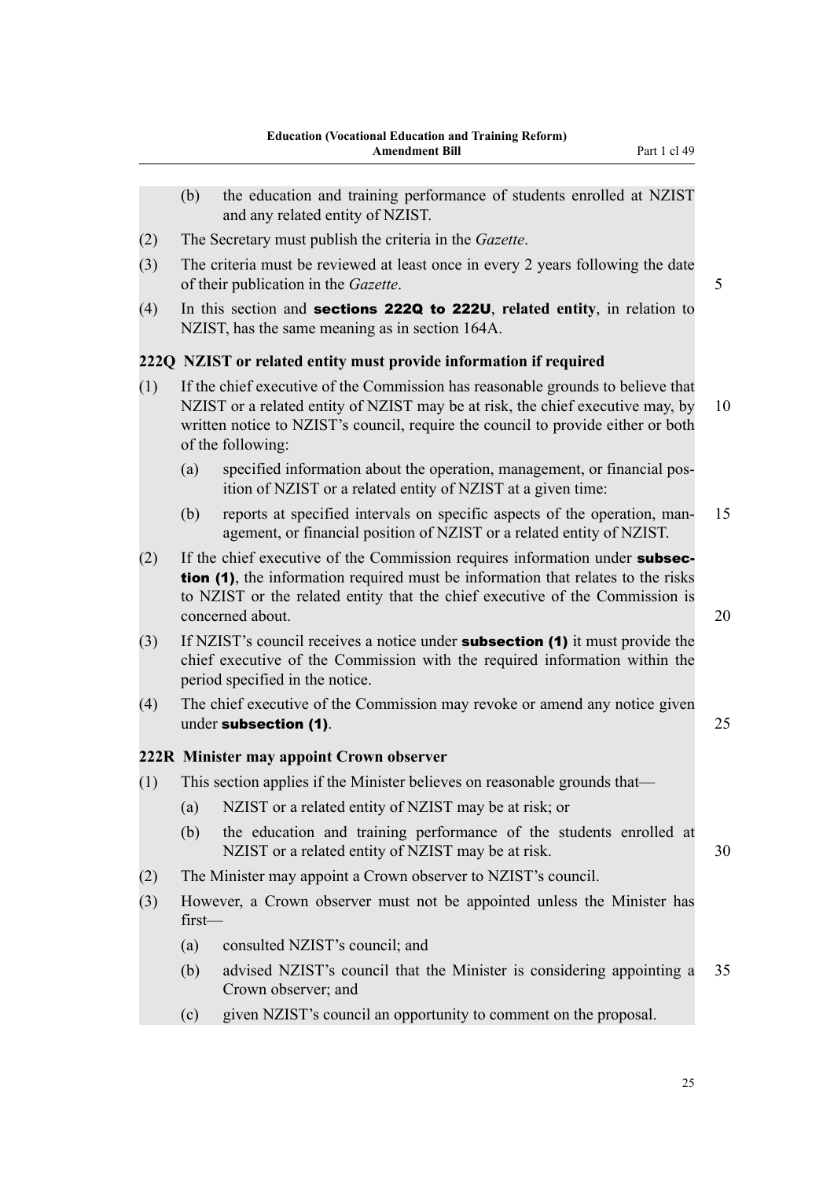(b) the education and training performance of students enrolled at NZIST and any related entity of NZIST.

(2) The Secretary must publish the criteria in the *Gazette*.

(3) The criteria must be reviewed at least once in every 2 years following the date of their publication in the *Gazette*.

(4) In this section and **sections 222Q to 222U**, **related entity**, in relation to NZIST, has the same meaning as in section 164A.

### 222Q NZIST or related entity must provide information if required

(1) If the chief executive of the Commission has reasonable grounds to believe that NZIST or a related entity of NZIST may be at risk, the chief executive may, by written notice to NZIST's council, require the council to provide either or both of the following:

(a) specified information about the operation, management, or financial position of NZIST or a related entity of NZIST at a given time:

(b) reports at specified intervals on specific aspects of the operation, management, or financial position of NZIST or a related entity of NZIST.

(2) If the chief executive of the Commission requires information under **subsection (1)**, the information required must be information that relates to the risks to NZIST or the related entity that the chief executive of the Commission is concerned about.

(3) If NZIST's council receives a notice under **subsection (1)** it must provide the chief executive of the Commission with the required information within the period specified in the notice.

(4) The chief executive of the Commission may revoke or amend any notice given under **subsection (1)**.

### 222R Minister may appoint Crown observer

(1) This section applies if the Minister believes on reasonable grounds that—

(a) NZIST or a related entity of NZIST may be at risk; or

(b) the education and training performance of the students enrolled at NZIST or a related entity of NZIST may be at risk.

(2) The Minister may appoint a Crown observer to NZIST's council.

(3) However, a Crown observer must not be appointed unless the Minister has first—

(a) consulted NZIST's council; and

(b) advised NZIST's council that the Minister is considering appointing a Crown observer; and

(c) given NZIST's council an opportunity to comment on the proposal.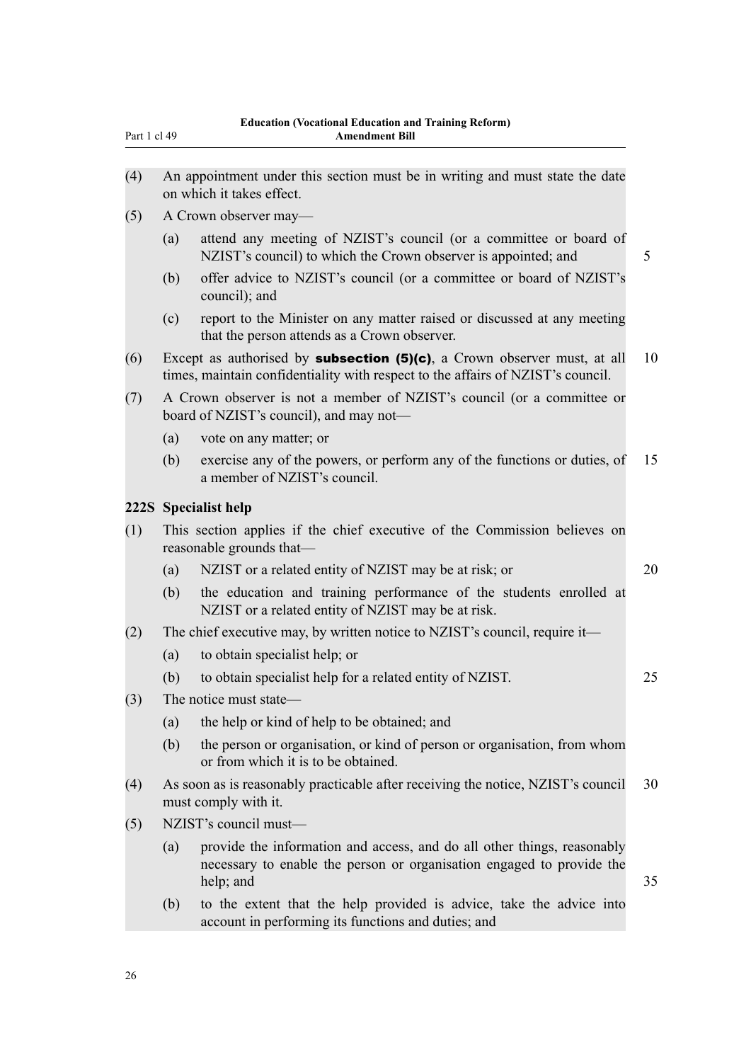(4) An appointment under this section must be in writing and must state the date on which it takes effect.

(5) A Crown observer may—

(a) attend any meeting of NZIST's council (or a committee or board of NZIST's council) to which the Crown observer is appointed; and

(b) offer advice to NZIST's council (or a committee or board of NZIST's council); and

(c) report to the Minister on any matter raised or discussed at any meeting that the person attends as a Crown observer.

(6) Except as authorised by **subsection (5)(c)**, a Crown observer must, at all times, maintain confidentiality with respect to the affairs of NZIST's council.

(7) A Crown observer is not a member of NZIST's council (or a committee or board of NZIST's council), and may not—

(a) vote on any matter; or

(b) exercise any of the powers, or perform any of the functions or duties, of a member of NZIST's council.

**222S Specialist help**

(1) This section applies if the chief executive of the Commission believes on reasonable grounds that—

(a) NZIST or a related entity of NZIST may be at risk; or

(b) the education and training performance of the students enrolled at NZIST or a related entity of NZIST may be at risk.

(2) The chief executive may, by written notice to NZIST's council, require it—

(a) to obtain specialist help; or

(b) to obtain specialist help for a related entity of NZIST.

(3) The notice must state—

(a) the help or kind of help to be obtained; and

(b) the person or organisation, or kind of person or organisation, from whom or from which it is to be obtained.

(4) As soon as is reasonably practicable after receiving the notice, NZIST's council must comply with it.

(5) NZIST's council must—

(a) provide the information and access, and do all other things, reasonably necessary to enable the person or organisation engaged to provide the help; and

(b) to the extent that the help provided is advice, take the advice into account in performing its functions and duties; and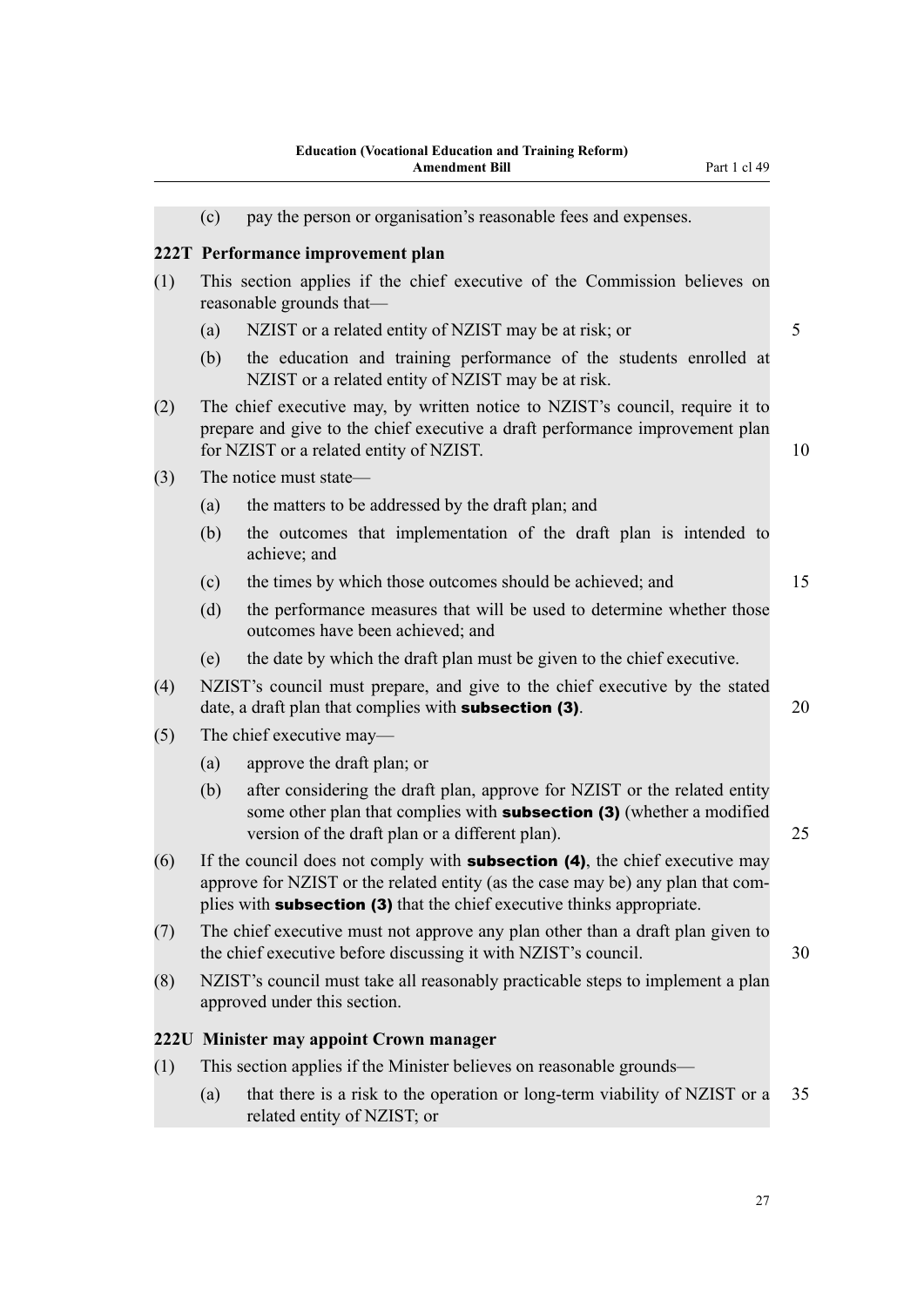(c) pay the person or organisation's reasonable fees and expenses.

### 222T Performance improvement plan

(1) This section applies if the chief executive of the Commission believes on reasonable grounds that—

(a) NZIST or a related entity of NZIST may be at risk; or

(b) the education and training performance of the students enrolled at NZIST or a related entity of NZIST may be at risk.

(2) The chief executive may, by written notice to NZIST's council, require it to prepare and give to the chief executive a draft performance improvement plan for NZIST or a related entity of NZIST.

(3) The notice must state—

(a) the matters to be addressed by the draft plan; and

(b) the outcomes that implementation of the draft plan is intended to achieve; and

(c) the times by which those outcomes should be achieved; and

(d) the performance measures that will be used to determine whether those outcomes have been achieved; and

(e) the date by which the draft plan must be given to the chief executive.

(4) NZIST's council must prepare, and give to the chief executive by the stated date, a draft plan that complies with **subsection (3)**.

(5) The chief executive may—

(a) approve the draft plan; or

(b) after considering the draft plan, approve for NZIST or the related entity some other plan that complies with **subsection (3)** (whether a modified version of the draft plan or a different plan).

(6) If the council does not comply with **subsection (4)**, the chief executive may approve for NZIST or the related entity (as the case may be) any plan that complies with **subsection (3)** that the chief executive thinks appropriate.

(7) The chief executive must not approve any plan other than a draft plan given to the chief executive before discussing it with NZIST's council.

(8) NZIST's council must take all reasonably practicable steps to implement a plan approved under this section.

### 222U Minister may appoint Crown manager

(1) This section applies if the Minister believes on reasonable grounds—

(a) that there is a risk to the operation or long-term viability of NZIST or a related entity of NZIST; or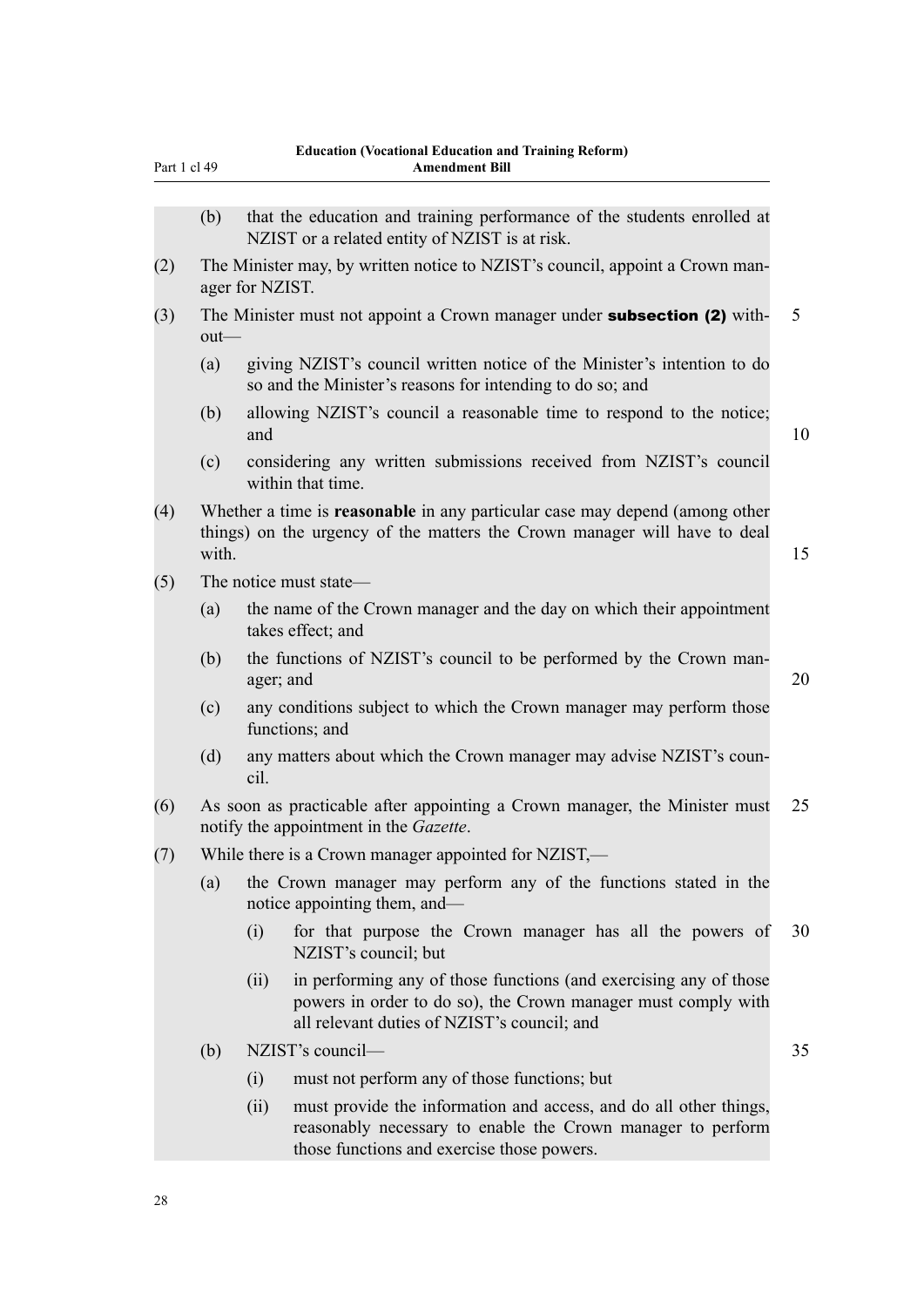(b) that the education and training performance of the students enrolled at NZIST or a related entity of NZIST is at risk.

(2) The Minister may, by written notice to NZIST's council, appoint a Crown manager for NZIST.

(3) The Minister must not appoint a Crown manager under **subsection (2)** without—

(a) giving NZIST's council written notice of the Minister's intention to do so and the Minister's reasons for intending to do so; and

(b) allowing NZIST's council a reasonable time to respond to the notice; and

(c) considering any written submissions received from NZIST's council within that time.

(4) Whether a time is **reasonable** in any particular case may depend (among other things) on the urgency of the matters the Crown manager will have to deal with.

(5) The notice must state—

(a) the name of the Crown manager and the day on which their appointment takes effect; and

(b) the functions of NZIST's council to be performed by the Crown manager; and

(c) any conditions subject to which the Crown manager may perform those functions; and

(d) any matters about which the Crown manager may advise NZIST's council.

(6) As soon as practicable after appointing a Crown manager, the Minister must notify the appointment in the *Gazette*.

(7) While there is a Crown manager appointed for NZIST,—

(a) the Crown manager may perform any of the functions stated in the notice appointing them, and—

(i) for that purpose the Crown manager has all the powers of NZIST's council; but

(ii) in performing any of those functions (and exercising any of those powers in order to do so), the Crown manager must comply with all relevant duties of NZIST's council; and

(b) NZIST's council—

(i) must not perform any of those functions; but

(ii) must provide the information and access, and do all other things, reasonably necessary to enable the Crown manager to perform those functions and exercise those powers.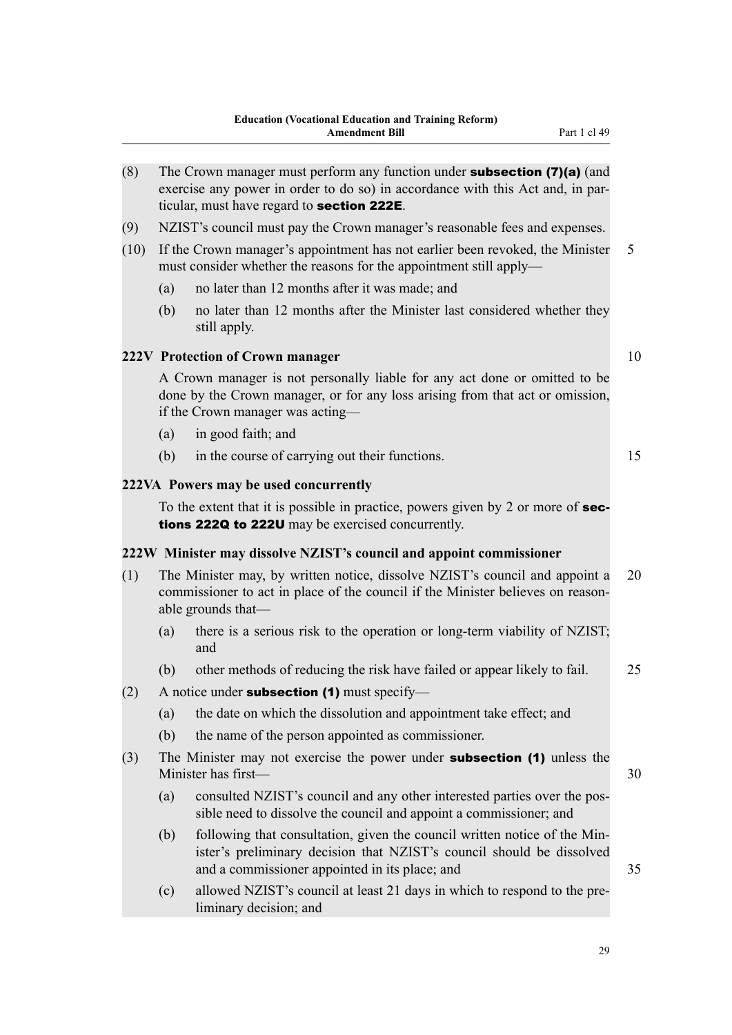(8) The Crown manager must perform any function under **subsection (7)(a)** (and exercise any power in order to do so) in accordance with this Act and, in particular, must have regard to **section 222E**.

(9) NZIST's council must pay the Crown manager's reasonable fees and expenses.

(10) If the Crown manager's appointment has not earlier been revoked, the Minister must consider whether the reasons for the appointment still apply—

(a) no later than 12 months after it was made; and

(b) no later than 12 months after the Minister last considered whether they still apply.

### 222V Protection of Crown manager

A Crown manager is not personally liable for any act done or omitted to be done by the Crown manager, or for any loss arising from that act or omission, if the Crown manager was acting—

(a) in good faith; and

(b) in the course of carrying out their functions.

### 222VA Powers may be used concurrently

To the extent that it is possible in practice, powers given by 2 or more of **sections 222Q to 222U** may be exercised concurrently.

### 222W Minister may dissolve NZIST's council and appoint commissioner

(1) The Minister may, by written notice, dissolve NZIST's council and appoint a commissioner to act in place of the council if the Minister believes on reasonable grounds that—

(a) there is a serious risk to the operation or long-term viability of NZIST; and

(b) other methods of reducing the risk have failed or appear likely to fail.

(2) A notice under **subsection (1)** must specify—

(a) the date on which the dissolution and appointment take effect; and

(b) the name of the person appointed as commissioner.

(3) The Minister may not exercise the power under **subsection (1)** unless the Minister has first—

(a) consulted NZIST's council and any other interested parties over the possible need to dissolve the council and appoint a commissioner; and

(b) following that consultation, given the council written notice of the Minister's preliminary decision that NZIST's council should be dissolved and a commissioner appointed in its place; and

(c) allowed NZIST's council at least 21 days in which to respond to the preliminary decision; and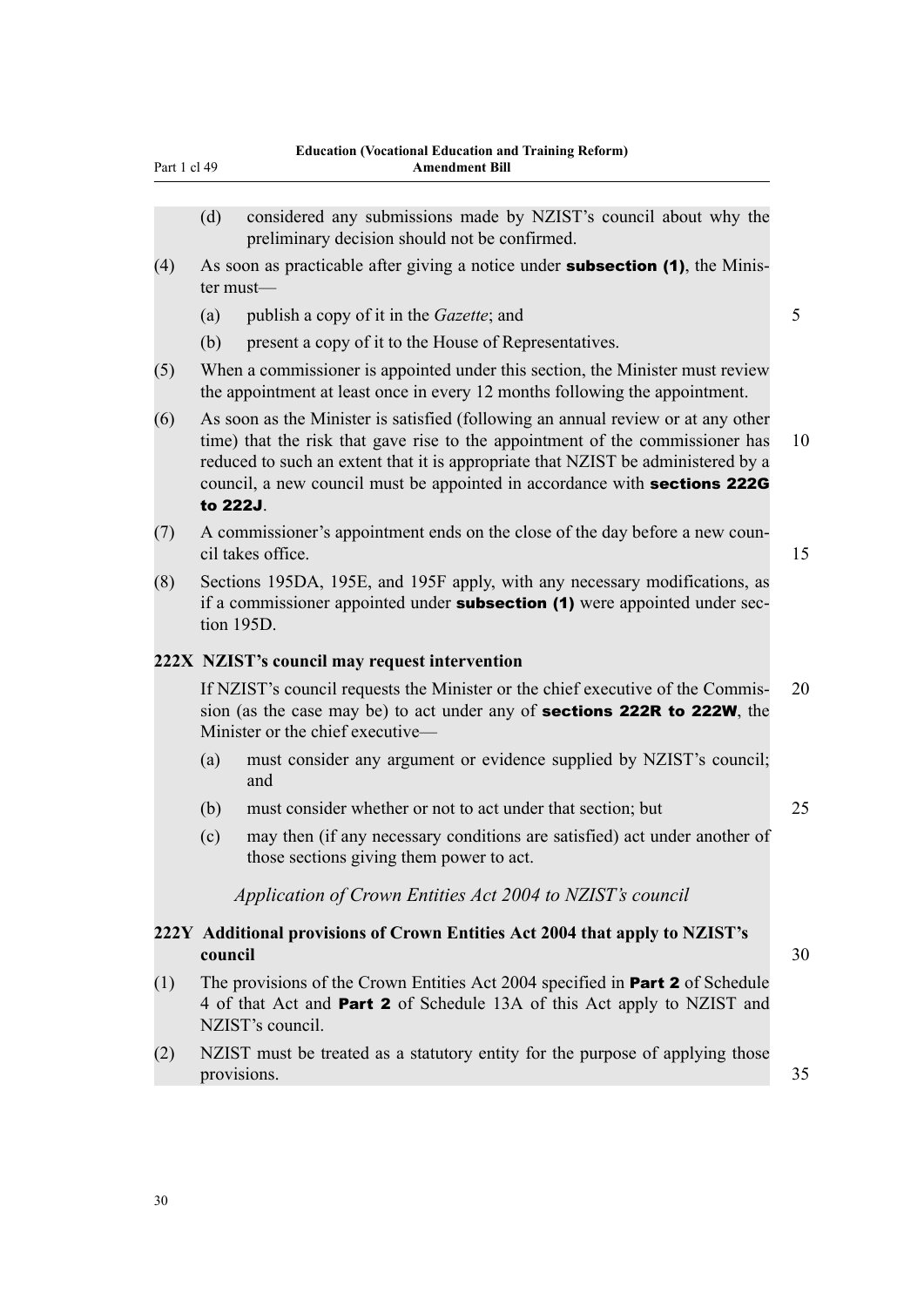(d) considered any submissions made by NZIST's council about why the preliminary decision should not be confirmed.

(4) As soon as practicable after giving a notice under **subsection (1)**, the Minister must—

(a) publish a copy of it in the *Gazette*; and

(b) present a copy of it to the House of Representatives.

(5) When a commissioner is appointed under this section, the Minister must review the appointment at least once in every 12 months following the appointment.

(6) As soon as the Minister is satisfied (following an annual review or at any other time) that the risk that gave rise to the appointment of the commissioner has reduced to such an extent that it is appropriate that NZIST be administered by a council, a new council must be appointed in accordance with **sections 222G to 222J**.

(7) A commissioner's appointment ends on the close of the day before a new council takes office.

(8) Sections 195DA, 195E, and 195F apply, with any necessary modifications, as if a commissioner appointed under **subsection (1)** were appointed under section 195D.

**222X NZIST's council may request intervention**

If NZIST's council requests the Minister or the chief executive of the Commission (as the case may be) to act under any of **sections 222R to 222W**, the Minister or the chief executive—

(a) must consider any argument or evidence supplied by NZIST's council; and

(b) must consider whether or not to act under that section; but

(c) may then (if any necessary conditions are satisfied) act under another of those sections giving them power to act.

*Application of Crown Entities Act 2004 to NZIST's council*

**222Y Additional provisions of Crown Entities Act 2004 that apply to NZIST's council**

(1) The provisions of the Crown Entities Act 2004 specified in **Part 2** of Schedule 4 of that Act and **Part 2** of Schedule 13A of this Act apply to NZIST and NZIST's council.

(2) NZIST must be treated as a statutory entity for the purpose of applying those provisions.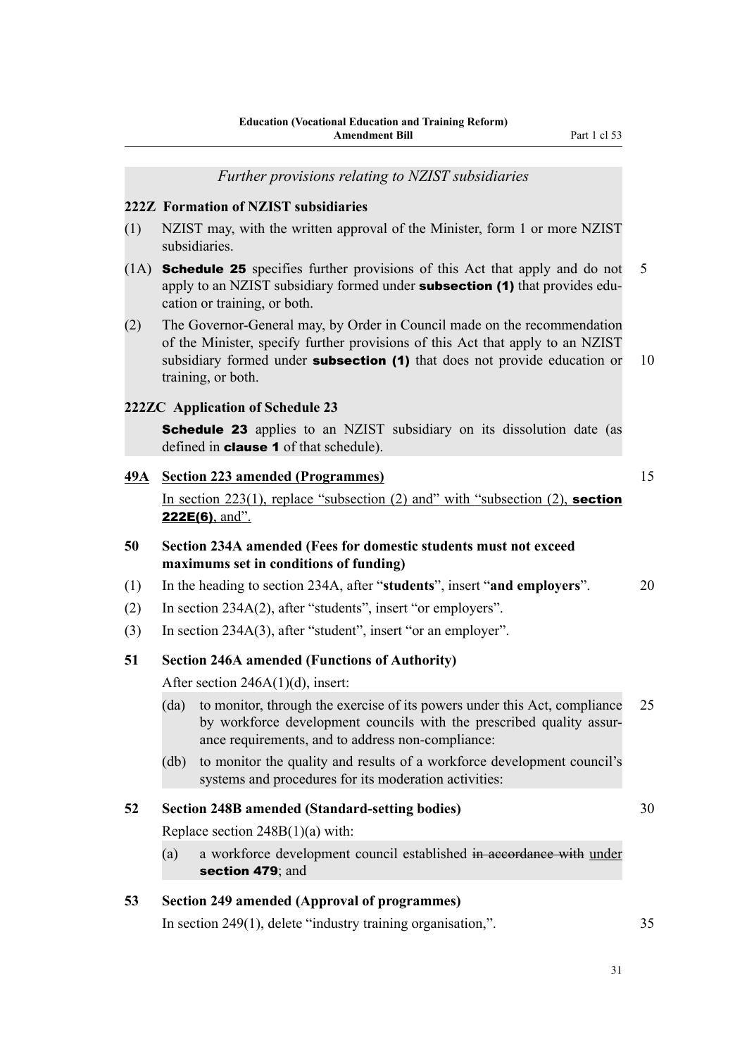*Further provisions relating to NZIST subsidiaries*

**222Z Formation of NZIST subsidiaries**

(1) NZIST may, with the written approval of the Minister, form 1 or more NZIST subsidiaries.

(1A) **Schedule 25** specifies further provisions of this Act that apply and do not apply to an NZIST subsidiary formed under **subsection (1)** that provides education or training, or both.

(2) The Governor-General may, by Order in Council made on the recommendation of the Minister, specify further provisions of this Act that apply to an NZIST subsidiary formed under **subsection (1)** that does not provide education or training, or both.

**222ZC Application of Schedule 23**

**Schedule 23** applies to an NZIST subsidiary on its dissolution date (as defined in **clause 1** of that schedule).

**49A Section 223 amended (Programmes)**

In section 223(1), replace "subsection (2) and" with "subsection (2), **section 222E(6)**, and".

**50 Section 234A amended (Fees for domestic students must not exceed maximums set in conditions of funding)**

(1) In the heading to section 234A, after "**students**", insert "**and employers**".

(2) In section 234A(2), after "students", insert "or employers".

(3) In section 234A(3), after "student", insert "or an employer".

**51 Section 246A amended (Functions of Authority)**

After section 246A(1)(d), insert:

(da) to monitor, through the exercise of its powers under this Act, compliance by workforce development councils with the prescribed quality assurance requirements, and to address non-compliance:

(db) to monitor the quality and results of a workforce development council's systems and procedures for its moderation activities:

**52 Section 248B amended (Standard-setting bodies)**

Replace section 248B(1)(a) with:

(a) a workforce development council established ~~in accordance with~~ under **section 479**; and

**53 Section 249 amended (Approval of programmes)**

In section 249(1), delete "industry training organisation,".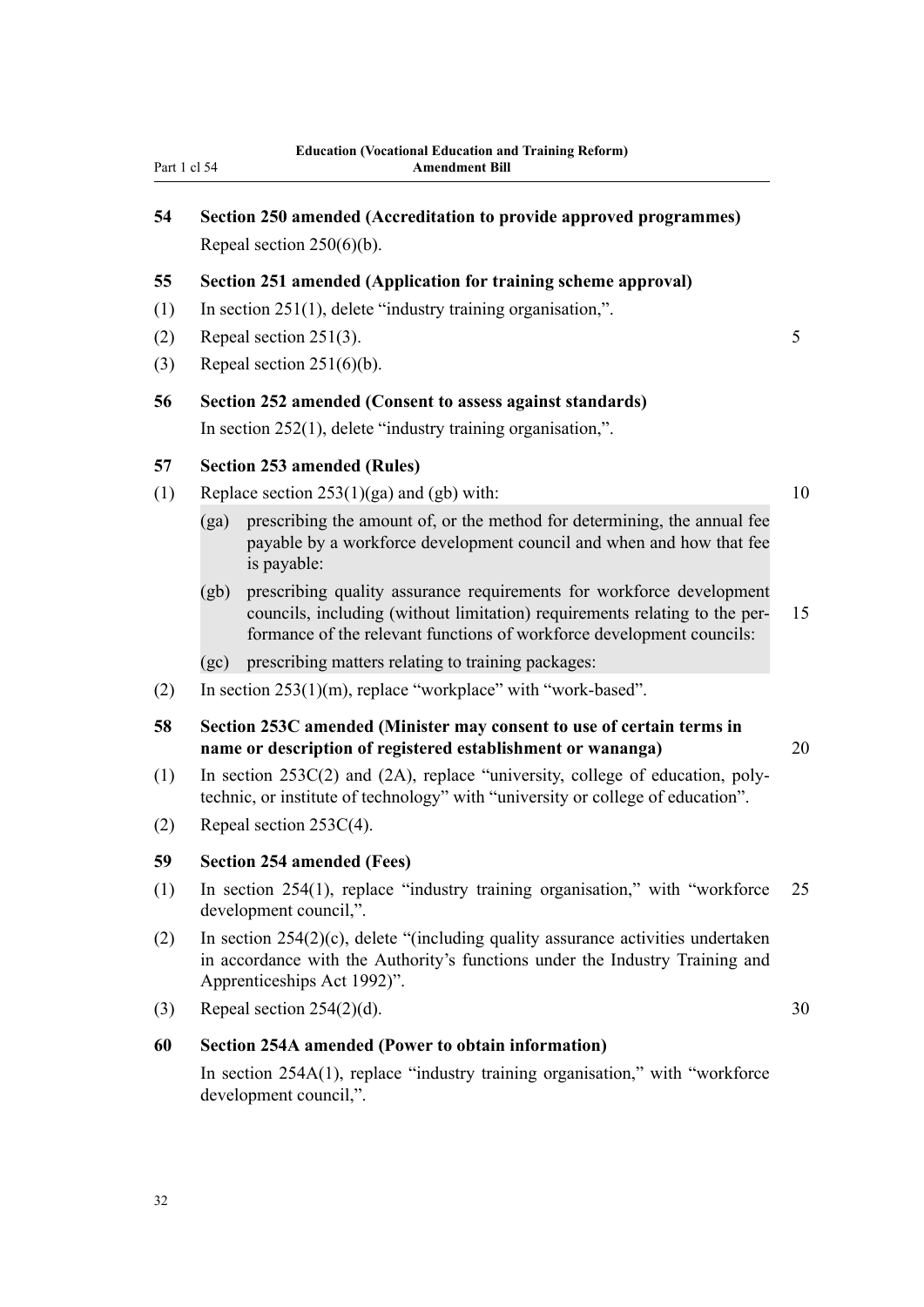### 54 Section 250 amended (Accreditation to provide approved programmes)

Repeal section 250(6)(b).

### 55 Section 251 amended (Application for training scheme approval)

(1) In section 251(1), delete "industry training organisation,".

(2) Repeal section 251(3).

(3) Repeal section 251(6)(b).

### 56 Section 252 amended (Consent to assess against standards)

In section 252(1), delete "industry training organisation,".

### 57 Section 253 amended (Rules)

(1) Replace section 253(1)(ga) and (gb) with:

> (ga) prescribing the amount of, or the method for determining, the annual fee payable by a workforce development council and when and how that fee is payable:
>
> (gb) prescribing quality assurance requirements for workforce development councils, including (without limitation) requirements relating to the performance of the relevant functions of workforce development councils:
>
> (gc) prescribing matters relating to training packages:

(2) In section 253(1)(m), replace "workplace" with "work-based".

### 58 Section 253C amended (Minister may consent to use of certain terms in name or description of registered establishment or wananga)

(1) In section 253C(2) and (2A), replace "university, college of education, polytechnic, or institute of technology" with "university or college of education".

(2) Repeal section 253C(4).

### 59 Section 254 amended (Fees)

(1) In section 254(1), replace "industry training organisation," with "workforce development council,".

(2) In section 254(2)(c), delete "(including quality assurance activities undertaken in accordance with the Authority's functions under the Industry Training and Apprenticeships Act 1992)".

(3) Repeal section 254(2)(d).

### 60 Section 254A amended (Power to obtain information)

In section 254A(1), replace "industry training organisation," with "workforce development council,".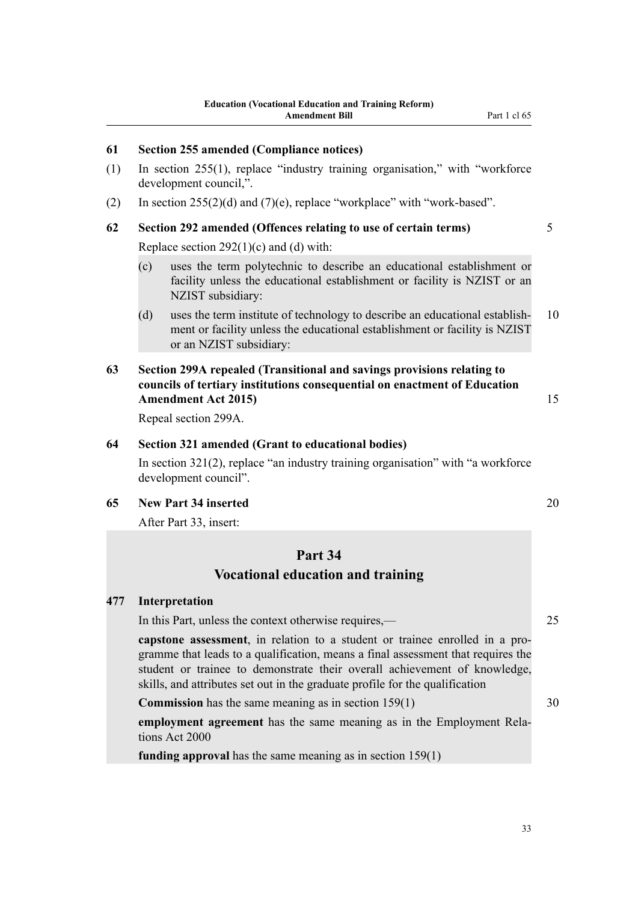### 61 Section 255 amended (Compliance notices)

(1) In section 255(1), replace "industry training organisation," with "workforce development council,".

(2) In section 255(2)(d) and (7)(e), replace "workplace" with "work-based".

### 62 Section 292 amended (Offences relating to use of certain terms)

Replace section 292(1)(c) and (d) with:

(c) uses the term polytechnic to describe an educational establishment or facility unless the educational establishment or facility is NZIST or an NZIST subsidiary:

(d) uses the term institute of technology to describe an educational establishment or facility unless the educational establishment or facility is NZIST or an NZIST subsidiary:

### 63 Section 299A repealed (Transitional and savings provisions relating to councils of tertiary institutions consequential on enactment of Education Amendment Act 2015)

Repeal section 299A.

### 64 Section 321 amended (Grant to educational bodies)

In section 321(2), replace "an industry training organisation" with "a workforce development council".

### 65 New Part 34 inserted

After Part 33, insert:

## Part 34
## Vocational education and training

### 477 Interpretation

In this Part, unless the context otherwise requires,—

**capstone assessment**, in relation to a student or trainee enrolled in a programme that leads to a qualification, means a final assessment that requires the student or trainee to demonstrate their overall achievement of knowledge, skills, and attributes set out in the graduate profile for the qualification

**Commission** has the same meaning as in section 159(1)

**employment agreement** has the same meaning as in the Employment Relations Act 2000

**funding approval** has the same meaning as in section 159(1)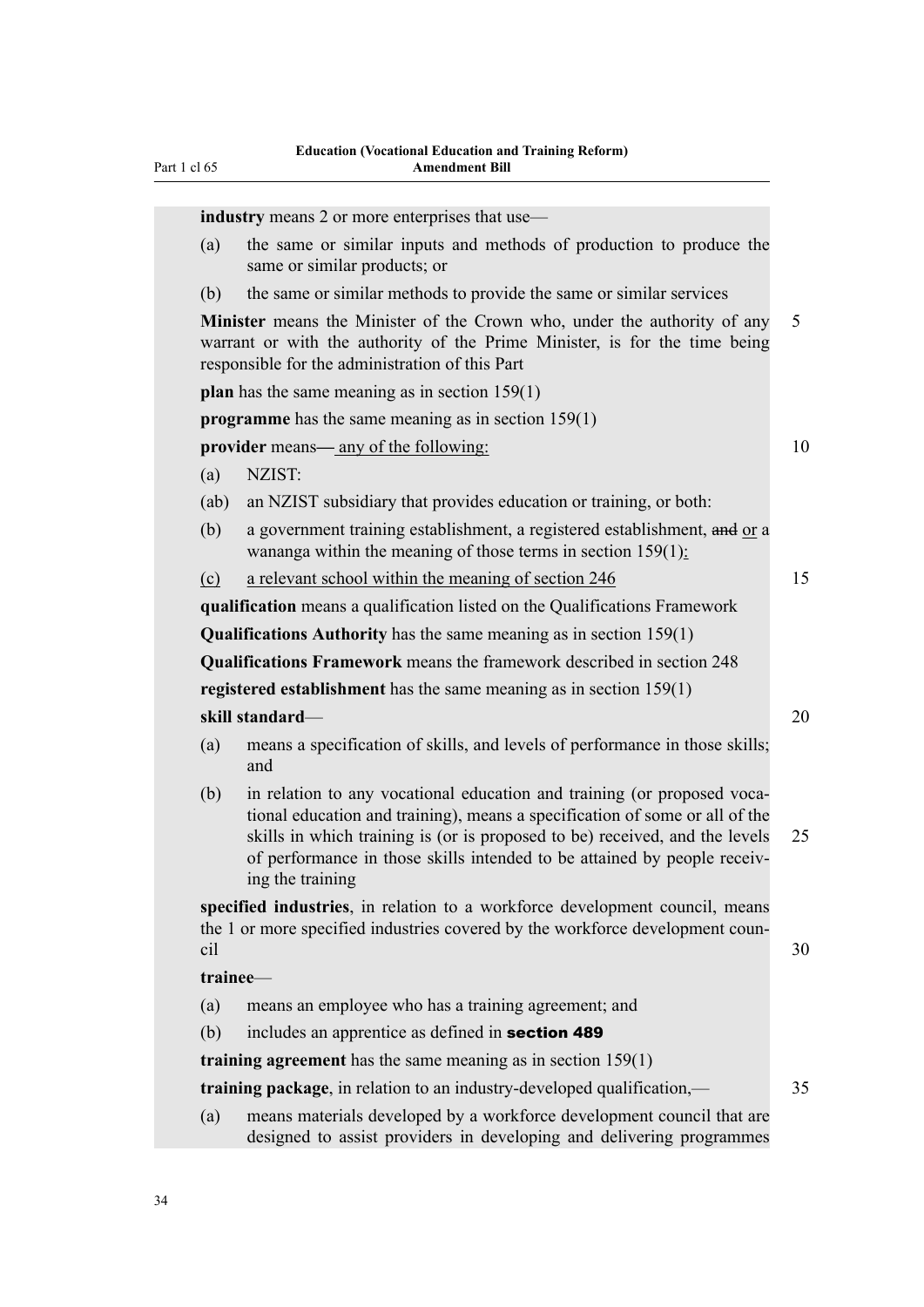**industry** means 2 or more enterprises that use—

(a) the same or similar inputs and methods of production to produce the same or similar products; or

(b) the same or similar methods to provide the same or similar services

**Minister** means the Minister of the Crown who, under the authority of any warrant or with the authority of the Prime Minister, is for the time being responsible for the administration of this Part

**plan** has the same meaning as in section 159(1)

**programme** has the same meaning as in section 159(1)

**provider** means~~—~~ <u>any of the following:</u>

(a) NZIST:

(ab) an NZIST subsidiary that provides education or training, or both:

(b) a government training establishment, a registered establishment, ~~and~~ <u>or</u> a wananga within the meaning of those terms in section 159(1)<u>:</u>

<u>(c) a relevant school within the meaning of section 246</u>

**qualification** means a qualification listed on the Qualifications Framework

**Qualifications Authority** has the same meaning as in section 159(1)

**Qualifications Framework** means the framework described in section 248

**registered establishment** has the same meaning as in section 159(1)

**skill standard**—

(a) means a specification of skills, and levels of performance in those skills; and

(b) in relation to any vocational education and training (or proposed vocational education and training), means a specification of some or all of the skills in which training is (or is proposed to be) received, and the levels of performance in those skills intended to be attained by people receiving the training

**specified industries**, in relation to a workforce development council, means the 1 or more specified industries covered by the workforce development council

**trainee**—

(a) means an employee who has a training agreement; and

(b) includes an apprentice as defined in **section 489**

**training agreement** has the same meaning as in section 159(1)

**training package**, in relation to an industry-developed qualification,—

(a) means materials developed by a workforce development council that are designed to assist providers in developing and delivering programmes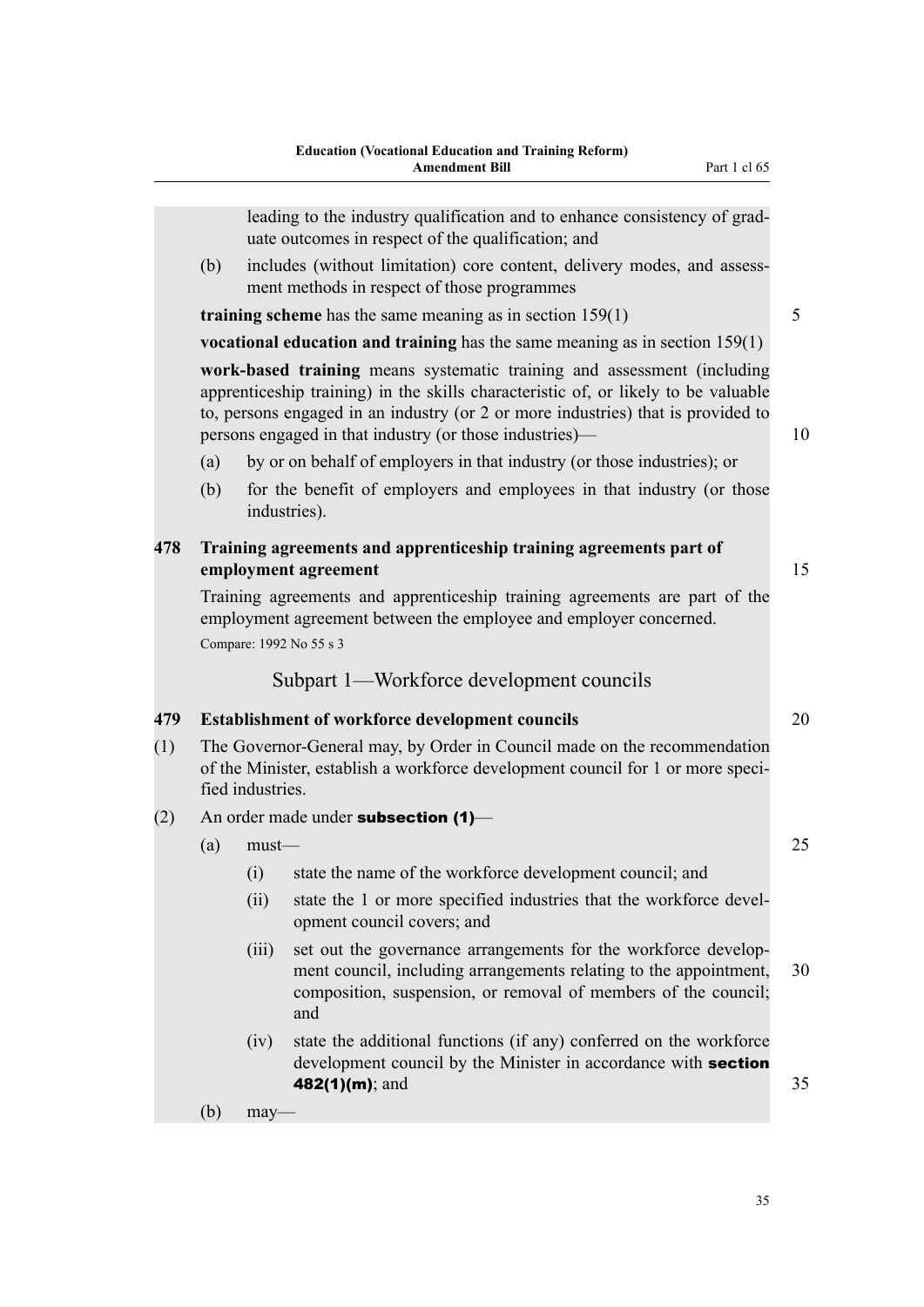leading to the industry qualification and to enhance consistency of graduate outcomes in respect of the qualification; and

(b) includes (without limitation) core content, delivery modes, and assessment methods in respect of those programmes

**training scheme** has the same meaning as in section 159(1)

**vocational education and training** has the same meaning as in section 159(1)

**work-based training** means systematic training and assessment (including apprenticeship training) in the skills characteristic of, or likely to be valuable to, persons engaged in an industry (or 2 or more industries) that is provided to persons engaged in that industry (or those industries)—

(a) by or on behalf of employers in that industry (or those industries); or

(b) for the benefit of employers and employees in that industry (or those industries).

**478 Training agreements and apprenticeship training agreements part of employment agreement**

Training agreements and apprenticeship training agreements are part of the employment agreement between the employee and employer concerned.

Compare: 1992 No 55 s 3

## Subpart 1—Workforce development councils

**479 Establishment of workforce development councils**

(1) The Governor-General may, by Order in Council made on the recommendation of the Minister, establish a workforce development council for 1 or more specified industries.

(2) An order made under **subsection (1)**—

(a) must—

(i) state the name of the workforce development council; and

(ii) state the 1 or more specified industries that the workforce development council covers; and

(iii) set out the governance arrangements for the workforce development council, including arrangements relating to the appointment, composition, suspension, or removal of members of the council; and

(iv) state the additional functions (if any) conferred on the workforce development council by the Minister in accordance with **section 482(1)(m)**; and

(b) may—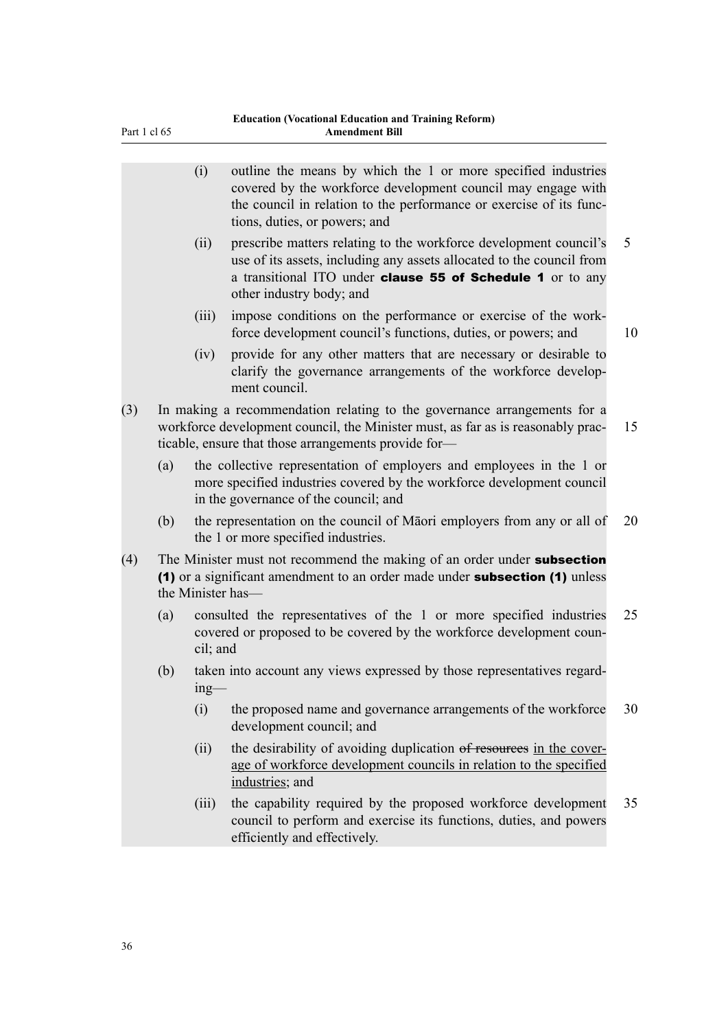(i) outline the means by which the 1 or more specified industries covered by the workforce development council may engage with the council in relation to the performance or exercise of its functions, duties, or powers; and

(ii) prescribe matters relating to the workforce development council's use of its assets, including any assets allocated to the council from a transitional ITO under **clause 55 of Schedule 1** or to any other industry body; and

(iii) impose conditions on the performance or exercise of the workforce development council's functions, duties, or powers; and

(iv) provide for any other matters that are necessary or desirable to clarify the governance arrangements of the workforce development council.

(3) In making a recommendation relating to the governance arrangements for a workforce development council, the Minister must, as far as is reasonably practicable, ensure that those arrangements provide for—

(a) the collective representation of employers and employees in the 1 or more specified industries covered by the workforce development council in the governance of the council; and

(b) the representation on the council of Māori employers from any or all of the 1 or more specified industries.

(4) The Minister must not recommend the making of an order under **subsection (1)** or a significant amendment to an order made under **subsection (1)** unless the Minister has—

(a) consulted the representatives of the 1 or more specified industries covered or proposed to be covered by the workforce development council; and

(b) taken into account any views expressed by those representatives regarding—

(i) the proposed name and governance arrangements of the workforce development council; and

(ii) the desirability of avoiding duplication ~~of resources~~ <u>in the coverage of workforce development councils in relation to the specified industries</u>; and

(iii) the capability required by the proposed workforce development council to perform and exercise its functions, duties, and powers efficiently and effectively.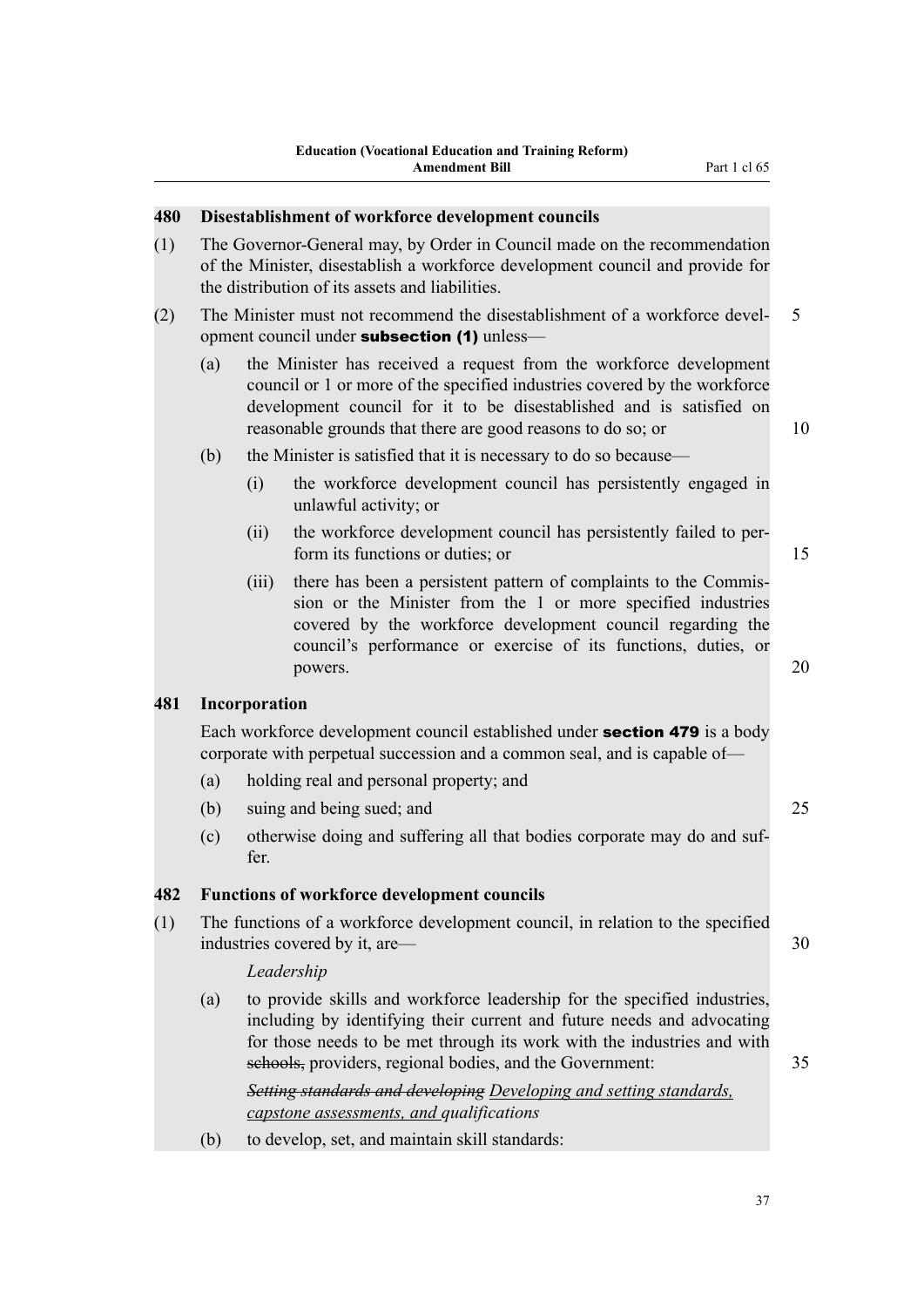### 480 Disestablishment of workforce development councils

(1) The Governor-General may, by Order in Council made on the recommendation of the Minister, disestablish a workforce development council and provide for the distribution of its assets and liabilities.

(2) The Minister must not recommend the disestablishment of a workforce development council under **subsection (1)** unless—

   (a) the Minister has received a request from the workforce development council or 1 or more of the specified industries covered by the workforce development council for it to be disestablished and is satisfied on reasonable grounds that there are good reasons to do so; or

   (b) the Minister is satisfied that it is necessary to do so because—

      (i) the workforce development council has persistently engaged in unlawful activity; or

      (ii) the workforce development council has persistently failed to perform its functions or duties; or

      (iii) there has been a persistent pattern of complaints to the Commission or the Minister from the 1 or more specified industries covered by the workforce development council regarding the council's performance or exercise of its functions, duties, or powers.

### 481 Incorporation

Each workforce development council established under **section 479** is a body corporate with perpetual succession and a common seal, and is capable of—

   (a) holding real and personal property; and

   (b) suing and being sued; and

   (c) otherwise doing and suffering all that bodies corporate may do and suffer.

### 482 Functions of workforce development councils

(1) The functions of a workforce development council, in relation to the specified industries covered by it, are—

*Leadership*

   (a) to provide skills and workforce leadership for the specified industries, including by identifying their current and future needs and advocating for those needs to be met through its work with the industries and with ~~schools,~~ providers, regional bodies, and the Government:

*~~Setting standards and developing~~ Developing and setting standards, capstone assessments, and qualifications*

   (b) to develop, set, and maintain skill standards: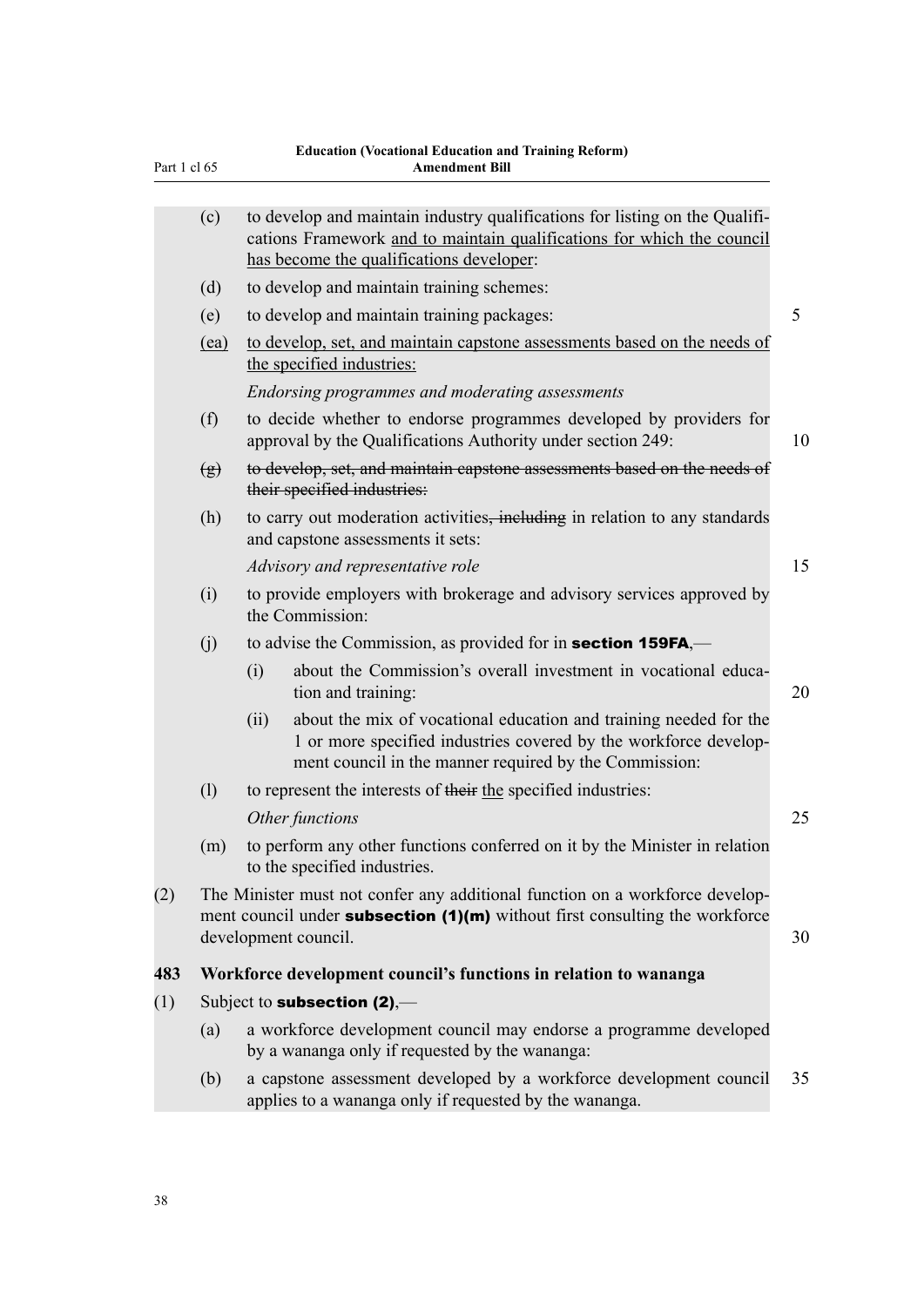(c) to develop and maintain industry qualifications for listing on the Qualifications Framework and to maintain qualifications for which the council has become the qualifications developer:

(d) to develop and maintain training schemes:

(e) to develop and maintain training packages:

(ea) to develop, set, and maintain capstone assessments based on the needs of the specified industries:

*Endorsing programmes and moderating assessments*

(f) to decide whether to endorse programmes developed by providers for approval by the Qualifications Authority under section 249:

(g) ~~to develop, set, and maintain capstone assessments based on the needs of their specified industries:~~

(h) to carry out moderation activities~~, including~~ in relation to any standards and capstone assessments it sets:

*Advisory and representative role*

(i) to provide employers with brokerage and advisory services approved by the Commission:

(j) to advise the Commission, as provided for in **section 159FA**,—

(i) about the Commission's overall investment in vocational education and training:

(ii) about the mix of vocational education and training needed for the 1 or more specified industries covered by the workforce development council in the manner required by the Commission:

(l) to represent the interests of ~~their~~ the specified industries:

*Other functions*

(m) to perform any other functions conferred on it by the Minister in relation to the specified industries.

(2) The Minister must not confer any additional function on a workforce development council under **subsection (1)(m)** without first consulting the workforce development council.

**483 Workforce development council's functions in relation to wananga**

(1) Subject to **subsection (2)**,—

(a) a workforce development council may endorse a programme developed by a wananga only if requested by the wananga:

(b) a capstone assessment developed by a workforce development council applies to a wananga only if requested by the wananga.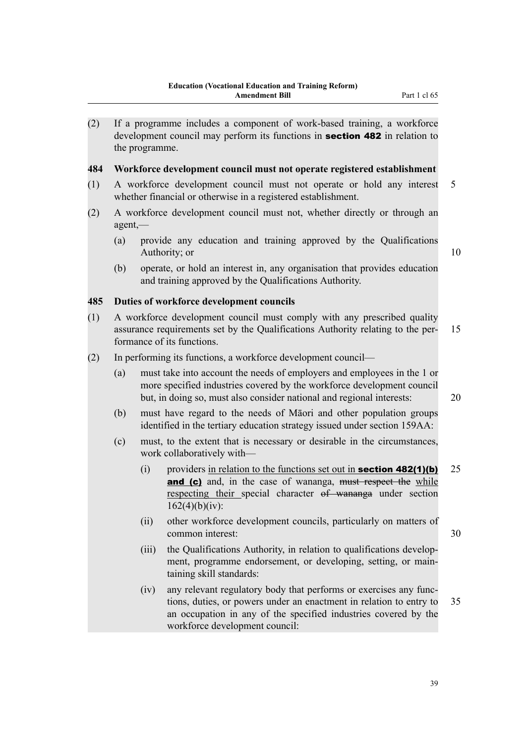(2) If a programme includes a component of work-based training, a workforce development council may perform its functions in **section 482** in relation to the programme.

### 484 Workforce development council must not operate registered establishment

(1) A workforce development council must not operate or hold any interest whether financial or otherwise in a registered establishment.

(2) A workforce development council must not, whether directly or through an agent,—

- (a) provide any education and training approved by the Qualifications Authority; or
- (b) operate, or hold an interest in, any organisation that provides education and training approved by the Qualifications Authority.

### 485 Duties of workforce development councils

(1) A workforce development council must comply with any prescribed quality assurance requirements set by the Qualifications Authority relating to the performance of its functions.

(2) In performing its functions, a workforce development council—

- (a) must take into account the needs of employers and employees in the 1 or more specified industries covered by the workforce development council but, in doing so, must also consider national and regional interests:
- (b) must have regard to the needs of Māori and other population groups identified in the tertiary education strategy issued under section 159AA:
- (c) must, to the extent that is necessary or desirable in the circumstances, work collaboratively with—
  - (i) providers in relation to the functions set out in **section 482(1)(b) and (c)** and, in the case of wananga, ~~must respect the~~ while respecting their special character ~~of wananga~~ under section 162(4)(b)(iv):
  - (ii) other workforce development councils, particularly on matters of common interest:
  - (iii) the Qualifications Authority, in relation to qualifications development, programme endorsement, or developing, setting, or maintaining skill standards:
  - (iv) any relevant regulatory body that performs or exercises any functions, duties, or powers under an enactment in relation to entry to an occupation in any of the specified industries covered by the workforce development council: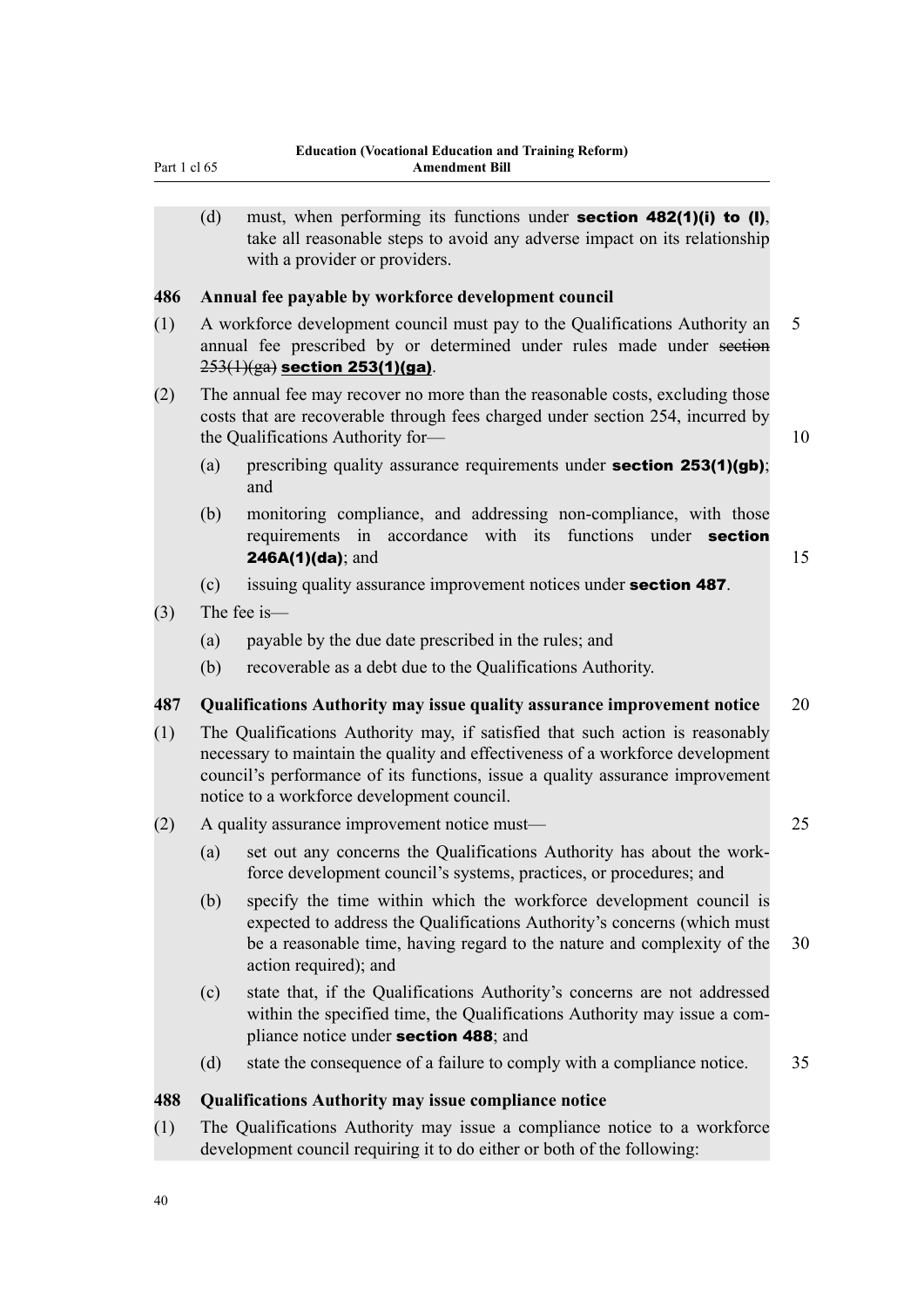(d) must, when performing its functions under **section 482(1)(i) to (l)**, take all reasonable steps to avoid any adverse impact on its relationship with a provider or providers.

### 486 Annual fee payable by workforce development council

(1) A workforce development council must pay to the Qualifications Authority an annual fee prescribed by or determined under rules made under ~~section 253(1)(ga)~~ **section 253(1)(ga)**.

(2) The annual fee may recover no more than the reasonable costs, excluding those costs that are recoverable through fees charged under section 254, incurred by the Qualifications Authority for—

(a) prescribing quality assurance requirements under **section 253(1)(gb)**; and

(b) monitoring compliance, and addressing non-compliance, with those requirements in accordance with its functions under **section 246A(1)(da)**; and

(c) issuing quality assurance improvement notices under **section 487**.

(3) The fee is—

(a) payable by the due date prescribed in the rules; and

(b) recoverable as a debt due to the Qualifications Authority.

### 487 Qualifications Authority may issue quality assurance improvement notice

(1) The Qualifications Authority may, if satisfied that such action is reasonably necessary to maintain the quality and effectiveness of a workforce development council's performance of its functions, issue a quality assurance improvement notice to a workforce development council.

(2) A quality assurance improvement notice must—

(a) set out any concerns the Qualifications Authority has about the workforce development council's systems, practices, or procedures; and

(b) specify the time within which the workforce development council is expected to address the Qualifications Authority's concerns (which must be a reasonable time, having regard to the nature and complexity of the action required); and

(c) state that, if the Qualifications Authority's concerns are not addressed within the specified time, the Qualifications Authority may issue a compliance notice under **section 488**; and

(d) state the consequence of a failure to comply with a compliance notice.

### 488 Qualifications Authority may issue compliance notice

(1) The Qualifications Authority may issue a compliance notice to a workforce development council requiring it to do either or both of the following: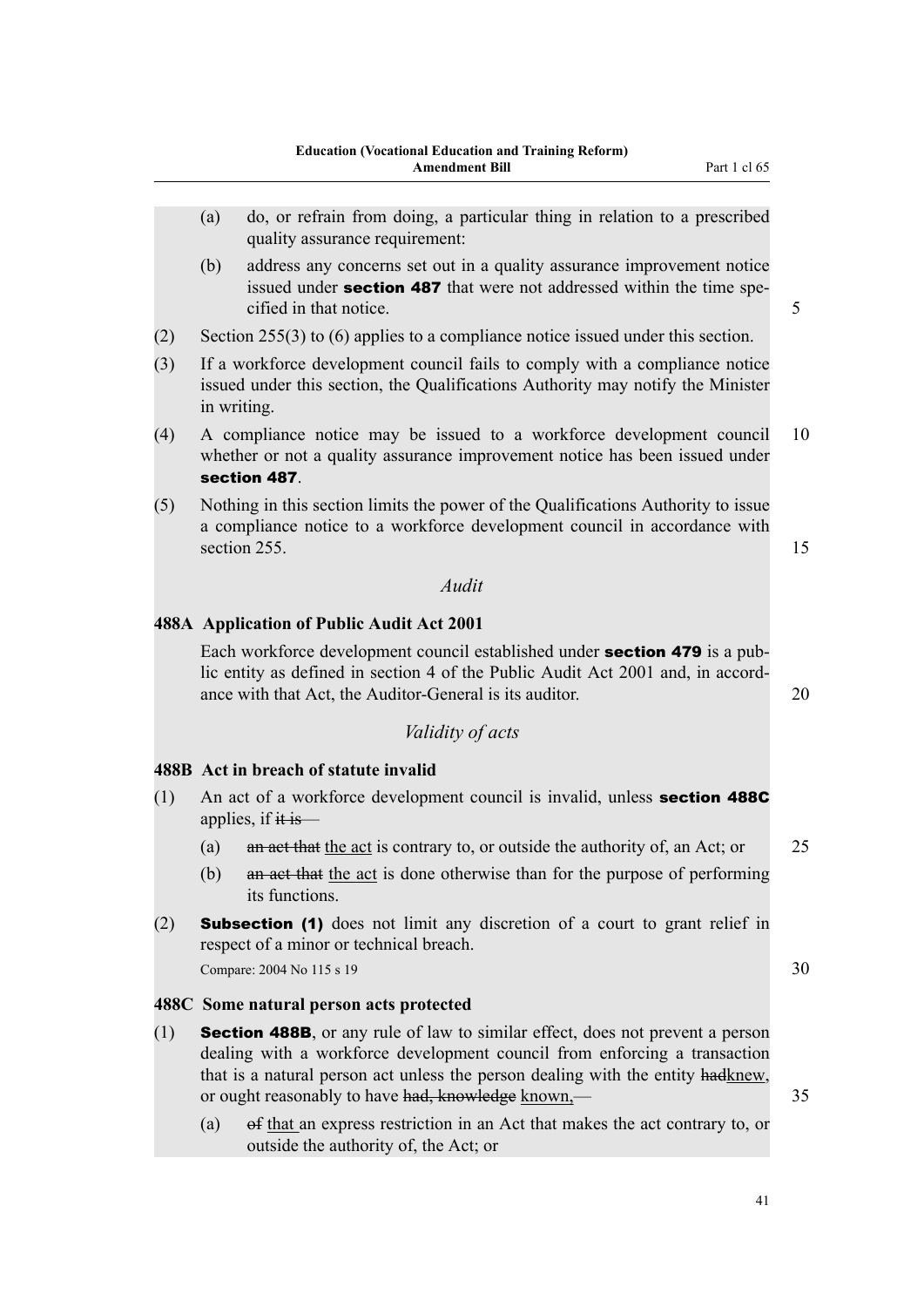(a) do, or refrain from doing, a particular thing in relation to a prescribed quality assurance requirement:

(b) address any concerns set out in a quality assurance improvement notice issued under **section 487** that were not addressed within the time specified in that notice.

(2) Section 255(3) to (6) applies to a compliance notice issued under this section.

(3) If a workforce development council fails to comply with a compliance notice issued under this section, the Qualifications Authority may notify the Minister in writing.

(4) A compliance notice may be issued to a workforce development council whether or not a quality assurance improvement notice has been issued under **section 487**.

(5) Nothing in this section limits the power of the Qualifications Authority to issue a compliance notice to a workforce development council in accordance with section 255.

*Audit*

### 488A Application of Public Audit Act 2001

Each workforce development council established under **section 479** is a public entity as defined in section 4 of the Public Audit Act 2001 and, in accordance with that Act, the Auditor-General is its auditor.

*Validity of acts*

### 488B Act in breach of statute invalid

(1) An act of a workforce development council is invalid, unless **section 488C** applies, if ~~it is~~—

(a) ~~an act that~~ the act is contrary to, or outside the authority of, an Act; or

(b) ~~an act that~~ the act is done otherwise than for the purpose of performing its functions.

(2) **Subsection (1)** does not limit any discretion of a court to grant relief in respect of a minor or technical breach.

Compare: 2004 No 115 s 19

### 488C Some natural person acts protected

(1) **Section 488B**, or any rule of law to similar effect, does not prevent a person dealing with a workforce development council from enforcing a transaction that is a natural person act unless the person dealing with the entity ~~had~~knew, or ought reasonably to have ~~had, knowledge~~ known,~~—~~

(a) ~~of~~ that an express restriction in an Act that makes the act contrary to, or outside the authority of, the Act; or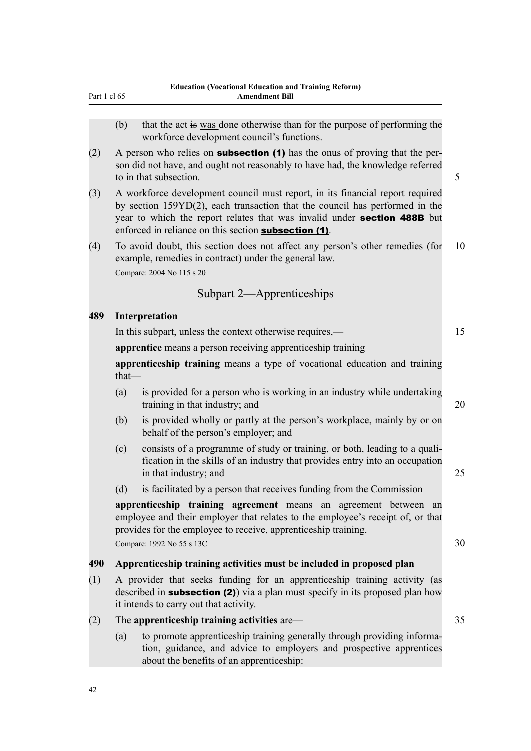(b) that the act ~~is~~ was done otherwise than for the purpose of performing the workforce development council's functions.

(2) A person who relies on **subsection (1)** has the onus of proving that the person did not have, and ought not reasonably to have had, the knowledge referred to in that subsection.

(3) A workforce development council must report, in its financial report required by section 159YD(2), each transaction that the council has performed in the year to which the report relates that was invalid under **section 488B** but enforced in reliance on ~~this section~~ **subsection (1)**.

(4) To avoid doubt, this section does not affect any person's other remedies (for example, remedies in contract) under the general law.

Compare: 2004 No 115 s 20

## Subpart 2—Apprenticeships

### 489 Interpretation

In this subpart, unless the context otherwise requires,—

**apprentice** means a person receiving apprenticeship training

**apprenticeship training** means a type of vocational education and training that—

(a) is provided for a person who is working in an industry while undertaking training in that industry; and

(b) is provided wholly or partly at the person's workplace, mainly by or on behalf of the person's employer; and

(c) consists of a programme of study or training, or both, leading to a qualification in the skills of an industry that provides entry into an occupation in that industry; and

(d) is facilitated by a person that receives funding from the Commission

**apprenticeship training agreement** means an agreement between an employee and their employer that relates to the employee's receipt of, or that provides for the employee to receive, apprenticeship training.

Compare: 1992 No 55 s 13C

### 490 Apprenticeship training activities must be included in proposed plan

(1) A provider that seeks funding for an apprenticeship training activity (as described in **subsection (2)**) via a plan must specify in its proposed plan how it intends to carry out that activity.

(2) The **apprenticeship training activities** are—

(a) to promote apprenticeship training generally through providing information, guidance, and advice to employers and prospective apprentices about the benefits of an apprenticeship: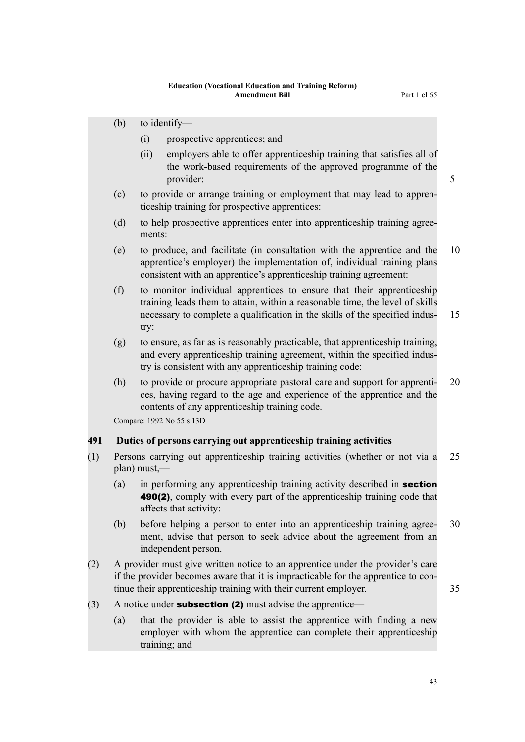(b) to identify—

  (i) prospective apprentices; and

  (ii) employers able to offer apprenticeship training that satisfies all of the work-based requirements of the approved programme of the provider:

(c) to provide or arrange training or employment that may lead to apprenticeship training for prospective apprentices:

(d) to help prospective apprentices enter into apprenticeship training agreements:

(e) to produce, and facilitate (in consultation with the apprentice and the apprentice's employer) the implementation of, individual training plans consistent with an apprentice's apprenticeship training agreement:

(f) to monitor individual apprentices to ensure that their apprenticeship training leads them to attain, within a reasonable time, the level of skills necessary to complete a qualification in the skills of the specified industry:

(g) to ensure, as far as is reasonably practicable, that apprenticeship training, and every apprenticeship training agreement, within the specified industry is consistent with any apprenticeship training code:

(h) to provide or procure appropriate pastoral care and support for apprentices, having regard to the age and experience of the apprentice and the contents of any apprenticeship training code.

Compare: 1992 No 55 s 13D

**491 Duties of persons carrying out apprenticeship training activities**

(1) Persons carrying out apprenticeship training activities (whether or not via a plan) must,—

  (a) in performing any apprenticeship training activity described in **section 490(2)**, comply with every part of the apprenticeship training code that affects that activity:

  (b) before helping a person to enter into an apprenticeship training agreement, advise that person to seek advice about the agreement from an independent person.

(2) A provider must give written notice to an apprentice under the provider's care if the provider becomes aware that it is impracticable for the apprentice to continue their apprenticeship training with their current employer.

(3) A notice under **subsection (2)** must advise the apprentice—

  (a) that the provider is able to assist the apprentice with finding a new employer with whom the apprentice can complete their apprenticeship training; and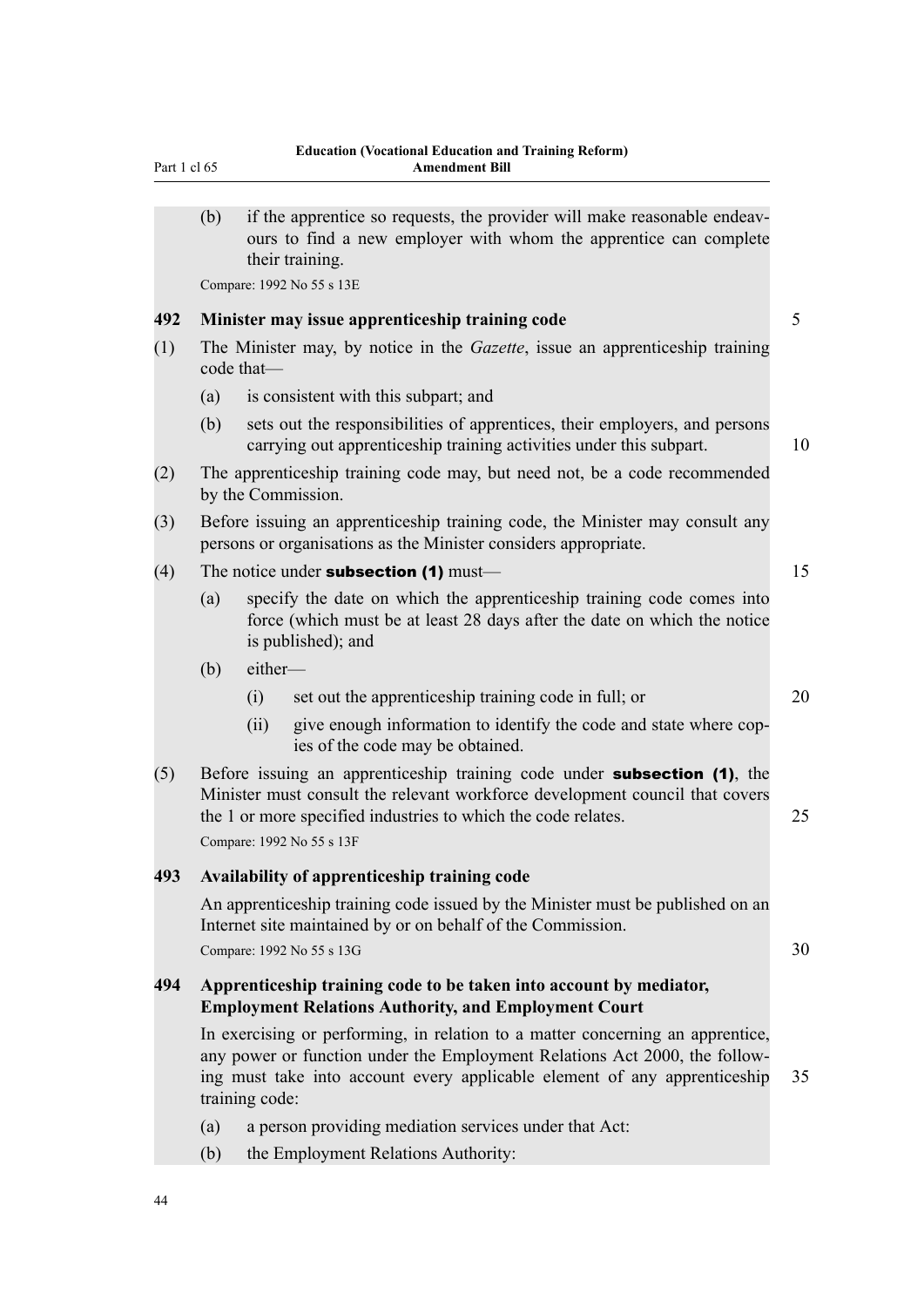(b) if the apprentice so requests, the provider will make reasonable endeavours to find a new employer with whom the apprentice can complete their training.

Compare: 1992 No 55 s 13E

**492 Minister may issue apprenticeship training code**

(1) The Minister may, by notice in the *Gazette*, issue an apprenticeship training code that—

(a) is consistent with this subpart; and

(b) sets out the responsibilities of apprentices, their employers, and persons carrying out apprenticeship training activities under this subpart.

(2) The apprenticeship training code may, but need not, be a code recommended by the Commission.

(3) Before issuing an apprenticeship training code, the Minister may consult any persons or organisations as the Minister considers appropriate.

(4) The notice under **subsection (1)** must—

(a) specify the date on which the apprenticeship training code comes into force (which must be at least 28 days after the date on which the notice is published); and

(b) either—

(i) set out the apprenticeship training code in full; or

(ii) give enough information to identify the code and state where copies of the code may be obtained.

(5) Before issuing an apprenticeship training code under **subsection (1)**, the Minister must consult the relevant workforce development council that covers the 1 or more specified industries to which the code relates.

Compare: 1992 No 55 s 13F

**493 Availability of apprenticeship training code**

An apprenticeship training code issued by the Minister must be published on an Internet site maintained by or on behalf of the Commission.

Compare: 1992 No 55 s 13G

**494 Apprenticeship training code to be taken into account by mediator, Employment Relations Authority, and Employment Court**

In exercising or performing, in relation to a matter concerning an apprentice, any power or function under the Employment Relations Act 2000, the following must take into account every applicable element of any apprenticeship training code:

(a) a person providing mediation services under that Act:

(b) the Employment Relations Authority: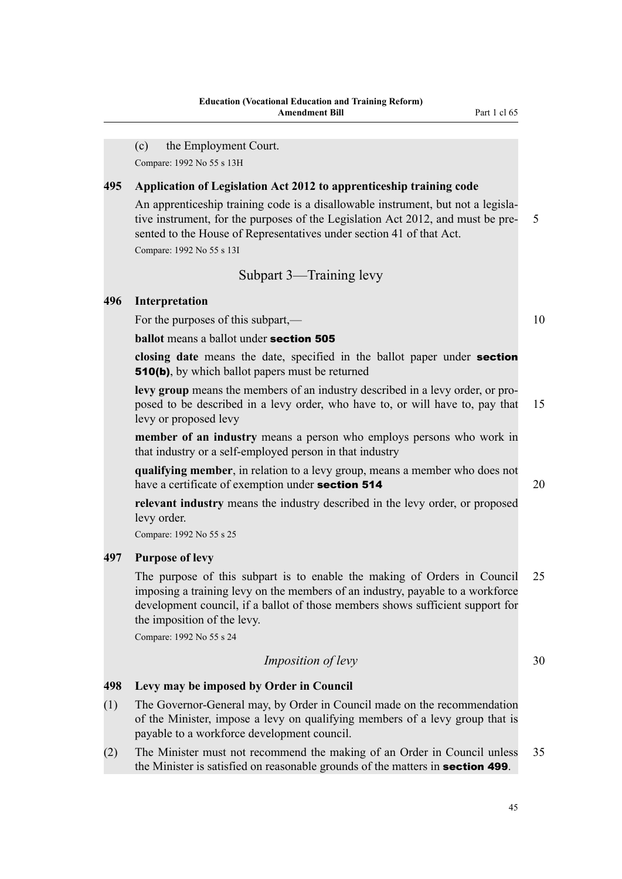(c) the Employment Court.

Compare: 1992 No 55 s 13H

### 495 Application of Legislation Act 2012 to apprenticeship training code

An apprenticeship training code is a disallowable instrument, but not a legislative instrument, for the purposes of the Legislation Act 2012, and must be presented to the House of Representatives under section 41 of that Act.

Compare: 1992 No 55 s 13I

## Subpart 3—Training levy

### 496 Interpretation

For the purposes of this subpart,—

**ballot** means a ballot under **section 505**

**closing date** means the date, specified in the ballot paper under **section 510(b)**, by which ballot papers must be returned

**levy group** means the members of an industry described in a levy order, or proposed to be described in a levy order, who have to, or will have to, pay that levy or proposed levy

**member of an industry** means a person who employs persons who work in that industry or a self-employed person in that industry

**qualifying member**, in relation to a levy group, means a member who does not have a certificate of exemption under **section 514**

**relevant industry** means the industry described in the levy order, or proposed levy order.

Compare: 1992 No 55 s 25

### 497 Purpose of levy

The purpose of this subpart is to enable the making of Orders in Council imposing a training levy on the members of an industry, payable to a workforce development council, if a ballot of those members shows sufficient support for the imposition of the levy.

Compare: 1992 No 55 s 24

*Imposition of levy*

### 498 Levy may be imposed by Order in Council

(1) The Governor-General may, by Order in Council made on the recommendation of the Minister, impose a levy on qualifying members of a levy group that is payable to a workforce development council.

(2) The Minister must not recommend the making of an Order in Council unless the Minister is satisfied on reasonable grounds of the matters in **section 499**.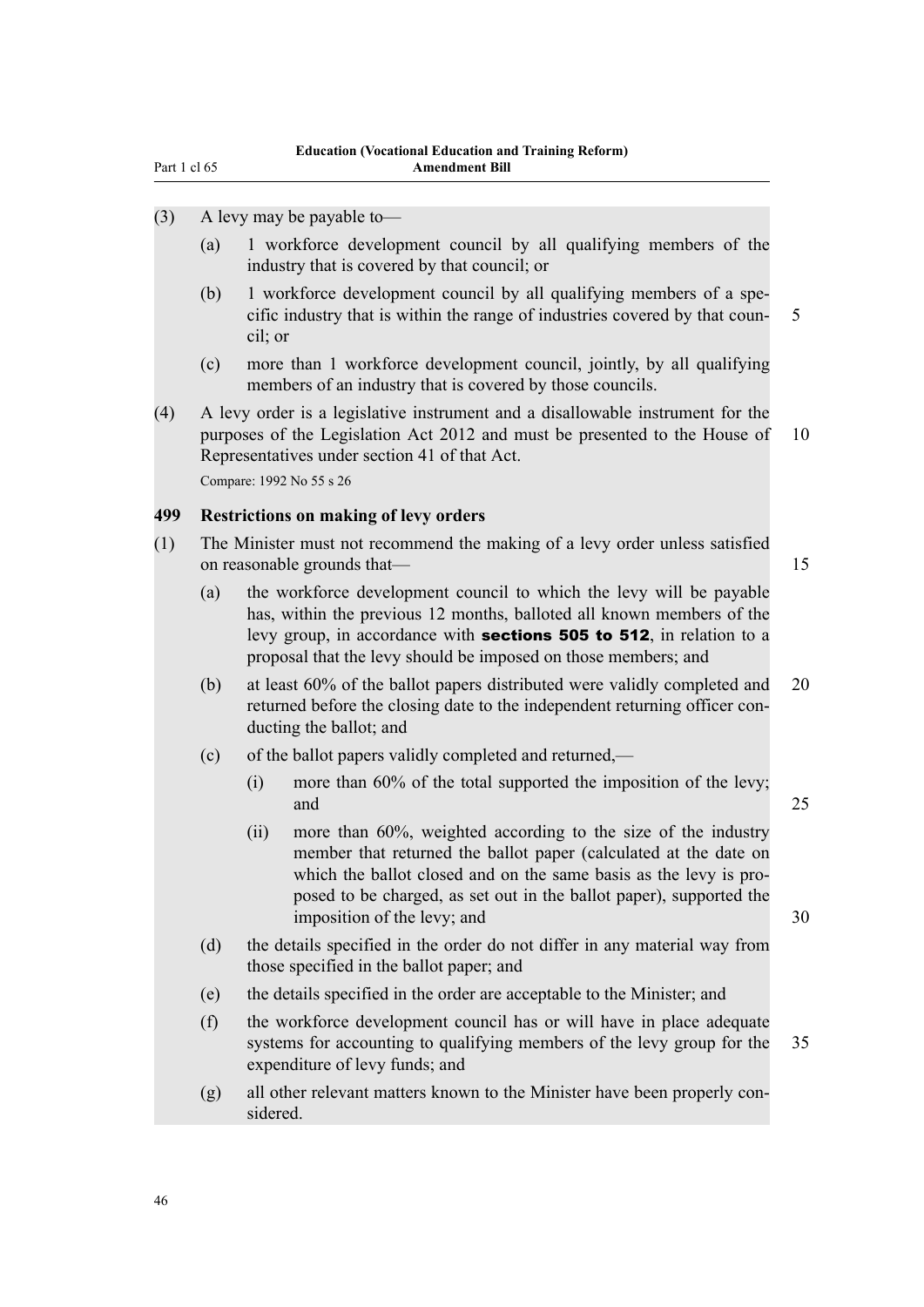(3) A levy may be payable to—

(a) 1 workforce development council by all qualifying members of the industry that is covered by that council; or

(b) 1 workforce development council by all qualifying members of a specific industry that is within the range of industries covered by that council; or

(c) more than 1 workforce development council, jointly, by all qualifying members of an industry that is covered by those councils.

(4) A levy order is a legislative instrument and a disallowable instrument for the purposes of the Legislation Act 2012 and must be presented to the House of Representatives under section 41 of that Act.

Compare: 1992 No 55 s 26

### 499 Restrictions on making of levy orders

(1) The Minister must not recommend the making of a levy order unless satisfied on reasonable grounds that—

(a) the workforce development council to which the levy will be payable has, within the previous 12 months, balloted all known members of the levy group, in accordance with **sections 505 to 512**, in relation to a proposal that the levy should be imposed on those members; and

(b) at least 60% of the ballot papers distributed were validly completed and returned before the closing date to the independent returning officer conducting the ballot; and

(c) of the ballot papers validly completed and returned,—

(i) more than 60% of the total supported the imposition of the levy; and

(ii) more than 60%, weighted according to the size of the industry member that returned the ballot paper (calculated at the date on which the ballot closed and on the same basis as the levy is proposed to be charged, as set out in the ballot paper), supported the imposition of the levy; and

(d) the details specified in the order do not differ in any material way from those specified in the ballot paper; and

(e) the details specified in the order are acceptable to the Minister; and

(f) the workforce development council has or will have in place adequate systems for accounting to qualifying members of the levy group for the expenditure of levy funds; and

(g) all other relevant matters known to the Minister have been properly considered.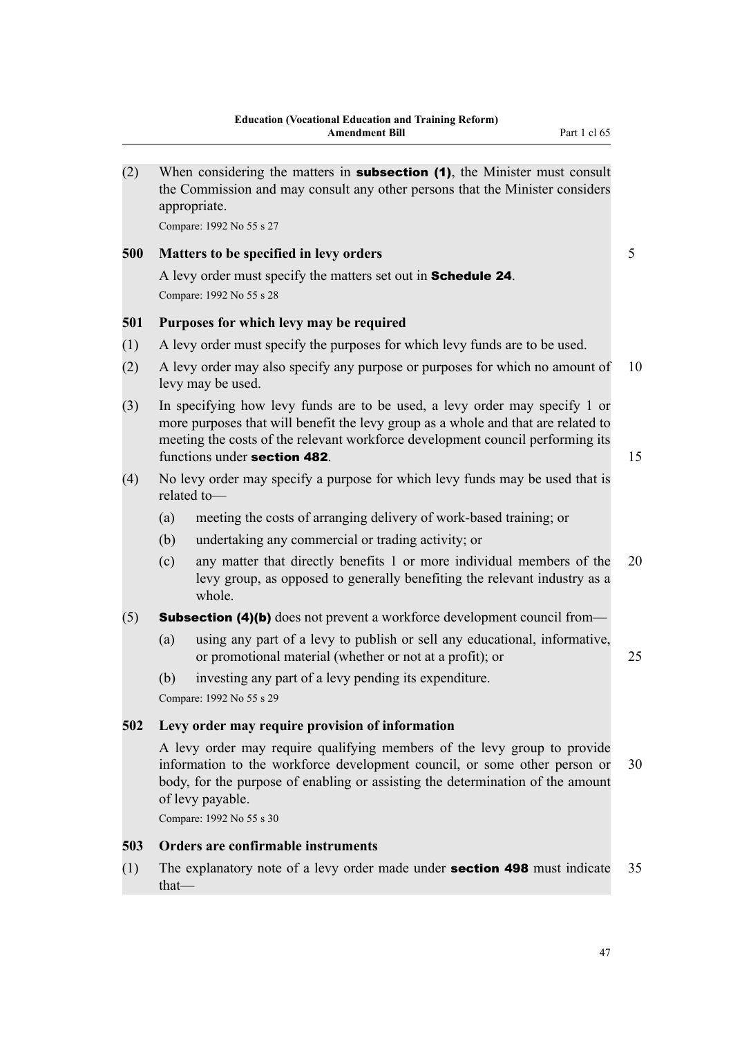(2) When considering the matters in **subsection (1)**, the Minister must consult the Commission and may consult any other persons that the Minister considers appropriate.

Compare: 1992 No 55 s 27

### 500 Matters to be specified in levy orders

A levy order must specify the matters set out in **Schedule 24**.

Compare: 1992 No 55 s 28

### 501 Purposes for which levy may be required

(1) A levy order must specify the purposes for which levy funds are to be used.

(2) A levy order may also specify any purpose or purposes for which no amount of levy may be used.

(3) In specifying how levy funds are to be used, a levy order may specify 1 or more purposes that will benefit the levy group as a whole and that are related to meeting the costs of the relevant workforce development council performing its functions under **section 482**.

(4) No levy order may specify a purpose for which levy funds may be used that is related to—

   (a) meeting the costs of arranging delivery of work-based training; or

   (b) undertaking any commercial or trading activity; or

   (c) any matter that directly benefits 1 or more individual members of the levy group, as opposed to generally benefiting the relevant industry as a whole.

(5) **Subsection (4)(b)** does not prevent a workforce development council from—

   (a) using any part of a levy to publish or sell any educational, informative, or promotional material (whether or not at a profit); or

   (b) investing any part of a levy pending its expenditure.

Compare: 1992 No 55 s 29

### 502 Levy order may require provision of information

A levy order may require qualifying members of the levy group to provide information to the workforce development council, or some other person or body, for the purpose of enabling or assisting the determination of the amount of levy payable.

Compare: 1992 No 55 s 30

### 503 Orders are confirmable instruments

(1) The explanatory note of a levy order made under **section 498** must indicate that—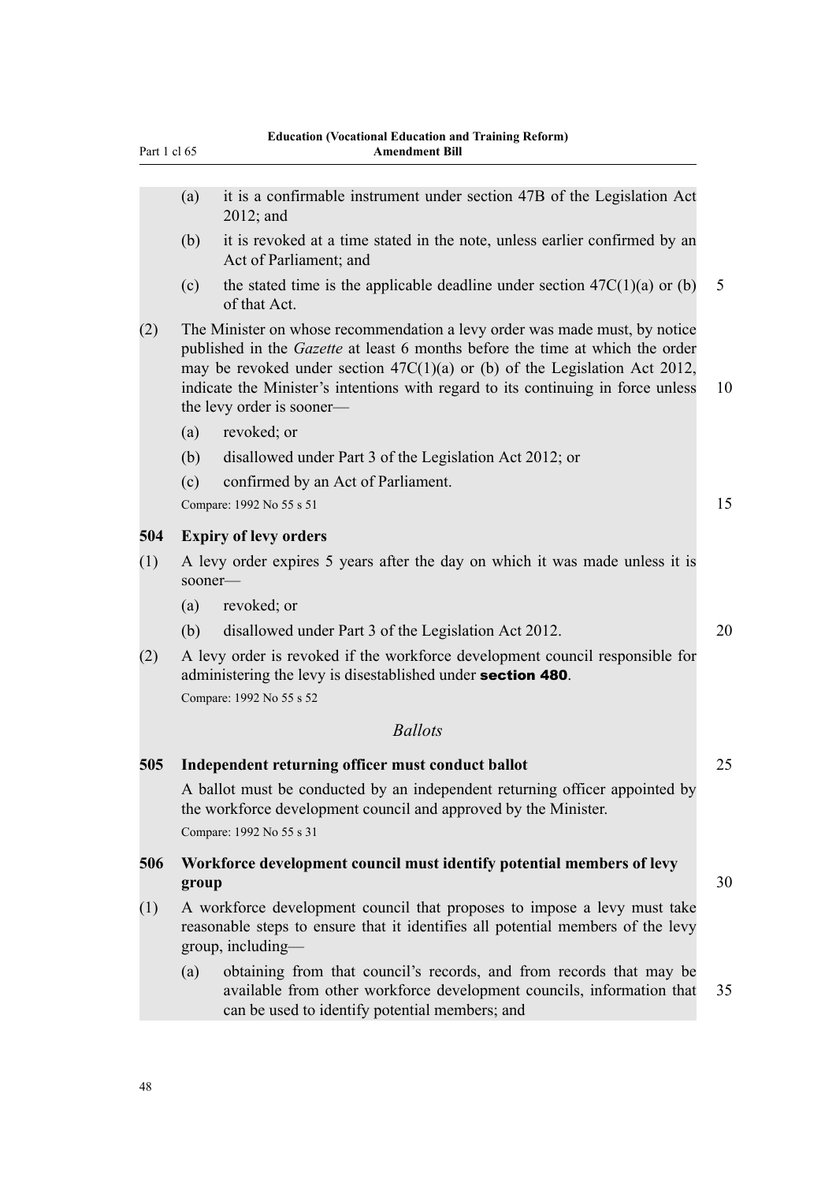(a) it is a confirmable instrument under section 47B of the Legislation Act 2012; and

(b) it is revoked at a time stated in the note, unless earlier confirmed by an Act of Parliament; and

(c) the stated time is the applicable deadline under section 47C(1)(a) or (b) of that Act.

(2) The Minister on whose recommendation a levy order was made must, by notice published in the *Gazette* at least 6 months before the time at which the order may be revoked under section 47C(1)(a) or (b) of the Legislation Act 2012, indicate the Minister's intentions with regard to its continuing in force unless the levy order is sooner—

(a) revoked; or

(b) disallowed under Part 3 of the Legislation Act 2012; or

(c) confirmed by an Act of Parliament.

Compare: 1992 No 55 s 51

**504 Expiry of levy orders**

(1) A levy order expires 5 years after the day on which it was made unless it is sooner—

(a) revoked; or

(b) disallowed under Part 3 of the Legislation Act 2012.

(2) A levy order is revoked if the workforce development council responsible for administering the levy is disestablished under **section 480**.

Compare: 1992 No 55 s 52

*Ballots*

**505 Independent returning officer must conduct ballot**

A ballot must be conducted by an independent returning officer appointed by the workforce development council and approved by the Minister.

Compare: 1992 No 55 s 31

**506 Workforce development council must identify potential members of levy group**

(1) A workforce development council that proposes to impose a levy must take reasonable steps to ensure that it identifies all potential members of the levy group, including—

(a) obtaining from that council's records, and from records that may be available from other workforce development councils, information that can be used to identify potential members; and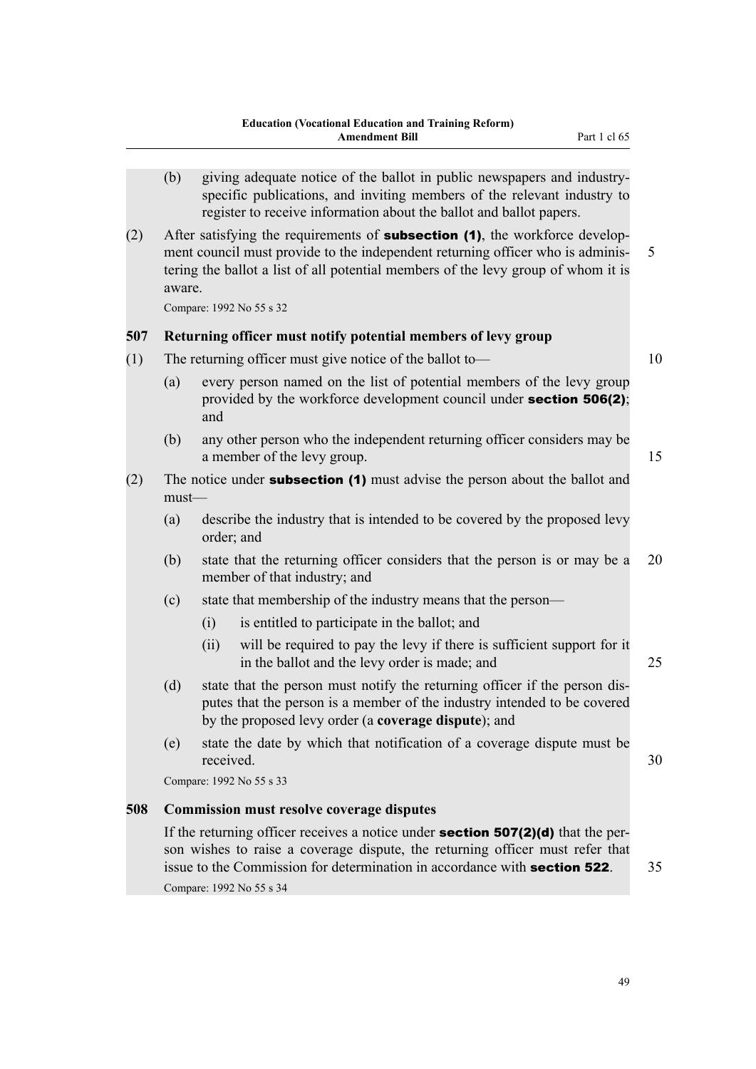(b) giving adequate notice of the ballot in public newspapers and industry-specific publications, and inviting members of the relevant industry to register to receive information about the ballot and ballot papers.

(2) After satisfying the requirements of **subsection (1)**, the workforce development council must provide to the independent returning officer who is administering the ballot a list of all potential members of the levy group of whom it is aware.

Compare: 1992 No 55 s 32

### 507 Returning officer must notify potential members of levy group

(1) The returning officer must give notice of the ballot to—

(a) every person named on the list of potential members of the levy group provided by the workforce development council under **section 506(2)**; and

(b) any other person who the independent returning officer considers may be a member of the levy group.

(2) The notice under **subsection (1)** must advise the person about the ballot and must—

(a) describe the industry that is intended to be covered by the proposed levy order; and

(b) state that the returning officer considers that the person is or may be a member of that industry; and

(c) state that membership of the industry means that the person—

(i) is entitled to participate in the ballot; and

(ii) will be required to pay the levy if there is sufficient support for it in the ballot and the levy order is made; and

(d) state that the person must notify the returning officer if the person disputes that the person is a member of the industry intended to be covered by the proposed levy order (a **coverage dispute**); and

(e) state the date by which that notification of a coverage dispute must be received.

Compare: 1992 No 55 s 33

### 508 Commission must resolve coverage disputes

If the returning officer receives a notice under **section 507(2)(d)** that the person wishes to raise a coverage dispute, the returning officer must refer that issue to the Commission for determination in accordance with **section 522**.

Compare: 1992 No 55 s 34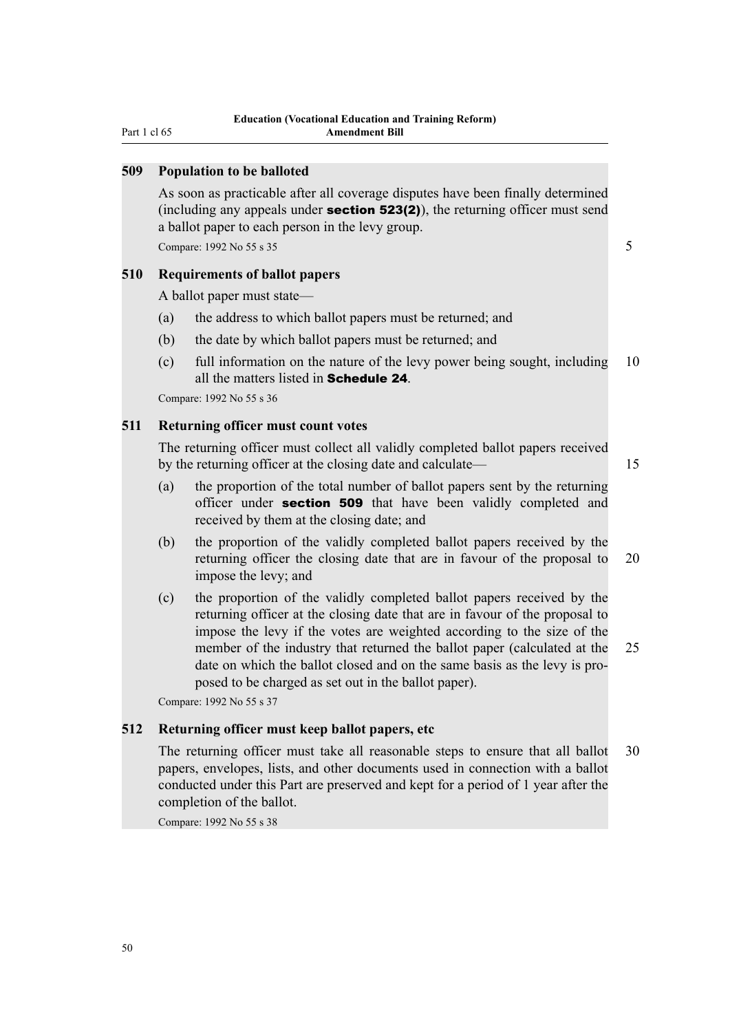### 509 Population to be balloted

As soon as practicable after all coverage disputes have been finally determined (including any appeals under **section 523(2)**), the returning officer must send a ballot paper to each person in the levy group.

Compare: 1992 No 55 s 35

### 510 Requirements of ballot papers

A ballot paper must state—

(a) the address to which ballot papers must be returned; and

(b) the date by which ballot papers must be returned; and

(c) full information on the nature of the levy power being sought, including all the matters listed in **Schedule 24**.

Compare: 1992 No 55 s 36

### 511 Returning officer must count votes

The returning officer must collect all validly completed ballot papers received by the returning officer at the closing date and calculate—

(a) the proportion of the total number of ballot papers sent by the returning officer under **section 509** that have been validly completed and received by them at the closing date; and

(b) the proportion of the validly completed ballot papers received by the returning officer the closing date that are in favour of the proposal to impose the levy; and

(c) the proportion of the validly completed ballot papers received by the returning officer at the closing date that are in favour of the proposal to impose the levy if the votes are weighted according to the size of the member of the industry that returned the ballot paper (calculated at the date on which the ballot closed and on the same basis as the levy is proposed to be charged as set out in the ballot paper).

Compare: 1992 No 55 s 37

### 512 Returning officer must keep ballot papers, etc

The returning officer must take all reasonable steps to ensure that all ballot papers, envelopes, lists, and other documents used in connection with a ballot conducted under this Part are preserved and kept for a period of 1 year after the completion of the ballot.

Compare: 1992 No 55 s 38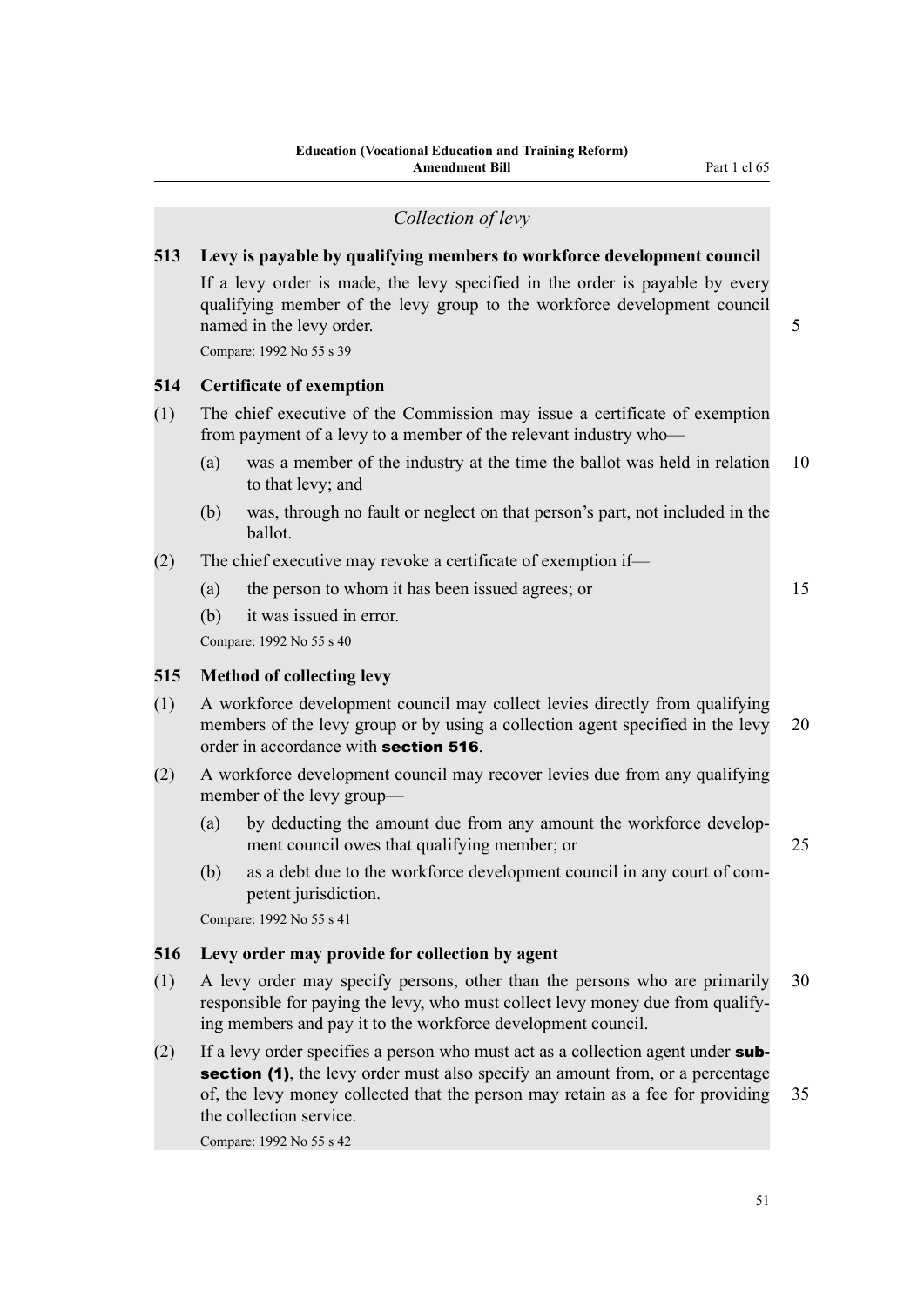*Collection of levy*

**513 Levy is payable by qualifying members to workforce development council**

If a levy order is made, the levy specified in the order is payable by every qualifying member of the levy group to the workforce development council named in the levy order.

Compare: 1992 No 55 s 39

**514 Certificate of exemption**

(1) The chief executive of the Commission may issue a certificate of exemption from payment of a levy to a member of the relevant industry who—

(a) was a member of the industry at the time the ballot was held in relation to that levy; and

(b) was, through no fault or neglect on that person's part, not included in the ballot.

(2) The chief executive may revoke a certificate of exemption if—

(a) the person to whom it has been issued agrees; or

(b) it was issued in error.

Compare: 1992 No 55 s 40

**515 Method of collecting levy**

(1) A workforce development council may collect levies directly from qualifying members of the levy group or by using a collection agent specified in the levy order in accordance with **section 516**.

(2) A workforce development council may recover levies due from any qualifying member of the levy group—

(a) by deducting the amount due from any amount the workforce development council owes that qualifying member; or

(b) as a debt due to the workforce development council in any court of competent jurisdiction.

Compare: 1992 No 55 s 41

**516 Levy order may provide for collection by agent**

(1) A levy order may specify persons, other than the persons who are primarily responsible for paying the levy, who must collect levy money due from qualifying members and pay it to the workforce development council.

(2) If a levy order specifies a person who must act as a collection agent under **subsection (1)**, the levy order must also specify an amount from, or a percentage of, the levy money collected that the person may retain as a fee for providing the collection service.

Compare: 1992 No 55 s 42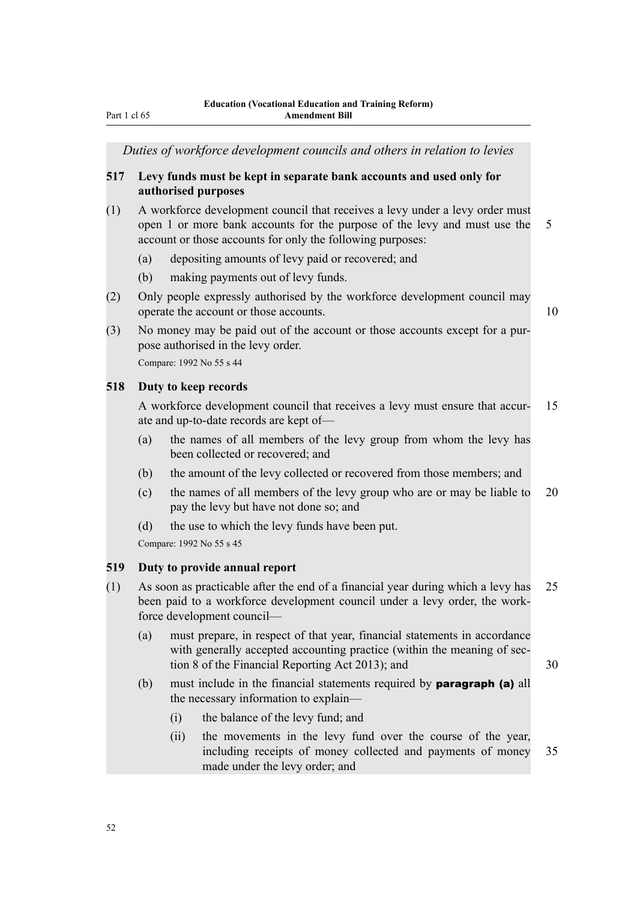*Duties of workforce development councils and others in relation to levies*

**517 Levy funds must be kept in separate bank accounts and used only for authorised purposes**

(1) A workforce development council that receives a levy under a levy order must open 1 or more bank accounts for the purpose of the levy and must use the account or those accounts for only the following purposes:

(a) depositing amounts of levy paid or recovered; and

(b) making payments out of levy funds.

(2) Only people expressly authorised by the workforce development council may operate the account or those accounts.

(3) No money may be paid out of the account or those accounts except for a purpose authorised in the levy order.

Compare: 1992 No 55 s 44

**518 Duty to keep records**

A workforce development council that receives a levy must ensure that accurate and up-to-date records are kept of—

(a) the names of all members of the levy group from whom the levy has been collected or recovered; and

(b) the amount of the levy collected or recovered from those members; and

(c) the names of all members of the levy group who are or may be liable to pay the levy but have not done so; and

(d) the use to which the levy funds have been put.

Compare: 1992 No 55 s 45

**519 Duty to provide annual report**

(1) As soon as practicable after the end of a financial year during which a levy has been paid to a workforce development council under a levy order, the workforce development council—

(a) must prepare, in respect of that year, financial statements in accordance with generally accepted accounting practice (within the meaning of section 8 of the Financial Reporting Act 2013); and

(b) must include in the financial statements required by **paragraph (a)** all the necessary information to explain—

(i) the balance of the levy fund; and

(ii) the movements in the levy fund over the course of the year, including receipts of money collected and payments of money made under the levy order; and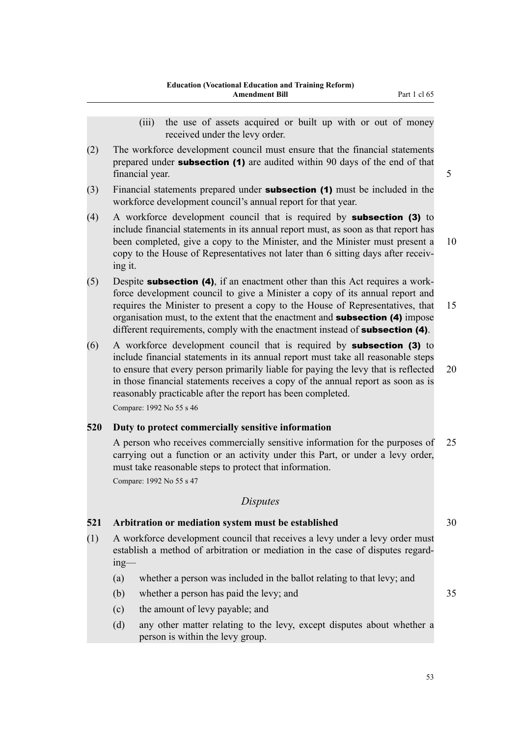(iii) the use of assets acquired or built up with or out of money received under the levy order.

(2) The workforce development council must ensure that the financial statements prepared under **subsection (1)** are audited within 90 days of the end of that financial year.

(3) Financial statements prepared under **subsection (1)** must be included in the workforce development council's annual report for that year.

(4) A workforce development council that is required by **subsection (3)** to include financial statements in its annual report must, as soon as that report has been completed, give a copy to the Minister, and the Minister must present a copy to the House of Representatives not later than 6 sitting days after receiving it.

(5) Despite **subsection (4)**, if an enactment other than this Act requires a workforce development council to give a Minister a copy of its annual report and requires the Minister to present a copy to the House of Representatives, that organisation must, to the extent that the enactment and **subsection (4)** impose different requirements, comply with the enactment instead of **subsection (4)**.

(6) A workforce development council that is required by **subsection (3)** to include financial statements in its annual report must take all reasonable steps to ensure that every person primarily liable for paying the levy that is reflected in those financial statements receives a copy of the annual report as soon as is reasonably practicable after the report has been completed.

Compare: 1992 No 55 s 46

### 520 Duty to protect commercially sensitive information

A person who receives commercially sensitive information for the purposes of carrying out a function or an activity under this Part, or under a levy order, must take reasonable steps to protect that information.

Compare: 1992 No 55 s 47

*Disputes*

### 521 Arbitration or mediation system must be established

(1) A workforce development council that receives a levy under a levy order must establish a method of arbitration or mediation in the case of disputes regarding—

(a) whether a person was included in the ballot relating to that levy; and

(b) whether a person has paid the levy; and

(c) the amount of levy payable; and

(d) any other matter relating to the levy, except disputes about whether a person is within the levy group.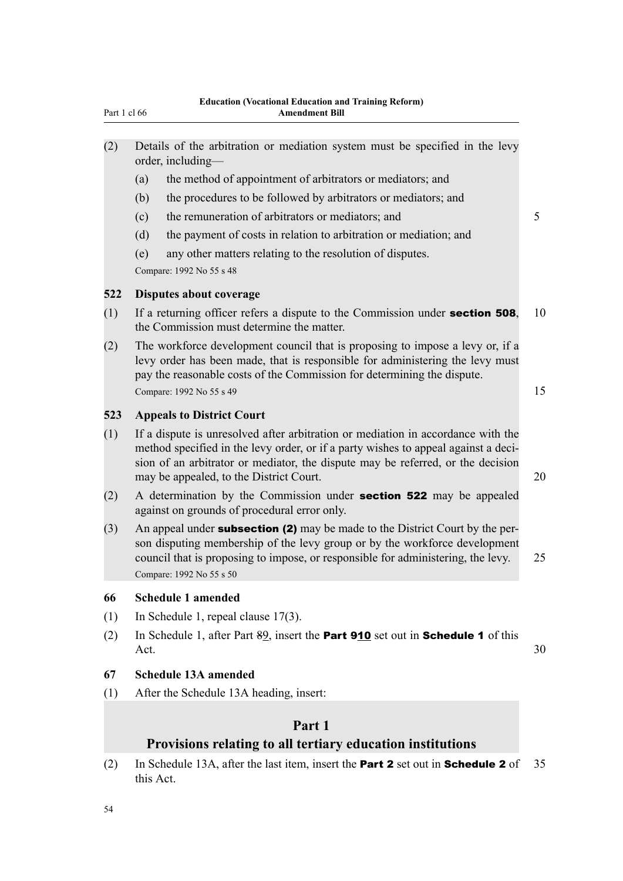(2) Details of the arbitration or mediation system must be specified in the levy order, including—

   (a) the method of appointment of arbitrators or mediators; and

   (b) the procedures to be followed by arbitrators or mediators; and

   (c) the remuneration of arbitrators or mediators; and

   (d) the payment of costs in relation to arbitration or mediation; and

   (e) any other matters relating to the resolution of disputes.

Compare: 1992 No 55 s 48

**522 Disputes about coverage**

(1) If a returning officer refers a dispute to the Commission under **section 508**, the Commission must determine the matter.

(2) The workforce development council that is proposing to impose a levy or, if a levy order has been made, that is responsible for administering the levy must pay the reasonable costs of the Commission for determining the dispute.

Compare: 1992 No 55 s 49

**523 Appeals to District Court**

(1) If a dispute is unresolved after arbitration or mediation in accordance with the method specified in the levy order, or if a party wishes to appeal against a decision of an arbitrator or mediator, the dispute may be referred, or the decision may be appealed, to the District Court.

(2) A determination by the Commission under **section 522** may be appealed against on grounds of procedural error only.

(3) An appeal under **subsection (2)** may be made to the District Court by the person disputing membership of the levy group or by the workforce development council that is proposing to impose, or responsible for administering, the levy.

Compare: 1992 No 55 s 50

**66 Schedule 1 amended**

(1) In Schedule 1, repeal clause 17(3).

(2) In Schedule 1, after Part ~~8~~9, insert the **Part ~~9~~<u>10</u>** set out in **Schedule 1** of this Act.

**67 Schedule 13A amended**

(1) After the Schedule 13A heading, insert:

## Part 1
## Provisions relating to all tertiary education institutions

(2) In Schedule 13A, after the last item, insert the **Part 2** set out in **Schedule 2** of this Act.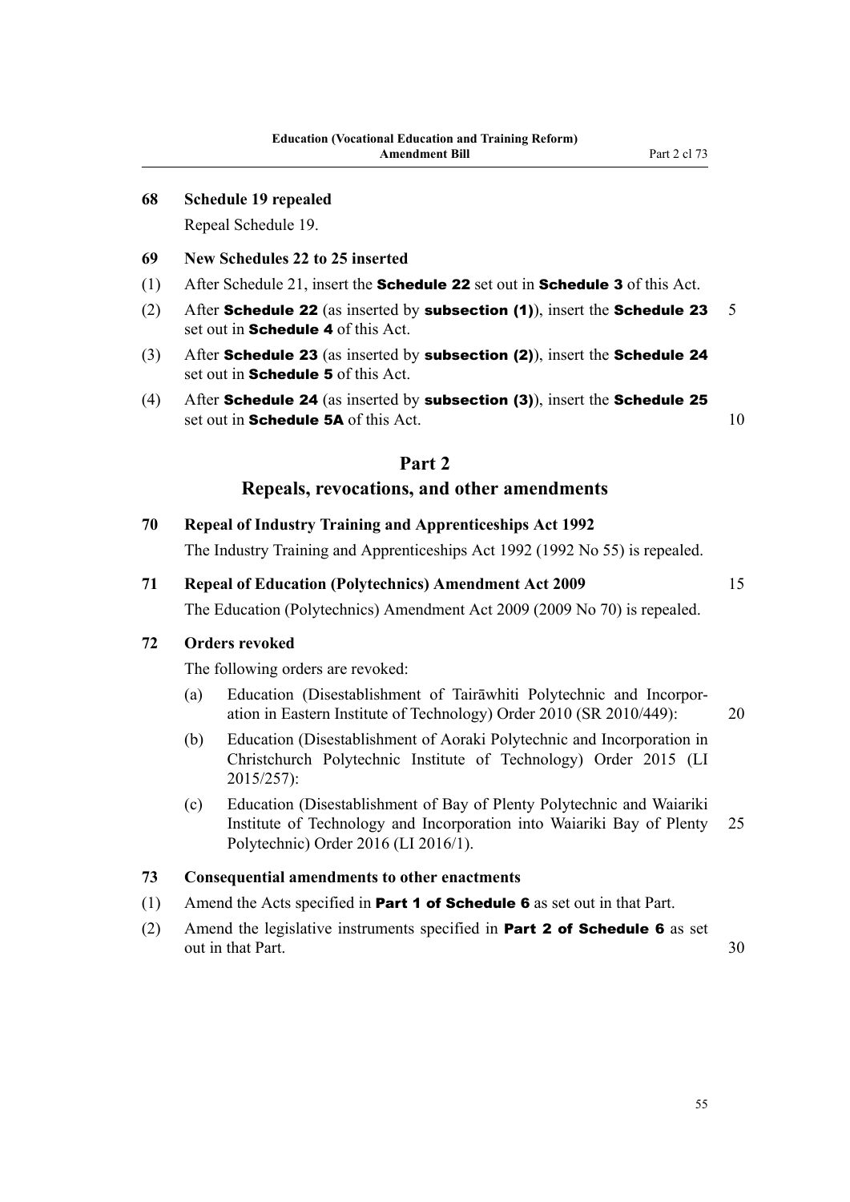### 68 Schedule 19 repealed

Repeal Schedule 19.

### 69 New Schedules 22 to 25 inserted

(1) After Schedule 21, insert the **Schedule 22** set out in **Schedule 3** of this Act.

(2) After **Schedule 22** (as inserted by **subsection (1)**), insert the **Schedule 23** set out in **Schedule 4** of this Act.

(3) After **Schedule 23** (as inserted by **subsection (2)**), insert the **Schedule 24** set out in **Schedule 5** of this Act.

(4) After **Schedule 24** (as inserted by **subsection (3)**), insert the **Schedule 25** set out in **Schedule 5A** of this Act.

## Part 2
## Repeals, revocations, and other amendments

### 70 Repeal of Industry Training and Apprenticeships Act 1992

The Industry Training and Apprenticeships Act 1992 (1992 No 55) is repealed.

### 71 Repeal of Education (Polytechnics) Amendment Act 2009

The Education (Polytechnics) Amendment Act 2009 (2009 No 70) is repealed.

### 72 Orders revoked

The following orders are revoked:

(a) Education (Disestablishment of Tairāwhiti Polytechnic and Incorporation in Eastern Institute of Technology) Order 2010 (SR 2010/449):

(b) Education (Disestablishment of Aoraki Polytechnic and Incorporation in Christchurch Polytechnic Institute of Technology) Order 2015 (LI 2015/257):

(c) Education (Disestablishment of Bay of Plenty Polytechnic and Waiariki Institute of Technology and Incorporation into Waiariki Bay of Plenty Polytechnic) Order 2016 (LI 2016/1).

### 73 Consequential amendments to other enactments

(1) Amend the Acts specified in **Part 1 of Schedule 6** as set out in that Part.

(2) Amend the legislative instruments specified in **Part 2 of Schedule 6** as set out in that Part.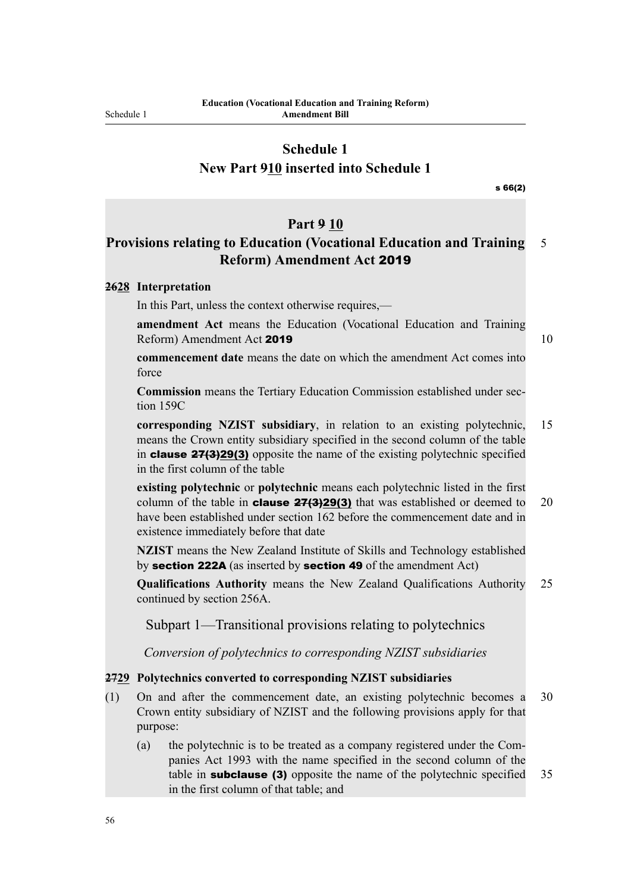# Schedule 1
## New Part 910 inserted into Schedule 1

s 66(2)

## Part 9 10
## Provisions relating to Education (Vocational Education and Training Reform) Amendment Act 2019

**2628 Interpretation**

In this Part, unless the context otherwise requires,—

**amendment Act** means the Education (Vocational Education and Training Reform) Amendment Act **2019**

**commencement date** means the date on which the amendment Act comes into force

**Commission** means the Tertiary Education Commission established under section 159C

**corresponding NZIST subsidiary**, in relation to an existing polytechnic, means the Crown entity subsidiary specified in the second column of the table in **clause 27(3)29(3)** opposite the name of the existing polytechnic specified in the first column of the table

**existing polytechnic** or **polytechnic** means each polytechnic listed in the first column of the table in **clause 27(3)29(3)** that was established or deemed to have been established under section 162 before the commencement date and in existence immediately before that date

**NZIST** means the New Zealand Institute of Skills and Technology established by **section 222A** (as inserted by **section 49** of the amendment Act)

**Qualifications Authority** means the New Zealand Qualifications Authority continued by section 256A.

### Subpart 1—Transitional provisions relating to polytechnics

*Conversion of polytechnics to corresponding NZIST subsidiaries*

**2729 Polytechnics converted to corresponding NZIST subsidiaries**

(1) On and after the commencement date, an existing polytechnic becomes a Crown entity subsidiary of NZIST and the following provisions apply for that purpose:

(a) the polytechnic is to be treated as a company registered under the Companies Act 1993 with the name specified in the second column of the table in **subclause (3)** opposite the name of the polytechnic specified in the first column of that table; and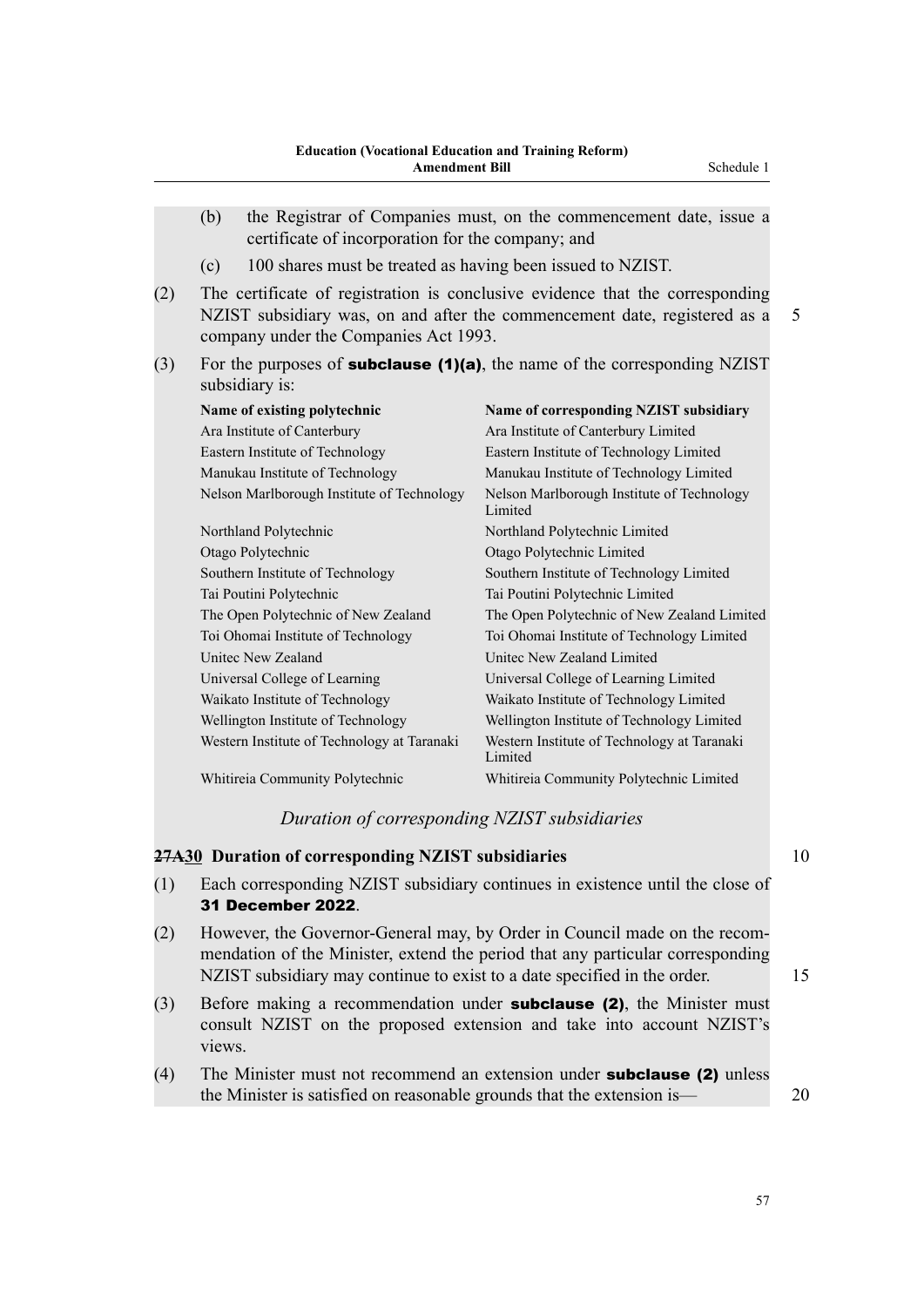(b) the Registrar of Companies must, on the commencement date, issue a certificate of incorporation for the company; and

(c) 100 shares must be treated as having been issued to NZIST.

(2) The certificate of registration is conclusive evidence that the corresponding NZIST subsidiary was, on and after the commencement date, registered as a company under the Companies Act 1993.

(3) For the purposes of **subclause (1)(a)**, the name of the corresponding NZIST subsidiary is:

| Name of existing polytechnic | Name of corresponding NZIST subsidiary |
|---|---|
| Ara Institute of Canterbury | Ara Institute of Canterbury Limited |
| Eastern Institute of Technology | Eastern Institute of Technology Limited |
| Manukau Institute of Technology | Manukau Institute of Technology Limited |
| Nelson Marlborough Institute of Technology | Nelson Marlborough Institute of Technology Limited |
| Northland Polytechnic | Northland Polytechnic Limited |
| Otago Polytechnic | Otago Polytechnic Limited |
| Southern Institute of Technology | Southern Institute of Technology Limited |
| Tai Poutini Polytechnic | Tai Poutini Polytechnic Limited |
| The Open Polytechnic of New Zealand | The Open Polytechnic of New Zealand Limited |
| Toi Ohomai Institute of Technology | Toi Ohomai Institute of Technology Limited |
| Unitec New Zealand | Unitec New Zealand Limited |
| Universal College of Learning | Universal College of Learning Limited |
| Waikato Institute of Technology | Waikato Institute of Technology Limited |
| Wellington Institute of Technology | Wellington Institute of Technology Limited |
| Western Institute of Technology at Taranaki | Western Institute of Technology at Taranaki Limited |
| Whitireia Community Polytechnic | Whitireia Community Polytechnic Limited |

*Duration of corresponding NZIST subsidiaries*

**~~27A~~30 Duration of corresponding NZIST subsidiaries**

(1) Each corresponding NZIST subsidiary continues in existence until the close of **31 December 2022**.

(2) However, the Governor-General may, by Order in Council made on the recommendation of the Minister, extend the period that any particular corresponding NZIST subsidiary may continue to exist to a date specified in the order.

(3) Before making a recommendation under **subclause (2)**, the Minister must consult NZIST on the proposed extension and take into account NZIST's views.

(4) The Minister must not recommend an extension under **subclause (2)** unless the Minister is satisfied on reasonable grounds that the extension is—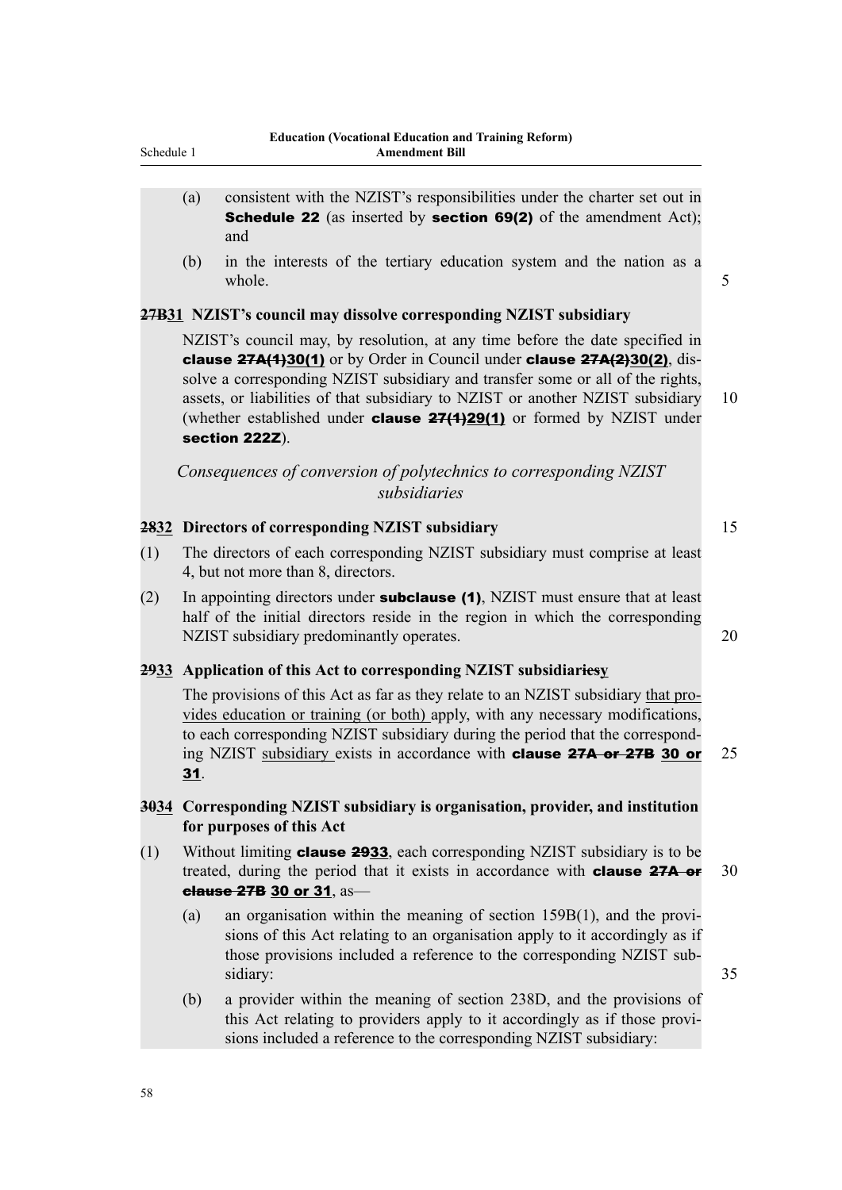(a) consistent with the NZIST's responsibilities under the charter set out in **Schedule 22** (as inserted by **section 69(2)** of the amendment Act); and

(b) in the interests of the tertiary education system and the nation as a whole.

### ~~27B~~31 NZIST's council may dissolve corresponding NZIST subsidiary

NZIST's council may, by resolution, at any time before the date specified in **clause ~~27A(1)~~30(1)** or by Order in Council under **clause ~~27A(2)~~30(2)**, dissolve a corresponding NZIST subsidiary and transfer some or all of the rights, assets, or liabilities of that subsidiary to NZIST or another NZIST subsidiary (whether established under **clause ~~27(1)~~29(1)** or formed by NZIST under **section 222Z**).

*Consequences of conversion of polytechnics to corresponding NZIST subsidiaries*

### ~~28~~32 Directors of corresponding NZIST subsidiary

(1) The directors of each corresponding NZIST subsidiary must comprise at least 4, but not more than 8, directors.

(2) In appointing directors under **subclause (1)**, NZIST must ensure that at least half of the initial directors reside in the region in which the corresponding NZIST subsidiary predominantly operates.

### ~~29~~33 Application of this Act to corresponding NZIST subsidiar~~ies~~y

The provisions of this Act as far as they relate to an NZIST subsidiary that provides education or training (or both) apply, with any necessary modifications, to each corresponding NZIST subsidiary during the period that the corresponding NZIST subsidiary exists in accordance with **clause ~~27A or 27B~~ 30 or 31**.

### ~~30~~34 Corresponding NZIST subsidiary is organisation, provider, and institution for purposes of this Act

(1) Without limiting **clause ~~29~~33**, each corresponding NZIST subsidiary is to be treated, during the period that it exists in accordance with **clause ~~27A or clause 27B~~ 30 or 31**, as—

(a) an organisation within the meaning of section 159B(1), and the provisions of this Act relating to an organisation apply to it accordingly as if those provisions included a reference to the corresponding NZIST subsidiary:

(b) a provider within the meaning of section 238D, and the provisions of this Act relating to providers apply to it accordingly as if those provisions included a reference to the corresponding NZIST subsidiary: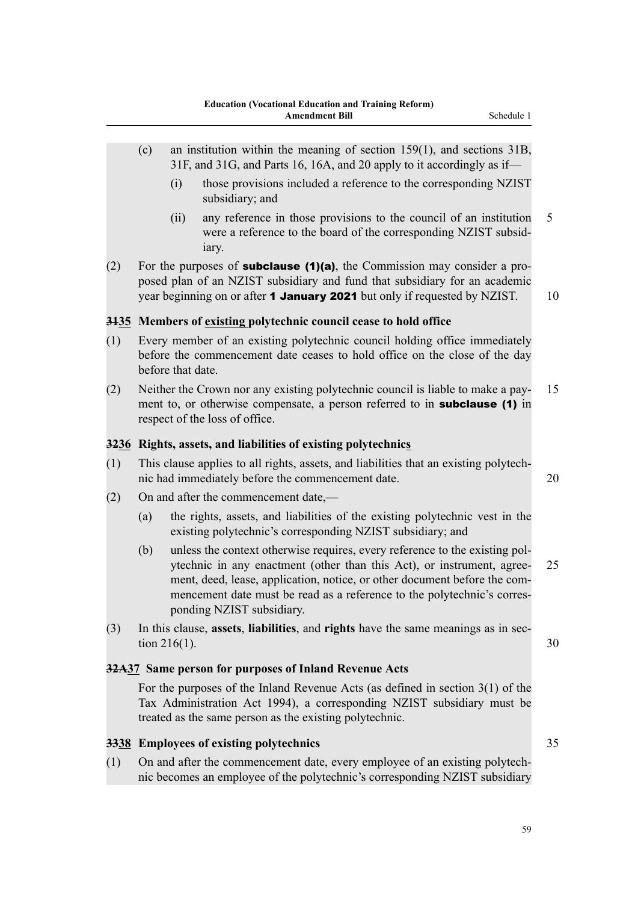(c) an institution within the meaning of section 159(1), and sections 31B, 31F, and 31G, and Parts 16, 16A, and 20 apply to it accordingly as if—

(i) those provisions included a reference to the corresponding NZIST subsidiary; and

(ii) any reference in those provisions to the council of an institution were a reference to the board of the corresponding NZIST subsidiary.

(2) For the purposes of **subclause (1)(a)**, the Commission may consider a proposed plan of an NZIST subsidiary and fund that subsidiary for an academic year beginning on or after **1 January 2021** but only if requested by NZIST.

### ~~31~~35 Members of existing polytechnic council cease to hold office

(1) Every member of an existing polytechnic council holding office immediately before the commencement date ceases to hold office on the close of the day before that date.

(2) Neither the Crown nor any existing polytechnic council is liable to make a payment to, or otherwise compensate, a person referred to in **subclause (1)** in respect of the loss of office.

### ~~32~~36 Rights, assets, and liabilities of existing polytechnics

(1) This clause applies to all rights, assets, and liabilities that an existing polytechnic had immediately before the commencement date.

(2) On and after the commencement date,—

(a) the rights, assets, and liabilities of the existing polytechnic vest in the existing polytechnic's corresponding NZIST subsidiary; and

(b) unless the context otherwise requires, every reference to the existing polytechnic in any enactment (other than this Act), or instrument, agreement, deed, lease, application, notice, or other document before the commencement date must be read as a reference to the polytechnic's corresponding NZIST subsidiary.

(3) In this clause, **assets**, **liabilities**, and **rights** have the same meanings as in section 216(1).

### ~~32A~~37 Same person for purposes of Inland Revenue Acts

For the purposes of the Inland Revenue Acts (as defined in section 3(1) of the Tax Administration Act 1994), a corresponding NZIST subsidiary must be treated as the same person as the existing polytechnic.

### ~~33~~38 Employees of existing polytechnics

(1) On and after the commencement date, every employee of an existing polytechnic becomes an employee of the polytechnic's corresponding NZIST subsidiary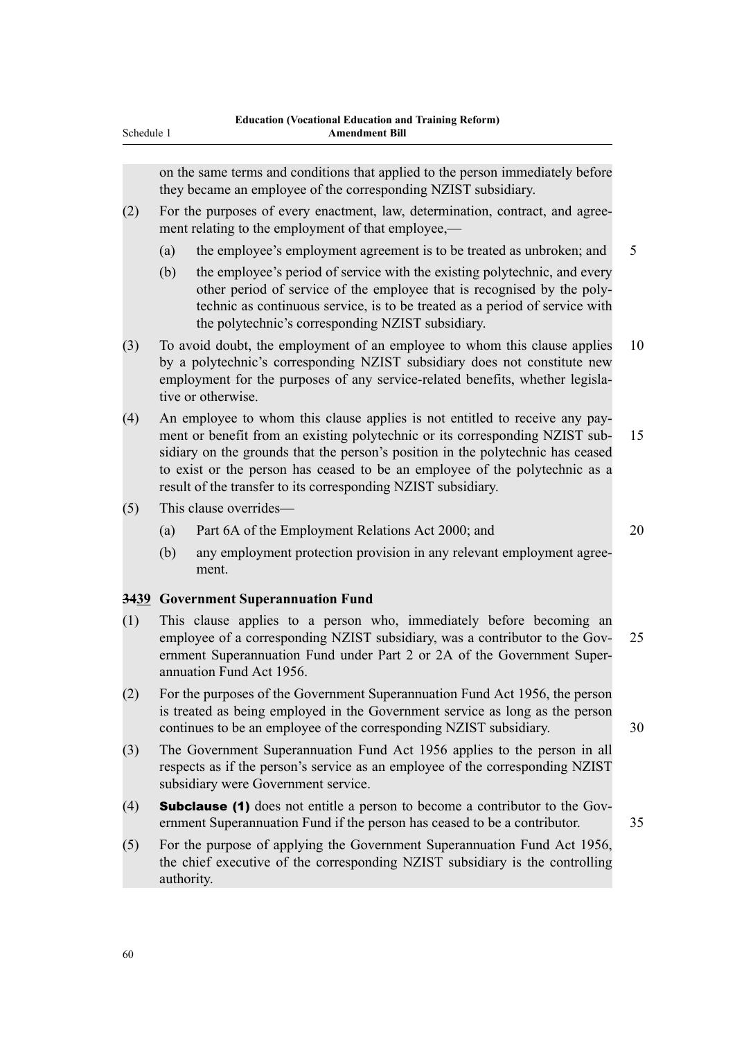on the same terms and conditions that applied to the person immediately before they became an employee of the corresponding NZIST subsidiary.

(2) For the purposes of every enactment, law, determination, contract, and agreement relating to the employment of that employee,—

(a) the employee's employment agreement is to be treated as unbroken; and

(b) the employee's period of service with the existing polytechnic, and every other period of service of the employee that is recognised by the polytechnic as continuous service, is to be treated as a period of service with the polytechnic's corresponding NZIST subsidiary.

(3) To avoid doubt, the employment of an employee to whom this clause applies by a polytechnic's corresponding NZIST subsidiary does not constitute new employment for the purposes of any service-related benefits, whether legislative or otherwise.

(4) An employee to whom this clause applies is not entitled to receive any payment or benefit from an existing polytechnic or its corresponding NZIST subsidiary on the grounds that the person's position in the polytechnic has ceased to exist or the person has ceased to be an employee of the polytechnic as a result of the transfer to its corresponding NZIST subsidiary.

(5) This clause overrides—

(a) Part 6A of the Employment Relations Act 2000; and

(b) any employment protection provision in any relevant employment agreement.

### ~~34~~39 Government Superannuation Fund

(1) This clause applies to a person who, immediately before becoming an employee of a corresponding NZIST subsidiary, was a contributor to the Government Superannuation Fund under Part 2 or 2A of the Government Superannuation Fund Act 1956.

(2) For the purposes of the Government Superannuation Fund Act 1956, the person is treated as being employed in the Government service as long as the person continues to be an employee of the corresponding NZIST subsidiary.

(3) The Government Superannuation Fund Act 1956 applies to the person in all respects as if the person's service as an employee of the corresponding NZIST subsidiary were Government service.

(4) **Subclause (1)** does not entitle a person to become a contributor to the Government Superannuation Fund if the person has ceased to be a contributor.

(5) For the purpose of applying the Government Superannuation Fund Act 1956, the chief executive of the corresponding NZIST subsidiary is the controlling authority.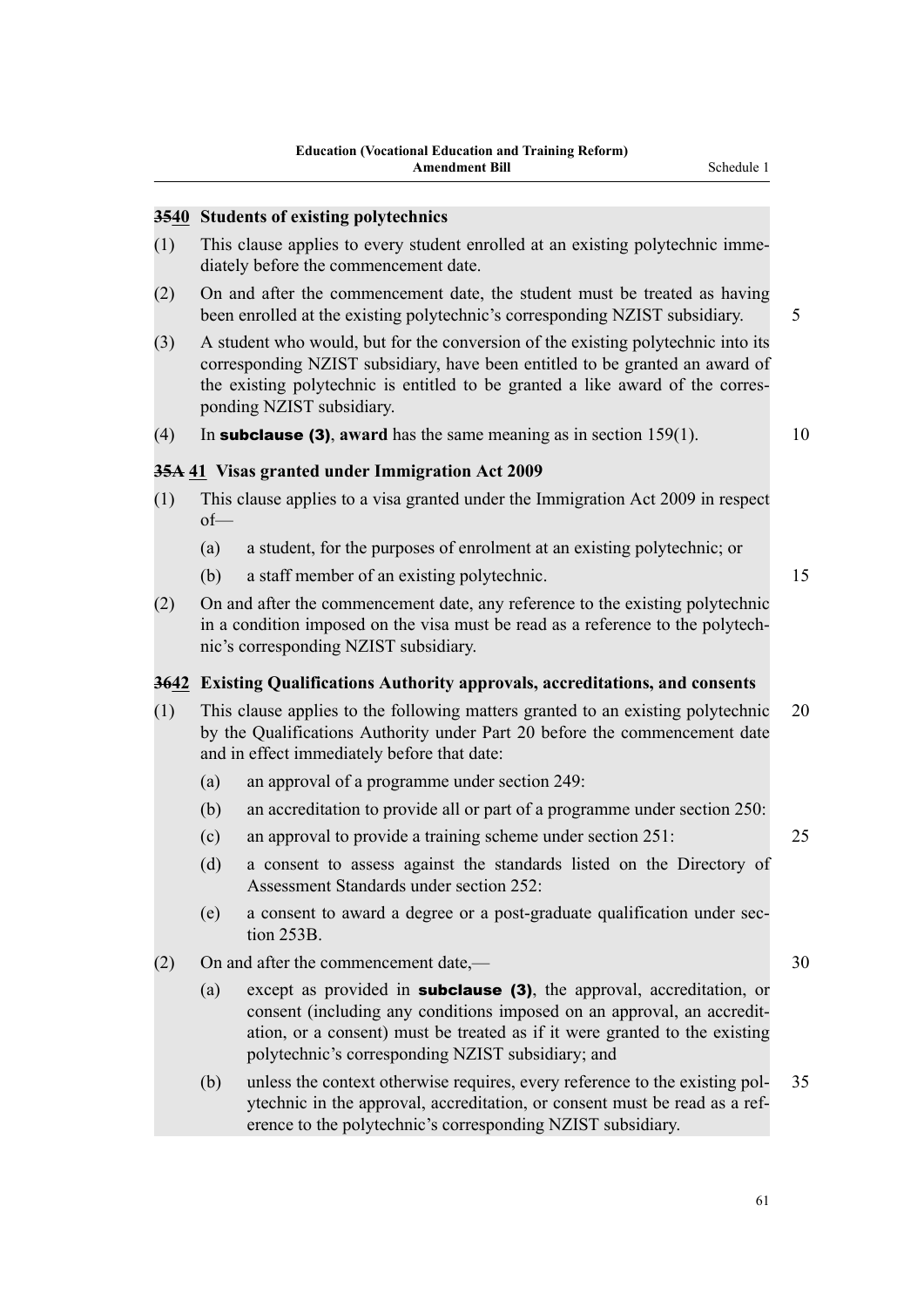### ~~35~~40 Students of existing polytechnics

(1) This clause applies to every student enrolled at an existing polytechnic immediately before the commencement date.

(2) On and after the commencement date, the student must be treated as having been enrolled at the existing polytechnic's corresponding NZIST subsidiary.

(3) A student who would, but for the conversion of the existing polytechnic into its corresponding NZIST subsidiary, have been entitled to be granted an award of the existing polytechnic is entitled to be granted a like award of the corresponding NZIST subsidiary.

(4) In **subclause (3)**, **award** has the same meaning as in section 159(1).

### ~~35A~~ 41 Visas granted under Immigration Act 2009

(1) This clause applies to a visa granted under the Immigration Act 2009 in respect of—

- (a) a student, for the purposes of enrolment at an existing polytechnic; or
- (b) a staff member of an existing polytechnic.

(2) On and after the commencement date, any reference to the existing polytechnic in a condition imposed on the visa must be read as a reference to the polytechnic's corresponding NZIST subsidiary.

### ~~36~~42 Existing Qualifications Authority approvals, accreditations, and consents

(1) This clause applies to the following matters granted to an existing polytechnic by the Qualifications Authority under Part 20 before the commencement date and in effect immediately before that date:

- (a) an approval of a programme under section 249:
- (b) an accreditation to provide all or part of a programme under section 250:
- (c) an approval to provide a training scheme under section 251:
- (d) a consent to assess against the standards listed on the Directory of Assessment Standards under section 252:
- (e) a consent to award a degree or a post-graduate qualification under section 253B.

(2) On and after the commencement date,—

- (a) except as provided in **subclause (3)**, the approval, accreditation, or consent (including any conditions imposed on an approval, an accreditation, or a consent) must be treated as if it were granted to the existing polytechnic's corresponding NZIST subsidiary; and
- (b) unless the context otherwise requires, every reference to the existing polytechnic in the approval, accreditation, or consent must be read as a reference to the polytechnic's corresponding NZIST subsidiary.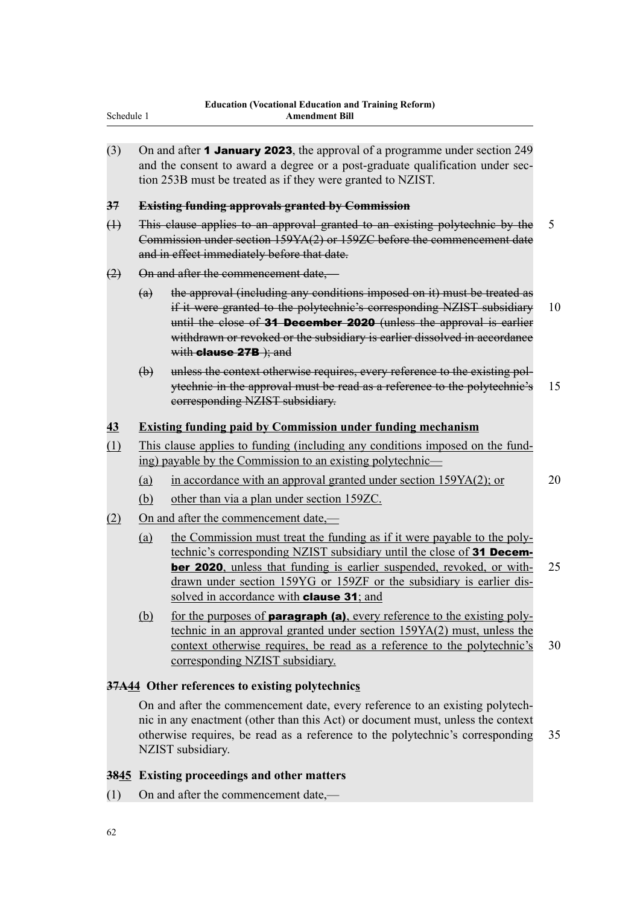(3) On and after **1 January 2023**, the approval of a programme under section 249 and the consent to award a degree or a post-graduate qualification under section 253B must be treated as if they were granted to NZIST.

**~~37 Existing funding approvals granted by Commission~~**

~~(1) This clause applies to an approval granted to an existing polytechnic by the Commission under section 159YA(2) or 159ZC before the commencement date and in effect immediately before that date.~~

~~(2) On and after the commencement date,—~~

~~(a) the approval (including any conditions imposed on it) must be treated as if it were granted to the polytechnic's corresponding NZIST subsidiary until the close of **31 December 2020** (unless the approval is earlier withdrawn or revoked or the subsidiary is earlier dissolved in accordance with **clause 27B** ); and~~

~~(b) unless the context otherwise requires, every reference to the existing polytechnic in the approval must be read as a reference to the polytechnic's corresponding NZIST subsidiary.~~

**<u>43 Existing funding paid by Commission under funding mechanism</u>**

<u>(1) This clause applies to funding (including any conditions imposed on the funding) payable by the Commission to an existing polytechnic—</u>

<u>(a) in accordance with an approval granted under section 159YA(2); or</u>

<u>(b) other than via a plan under section 159ZC.</u>

<u>(2) On and after the commencement date,—</u>

<u>(a) the Commission must treat the funding as if it were payable to the polytechnic's corresponding NZIST subsidiary until the close of **31 December 2020**, unless that funding is earlier suspended, revoked, or withdrawn under section 159YG or 159ZF or the subsidiary is earlier dissolved in accordance with **clause 31**; and</u>

<u>(b) for the purposes of **paragraph (a)**, every reference to the existing polytechnic in an approval granted under section 159YA(2) must, unless the context otherwise requires, be read as a reference to the polytechnic's corresponding NZIST subsidiary.</u>

**~~37A~~<u>44</u> Other references to existing polytechnic<u>s</u>**

On and after the commencement date, every reference to an existing polytechnic in any enactment (other than this Act) or document must, unless the context otherwise requires, be read as a reference to the polytechnic's corresponding NZIST subsidiary.

**~~38~~<u>45</u> Existing proceedings and other matters**

(1) On and after the commencement date,—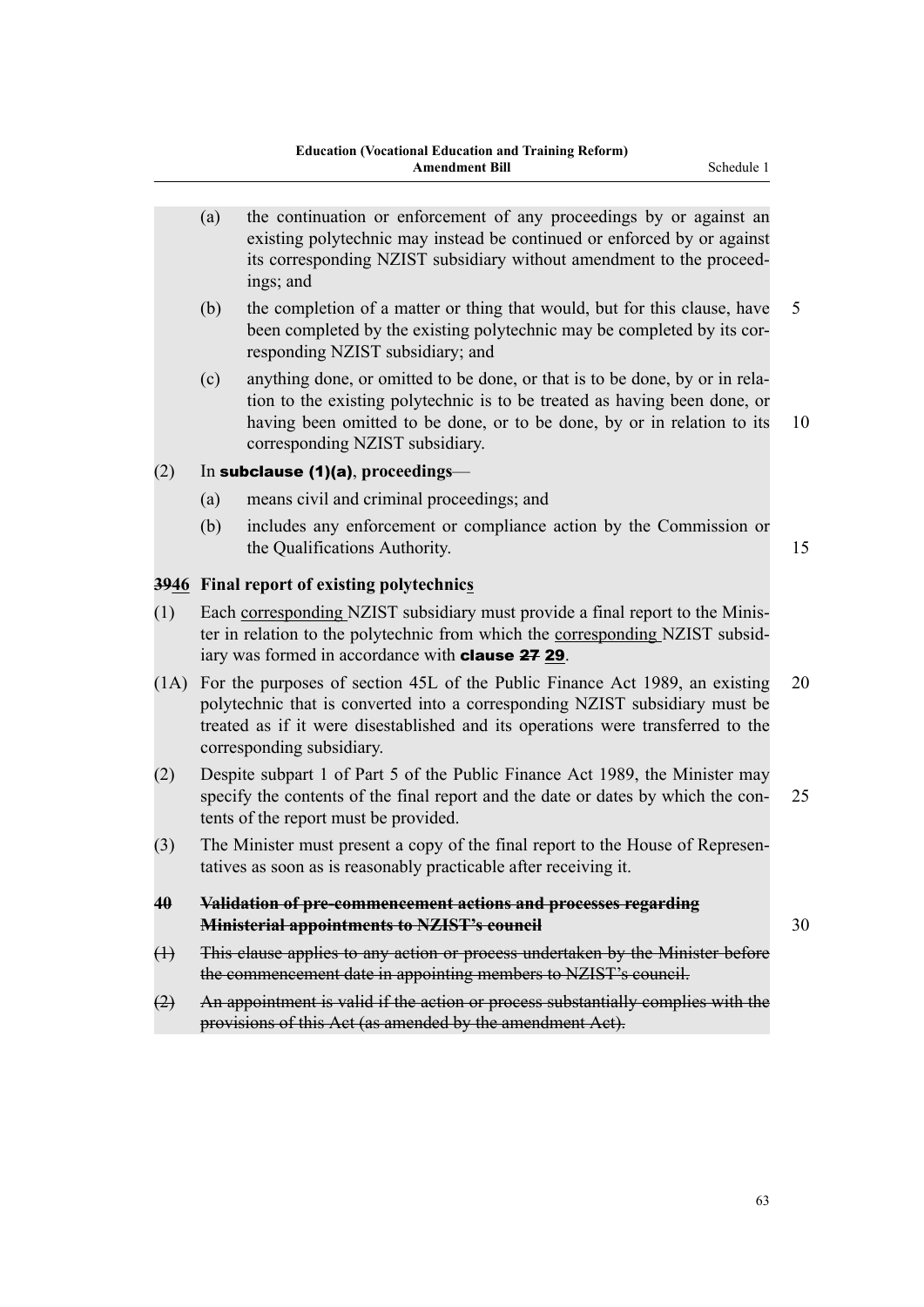(a) the continuation or enforcement of any proceedings by or against an existing polytechnic may instead be continued or enforced by or against its corresponding NZIST subsidiary without amendment to the proceedings; and

(b) the completion of a matter or thing that would, but for this clause, have been completed by the existing polytechnic may be completed by its corresponding NZIST subsidiary; and

(c) anything done, or omitted to be done, or that is to be done, by or in relation to the existing polytechnic is to be treated as having been done, or having been omitted to be done, or to be done, by or in relation to its corresponding NZIST subsidiary.

(2) In **subclause (1)(a)**, **proceedings**—

(a) means civil and criminal proceedings; and

(b) includes any enforcement or compliance action by the Commission or the Qualifications Authority.

**~~39~~46 Final report of existing polytechnics**

(1) Each corresponding NZIST subsidiary must provide a final report to the Minister in relation to the polytechnic from which the corresponding NZIST subsidiary was formed in accordance with **clause ~~27~~ 29**.

(1A) For the purposes of section 45L of the Public Finance Act 1989, an existing polytechnic that is converted into a corresponding NZIST subsidiary must be treated as if it were disestablished and its operations were transferred to the corresponding subsidiary.

(2) Despite subpart 1 of Part 5 of the Public Finance Act 1989, the Minister may specify the contents of the final report and the date or dates by which the contents of the report must be provided.

(3) The Minister must present a copy of the final report to the House of Representatives as soon as is reasonably practicable after receiving it.

~~**40 Validation of pre-commencement actions and processes regarding Ministerial appointments to NZIST's council**~~

~~(1) This clause applies to any action or process undertaken by the Minister before the commencement date in appointing members to NZIST's council.~~

~~(2) An appointment is valid if the action or process substantially complies with the provisions of this Act (as amended by the amendment Act).~~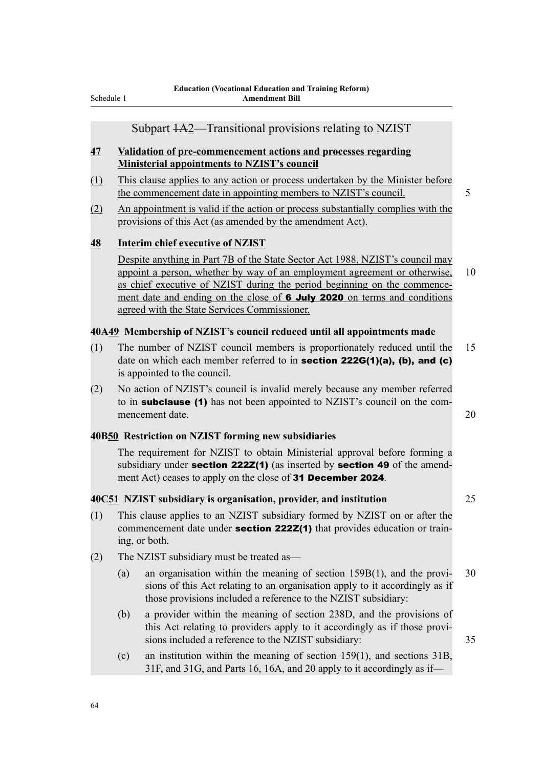## Subpart ~~1A~~2—Transitional provisions relating to NZIST

### 47 Validation of pre-commencement actions and processes regarding Ministerial appointments to NZIST's council

(1) This clause applies to any action or process undertaken by the Minister before the commencement date in appointing members to NZIST's council.

(2) An appointment is valid if the action or process substantially complies with the provisions of this Act (as amended by the amendment Act).

### 48 Interim chief executive of NZIST

Despite anything in Part 7B of the State Sector Act 1988, NZIST's council may appoint a person, whether by way of an employment agreement or otherwise, as chief executive of NZIST during the period beginning on the commencement date and ending on the close of **6 July 2020** on terms and conditions agreed with the State Services Commissioner.

### ~~40A~~49 Membership of NZIST's council reduced until all appointments made

(1) The number of NZIST council members is proportionately reduced until the date on which each member referred to in **section 222G(1)(a), (b), and (c)** is appointed to the council.

(2) No action of NZIST's council is invalid merely because any member referred to in **subclause (1)** has not been appointed to NZIST's council on the commencement date.

### ~~40B~~50 Restriction on NZIST forming new subsidiaries

The requirement for NZIST to obtain Ministerial approval before forming a subsidiary under **section 222Z(1)** (as inserted by **section 49** of the amendment Act) ceases to apply on the close of **31 December 2024**.

### ~~40C~~51 NZIST subsidiary is organisation, provider, and institution

(1) This clause applies to an NZIST subsidiary formed by NZIST on or after the commencement date under **section 222Z(1)** that provides education or training, or both.

(2) The NZIST subsidiary must be treated as—

(a) an organisation within the meaning of section 159B(1), and the provisions of this Act relating to an organisation apply to it accordingly as if those provisions included a reference to the NZIST subsidiary:

(b) a provider within the meaning of section 238D, and the provisions of this Act relating to providers apply to it accordingly as if those provisions included a reference to the NZIST subsidiary:

(c) an institution within the meaning of section 159(1), and sections 31B, 31F, and 31G, and Parts 16, 16A, and 20 apply to it accordingly as if—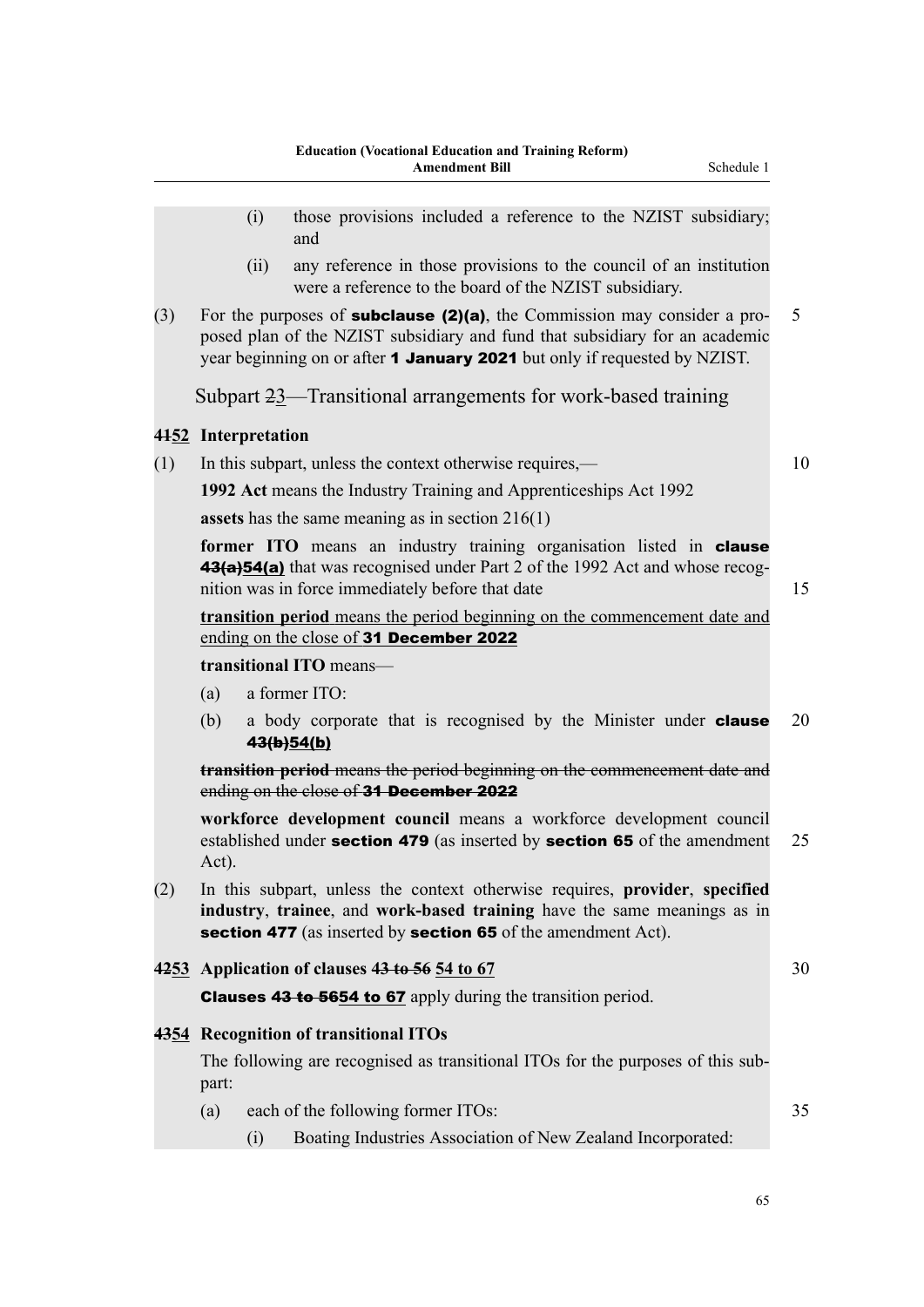(i) those provisions included a reference to the NZIST subsidiary; and

(ii) any reference in those provisions to the council of an institution were a reference to the board of the NZIST subsidiary.

(3) For the purposes of **subclause (2)(a)**, the Commission may consider a proposed plan of the NZIST subsidiary and fund that subsidiary for an academic year beginning on or after **1 January 2021** but only if requested by NZIST.

## Subpart ~~2~~3—Transitional arrangements for work-based training

### ~~41~~52 Interpretation

(1) In this subpart, unless the context otherwise requires,—

**1992 Act** means the Industry Training and Apprenticeships Act 1992

**assets** has the same meaning as in section 216(1)

**former ITO** means an industry training organisation listed in **clause ~~43(a)~~54(a)** that was recognised under Part 2 of the 1992 Act and whose recognition was in force immediately before that date

**transition period** means the period beginning on the commencement date and ending on the close of **31 December 2022**

**transitional ITO** means—

(a) a former ITO:

(b) a body corporate that is recognised by the Minister under **clause ~~43(b)~~54(b)**

~~**transition period** means the period beginning on the commencement date and ending on the close of **31 December 2022**~~

**workforce development council** means a workforce development council established under **section 479** (as inserted by **section 65** of the amendment Act).

(2) In this subpart, unless the context otherwise requires, **provider**, **specified industry**, **trainee**, and **work-based training** have the same meanings as in **section 477** (as inserted by **section 65** of the amendment Act).

### ~~42~~53 Application of clauses ~~43 to 56~~ 54 to 67

**Clauses ~~43 to 56~~54 to 67** apply during the transition period.

### ~~43~~54 Recognition of transitional ITOs

The following are recognised as transitional ITOs for the purposes of this subpart:

(a) each of the following former ITOs:

(i) Boating Industries Association of New Zealand Incorporated: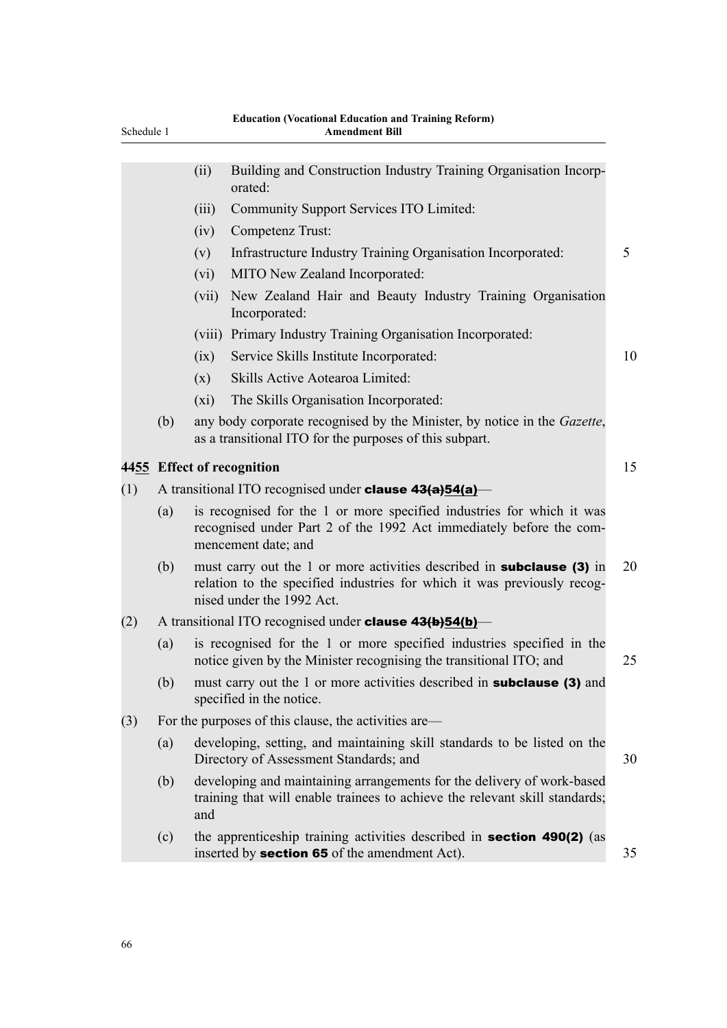(ii) Building and Construction Industry Training Organisation Incorporated:

(iii) Community Support Services ITO Limited:

(iv) Competenz Trust:

(v) Infrastructure Industry Training Organisation Incorporated:

(vi) MITO New Zealand Incorporated:

(vii) New Zealand Hair and Beauty Industry Training Organisation Incorporated:

(viii) Primary Industry Training Organisation Incorporated:

(ix) Service Skills Institute Incorporated:

(x) Skills Active Aotearoa Limited:

(xi) The Skills Organisation Incorporated:

(b) any body corporate recognised by the Minister, by notice in the *Gazette*, as a transitional ITO for the purposes of this subpart.

**~~44~~55 Effect of recognition**

(1) A transitional ITO recognised under **clause ~~43(a)~~54(a)**—

(a) is recognised for the 1 or more specified industries for which it was recognised under Part 2 of the 1992 Act immediately before the commencement date; and

(b) must carry out the 1 or more activities described in **subclause (3)** in relation to the specified industries for which it was previously recognised under the 1992 Act.

(2) A transitional ITO recognised under **clause ~~43(b)~~54(b)**—

(a) is recognised for the 1 or more specified industries specified in the notice given by the Minister recognising the transitional ITO; and

(b) must carry out the 1 or more activities described in **subclause (3)** and specified in the notice.

(3) For the purposes of this clause, the activities are—

(a) developing, setting, and maintaining skill standards to be listed on the Directory of Assessment Standards; and

(b) developing and maintaining arrangements for the delivery of work-based training that will enable trainees to achieve the relevant skill standards; and

(c) the apprenticeship training activities described in **section 490(2)** (as inserted by **section 65** of the amendment Act).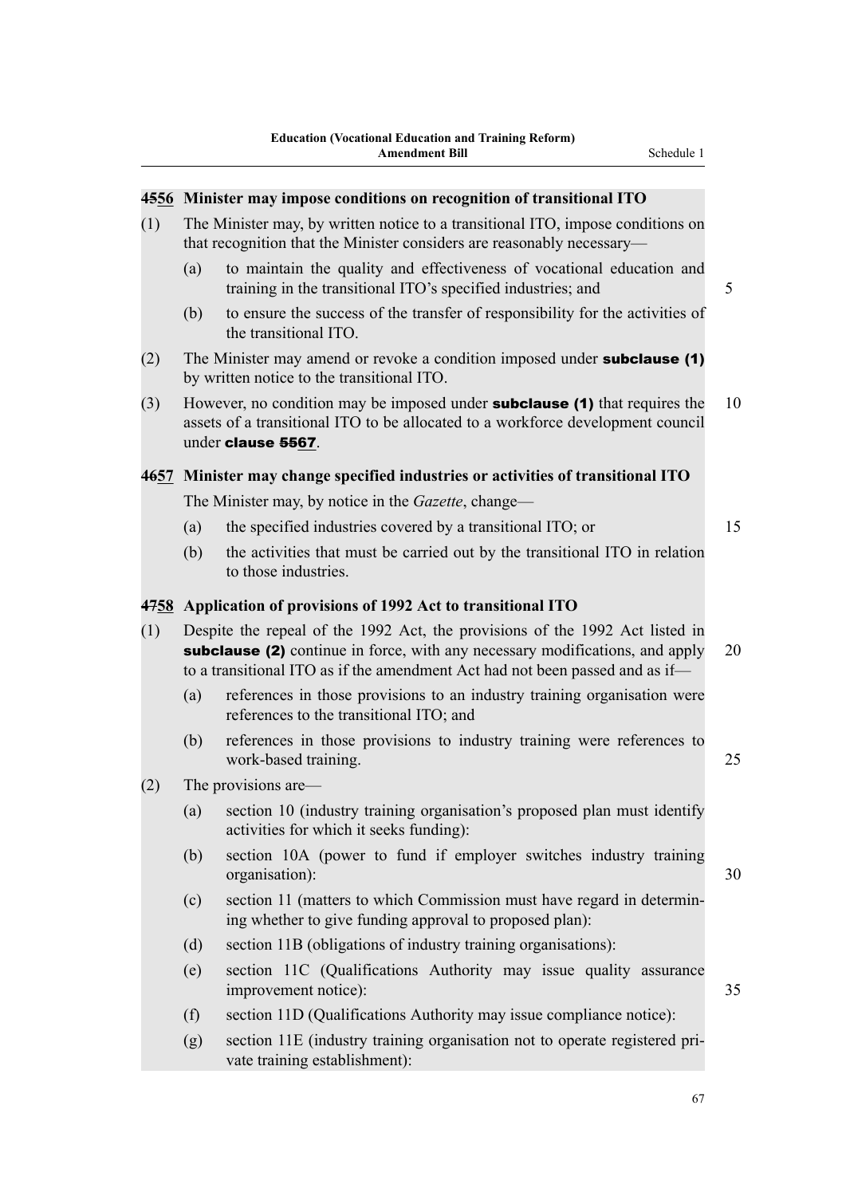### ~~45~~56 Minister may impose conditions on recognition of transitional ITO

(1) The Minister may, by written notice to a transitional ITO, impose conditions on that recognition that the Minister considers are reasonably necessary—

(a) to maintain the quality and effectiveness of vocational education and training in the transitional ITO's specified industries; and

(b) to ensure the success of the transfer of responsibility for the activities of the transitional ITO.

(2) The Minister may amend or revoke a condition imposed under **subclause (1)** by written notice to the transitional ITO.

(3) However, no condition may be imposed under **subclause (1)** that requires the assets of a transitional ITO to be allocated to a workforce development council under **clause ~~55~~67**.

### ~~46~~57 Minister may change specified industries or activities of transitional ITO

The Minister may, by notice in the *Gazette*, change—

(a) the specified industries covered by a transitional ITO; or

(b) the activities that must be carried out by the transitional ITO in relation to those industries.

### ~~47~~58 Application of provisions of 1992 Act to transitional ITO

(1) Despite the repeal of the 1992 Act, the provisions of the 1992 Act listed in **subclause (2)** continue in force, with any necessary modifications, and apply to a transitional ITO as if the amendment Act had not been passed and as if—

(a) references in those provisions to an industry training organisation were references to the transitional ITO; and

(b) references in those provisions to industry training were references to work-based training.

(2) The provisions are—

(a) section 10 (industry training organisation's proposed plan must identify activities for which it seeks funding):

(b) section 10A (power to fund if employer switches industry training organisation):

(c) section 11 (matters to which Commission must have regard in determining whether to give funding approval to proposed plan):

(d) section 11B (obligations of industry training organisations):

(e) section 11C (Qualifications Authority may issue quality assurance improvement notice):

(f) section 11D (Qualifications Authority may issue compliance notice):

(g) section 11E (industry training organisation not to operate registered private training establishment):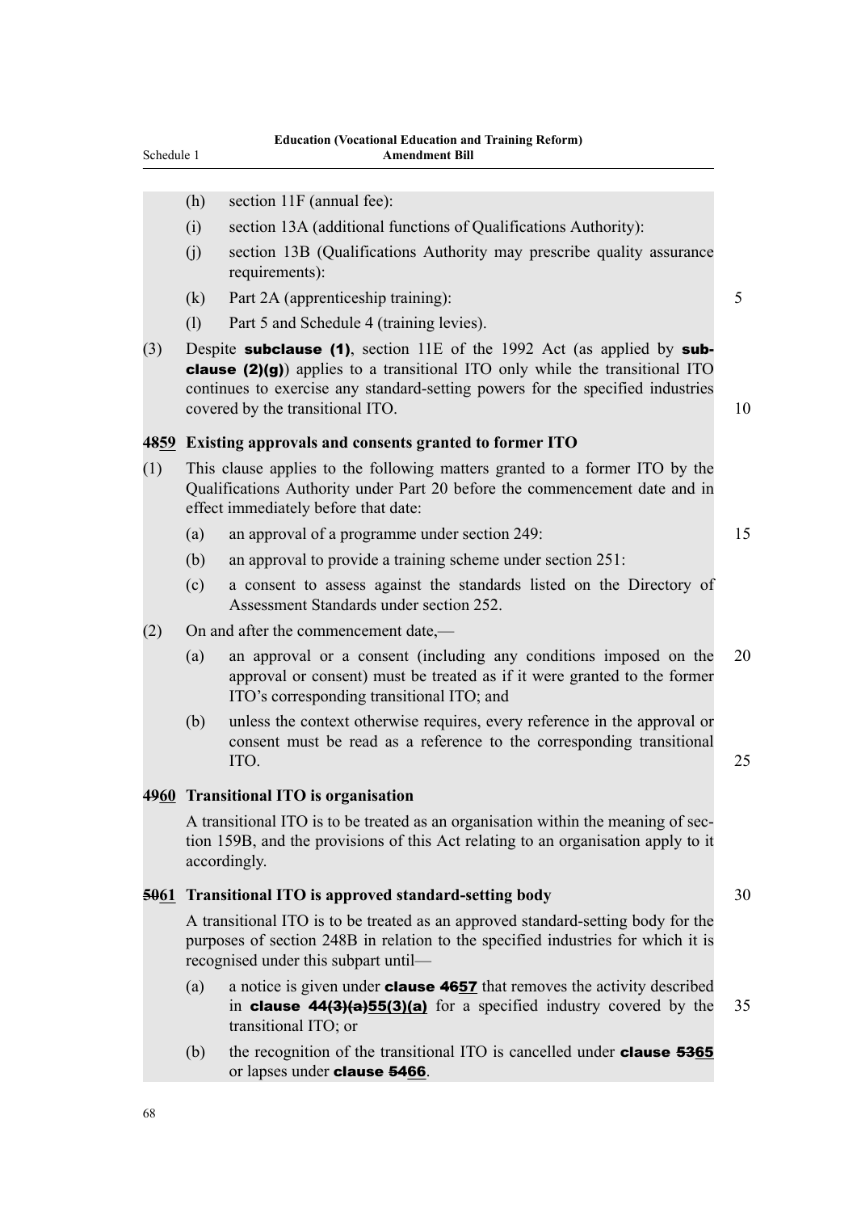(h) section 11F (annual fee):

(i) section 13A (additional functions of Qualifications Authority):

(j) section 13B (Qualifications Authority may prescribe quality assurance requirements):

(k) Part 2A (apprenticeship training):

(l) Part 5 and Schedule 4 (training levies).

(3) Despite **subclause (1)**, section 11E of the 1992 Act (as applied by **subclause (2)(g)**) applies to a transitional ITO only while the transitional ITO continues to exercise any standard-setting powers for the specified industries covered by the transitional ITO.

**~~48~~59 Existing approvals and consents granted to former ITO**

(1) This clause applies to the following matters granted to a former ITO by the Qualifications Authority under Part 20 before the commencement date and in effect immediately before that date:

(a) an approval of a programme under section 249:

(b) an approval to provide a training scheme under section 251:

(c) a consent to assess against the standards listed on the Directory of Assessment Standards under section 252.

(2) On and after the commencement date,—

(a) an approval or a consent (including any conditions imposed on the approval or consent) must be treated as if it were granted to the former ITO's corresponding transitional ITO; and

(b) unless the context otherwise requires, every reference in the approval or consent must be read as a reference to the corresponding transitional ITO.

**~~49~~60 Transitional ITO is organisation**

A transitional ITO is to be treated as an organisation within the meaning of section 159B, and the provisions of this Act relating to an organisation apply to it accordingly.

**~~50~~61 Transitional ITO is approved standard-setting body**

A transitional ITO is to be treated as an approved standard-setting body for the purposes of section 248B in relation to the specified industries for which it is recognised under this subpart until—

(a) a notice is given under **clause ~~46~~57** that removes the activity described in **clause ~~44(3)(a)~~55(3)(a)** for a specified industry covered by the transitional ITO; or

(b) the recognition of the transitional ITO is cancelled under **clause ~~53~~65** or lapses under **clause ~~54~~66**.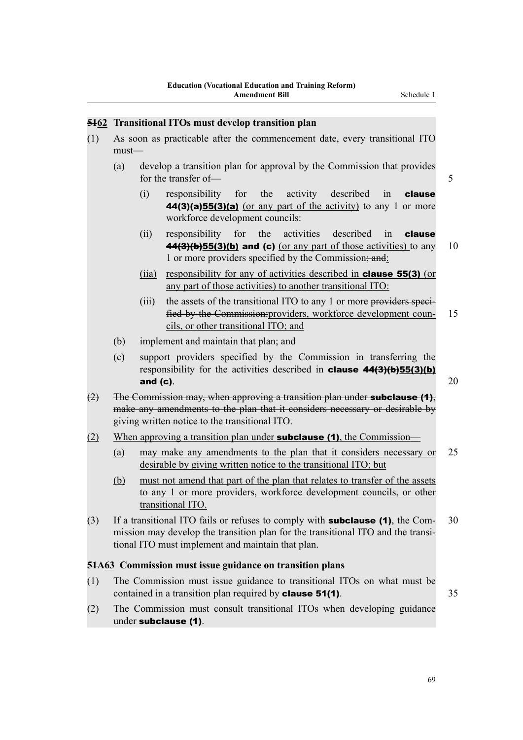**~~51~~62 Transitional ITOs must develop transition plan**

(1) As soon as practicable after the commencement date, every transitional ITO must—

(a) develop a transition plan for approval by the Commission that provides for the transfer of—

(i) responsibility for the activity described in **clause ~~44(3)(a)~~55(3)(a)** (or any part of the activity) to any 1 or more workforce development councils:

(ii) responsibility for the activities described in **clause ~~44(3)(b)~~55(3)(b) and (c)** (or any part of those activities) to any 1 or more providers specified by the Commission~~; and~~:

(iia) responsibility for any of activities described in **clause 55(3)** (or any part of those activities) to another transitional ITO:

(iii) the assets of the transitional ITO to any 1 or more ~~providers specified by the Commission:~~providers, workforce development councils, or other transitional ITO; and

(b) implement and maintain that plan; and

(c) support providers specified by the Commission in transferring the responsibility for the activities described in **clause ~~44(3)(b)~~55(3)(b) and (c)**.

~~(2) The Commission may, when approving a transition plan under **subclause (1)**, make any amendments to the plan that it considers necessary or desirable by giving written notice to the transitional ITO.~~

(2) When approving a transition plan under **subclause (1)**, the Commission—

(a) may make any amendments to the plan that it considers necessary or desirable by giving written notice to the transitional ITO; but

(b) must not amend that part of the plan that relates to transfer of the assets to any 1 or more providers, workforce development councils, or other transitional ITO.

(3) If a transitional ITO fails or refuses to comply with **subclause (1)**, the Commission may develop the transition plan for the transitional ITO and the transitional ITO must implement and maintain that plan.

**~~51A~~63 Commission must issue guidance on transition plans**

(1) The Commission must issue guidance to transitional ITOs on what must be contained in a transition plan required by **clause 51(1)**.

(2) The Commission must consult transitional ITOs when developing guidance under **subclause (1)**.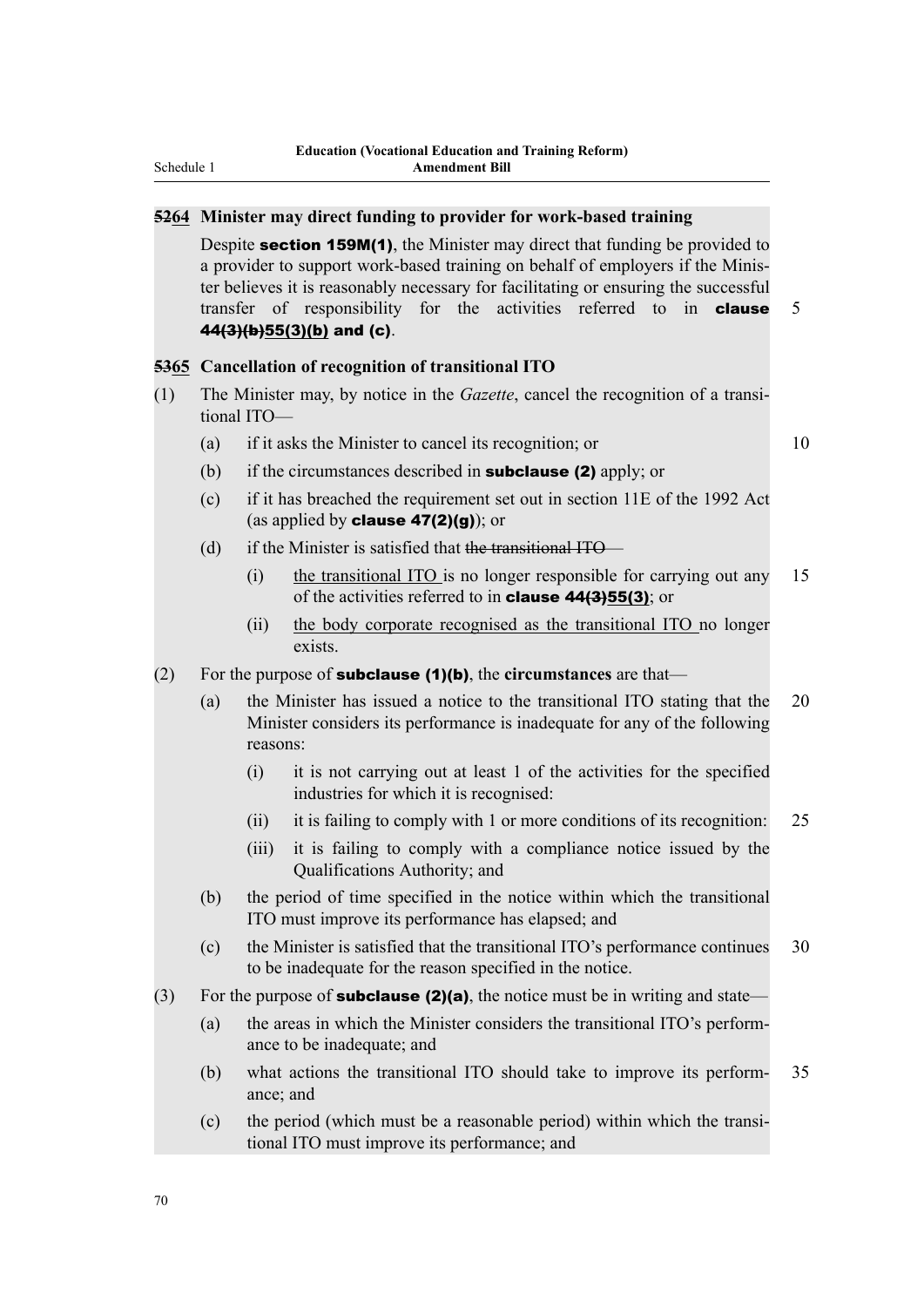### ~~52~~64 Minister may direct funding to provider for work-based training

Despite **section 159M(1)**, the Minister may direct that funding be provided to a provider to support work-based training on behalf of employers if the Minister believes it is reasonably necessary for facilitating or ensuring the successful transfer of responsibility for the activities referred to in **clause ~~44(3)(b)~~55(3)(b) and (c)**.

### ~~53~~65 Cancellation of recognition of transitional ITO

(1) The Minister may, by notice in the *Gazette*, cancel the recognition of a transitional ITO—

(a) if it asks the Minister to cancel its recognition; or

(b) if the circumstances described in **subclause (2)** apply; or

(c) if it has breached the requirement set out in section 11E of the 1992 Act (as applied by **clause 47(2)(g)**); or

(d) if the Minister is satisfied that ~~the transitional ITO~~—

(i) the transitional ITO is no longer responsible for carrying out any of the activities referred to in **clause ~~44(3)~~55(3)**; or

(ii) the body corporate recognised as the transitional ITO no longer exists.

(2) For the purpose of **subclause (1)(b)**, the **circumstances** are that—

(a) the Minister has issued a notice to the transitional ITO stating that the Minister considers its performance is inadequate for any of the following reasons:

(i) it is not carrying out at least 1 of the activities for the specified industries for which it is recognised:

(ii) it is failing to comply with 1 or more conditions of its recognition:

(iii) it is failing to comply with a compliance notice issued by the Qualifications Authority; and

(b) the period of time specified in the notice within which the transitional ITO must improve its performance has elapsed; and

(c) the Minister is satisfied that the transitional ITO's performance continues to be inadequate for the reason specified in the notice.

(3) For the purpose of **subclause (2)(a)**, the notice must be in writing and state—

(a) the areas in which the Minister considers the transitional ITO's performance to be inadequate; and

(b) what actions the transitional ITO should take to improve its performance; and

(c) the period (which must be a reasonable period) within which the transitional ITO must improve its performance; and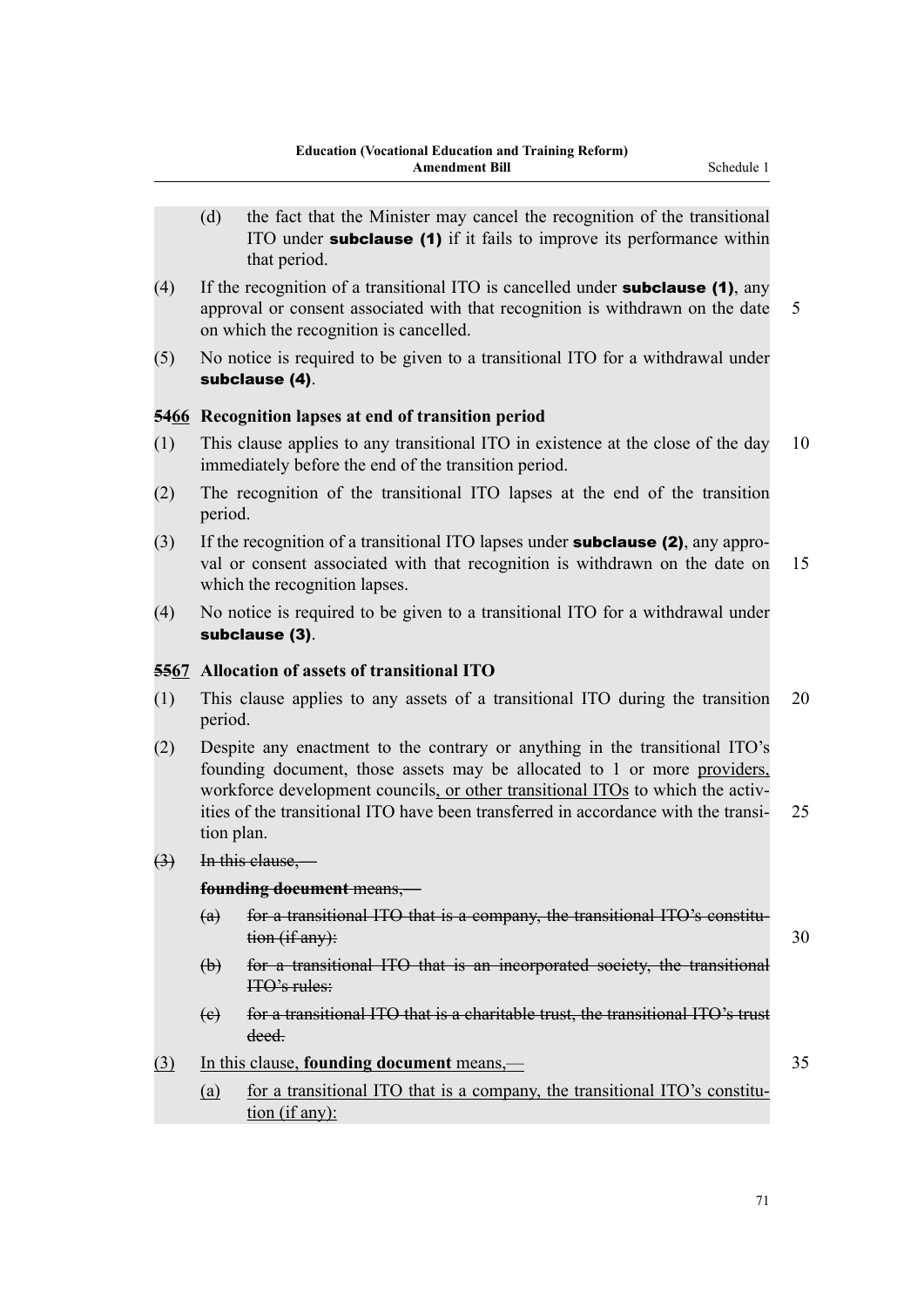(d) the fact that the Minister may cancel the recognition of the transitional ITO under **subclause (1)** if it fails to improve its performance within that period.

(4) If the recognition of a transitional ITO is cancelled under **subclause (1)**, any approval or consent associated with that recognition is withdrawn on the date on which the recognition is cancelled.

(5) No notice is required to be given to a transitional ITO for a withdrawal under **subclause (4)**.

### ~~54~~66 Recognition lapses at end of transition period

(1) This clause applies to any transitional ITO in existence at the close of the day immediately before the end of the transition period.

(2) The recognition of the transitional ITO lapses at the end of the transition period.

(3) If the recognition of a transitional ITO lapses under **subclause (2)**, any approval or consent associated with that recognition is withdrawn on the date on which the recognition lapses.

(4) No notice is required to be given to a transitional ITO for a withdrawal under **subclause (3)**.

### ~~55~~67 Allocation of assets of transitional ITO

(1) This clause applies to any assets of a transitional ITO during the transition period.

(2) Despite any enactment to the contrary or anything in the transitional ITO's founding document, those assets may be allocated to 1 or more providers, workforce development councils, or other transitional ITOs to which the activities of the transitional ITO have been transferred in accordance with the transition plan.

~~(3) In this clause,—~~

~~**founding document** means,—~~

~~(a) for a transitional ITO that is a company, the transitional ITO's constitution (if any):~~

~~(b) for a transitional ITO that is an incorporated society, the transitional ITO's rules:~~

~~(c) for a transitional ITO that is a charitable trust, the transitional ITO's trust deed.~~

(3) In this clause, **founding document** means,~~—~~

(a) for a transitional ITO that is a company, the transitional ITO's constitution (if any):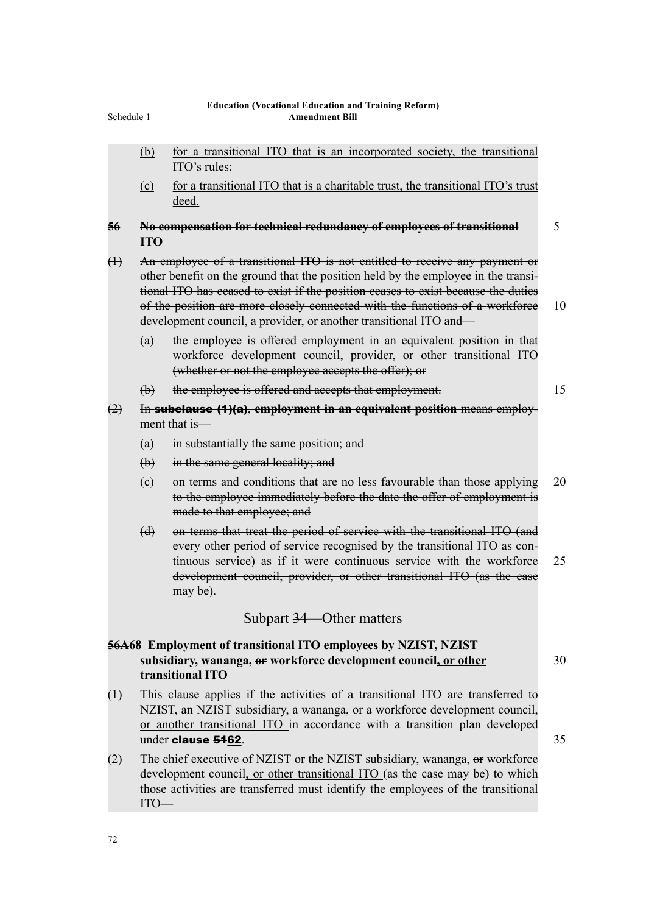(b) for a transitional ITO that is an incorporated society, the transitional ITO's rules:

(c) for a transitional ITO that is a charitable trust, the transitional ITO's trust deed.

### ~~56 No compensation for technical redundancy of employees of transitional ITO~~

~~(1) An employee of a transitional ITO is not entitled to receive any payment or other benefit on the ground that the position held by the employee in the transitional ITO has ceased to exist if the position ceases to exist because the duties of the position are more closely connected with the functions of a workforce development council, a provider, or another transitional ITO and—~~

~~(a) the employee is offered employment in an equivalent position in that workforce development council, provider, or other transitional ITO (whether or not the employee accepts the offer); or~~

~~(b) the employee is offered and accepts that employment.~~

~~(2) In **subclause (1)(a)**, **employment in an equivalent position** means employment that is—~~

~~(a) in substantially the same position; and~~

~~(b) in the same general locality; and~~

~~(c) on terms and conditions that are no less favourable than those applying to the employee immediately before the date the offer of employment is made to that employee; and~~

~~(d) on terms that treat the period of service with the transitional ITO (and every other period of service recognised by the transitional ITO as continuous service) as if it were continuous service with the workforce development council, provider, or other transitional ITO (as the case may be).~~

## Subpart ~~3~~4—Other matters

### ~~56A~~68 Employment of transitional ITO employees by NZIST, NZIST subsidiary, wananga, ~~or~~ workforce development council, or other transitional ITO

(1) This clause applies if the activities of a transitional ITO are transferred to NZIST, an NZIST subsidiary, a wananga, ~~or~~ a workforce development council, or another transitional ITO in accordance with a transition plan developed under **clause ~~51~~62**.

(2) The chief executive of NZIST or the NZIST subsidiary, wananga, ~~or~~ workforce development council, or other transitional ITO (as the case may be) to which those activities are transferred must identify the employees of the transitional ITO—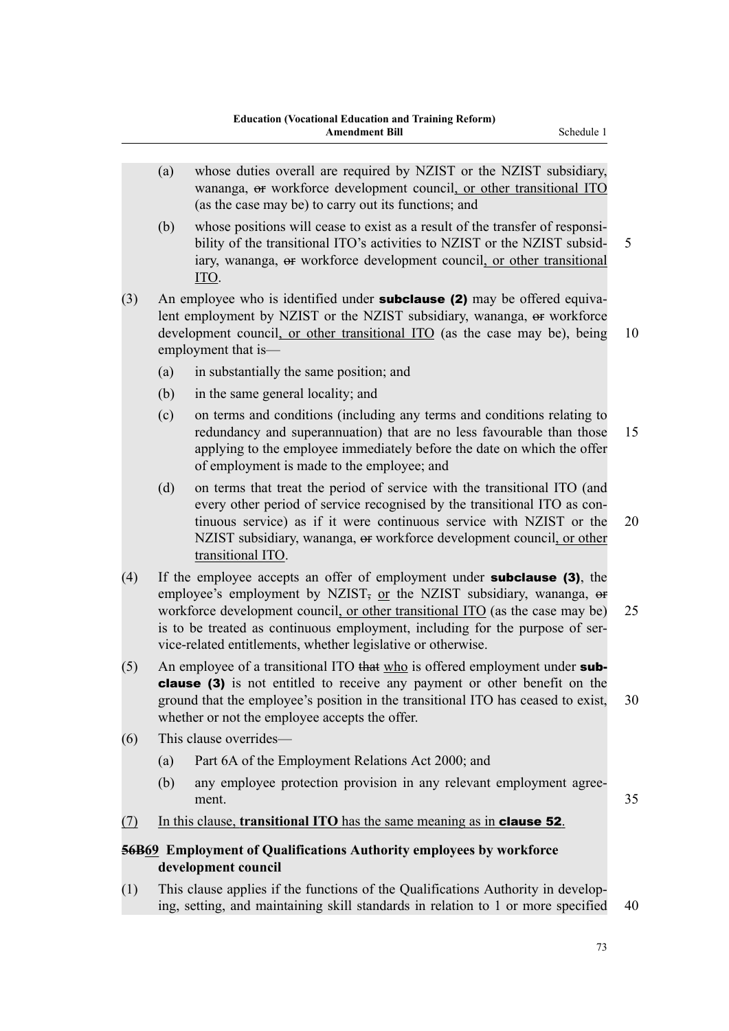(a) whose duties overall are required by NZIST or the NZIST subsidiary, wananga, ~~or~~ workforce development council, or other transitional ITO (as the case may be) to carry out its functions; and

(b) whose positions will cease to exist as a result of the transfer of responsibility of the transitional ITO's activities to NZIST or the NZIST subsidiary, wananga, ~~or~~ workforce development council, or other transitional ITO.

(3) An employee who is identified under **subclause (2)** may be offered equivalent employment by NZIST or the NZIST subsidiary, wananga, ~~or~~ workforce development council, or other transitional ITO (as the case may be), being employment that is—

(a) in substantially the same position; and

(b) in the same general locality; and

(c) on terms and conditions (including any terms and conditions relating to redundancy and superannuation) that are no less favourable than those applying to the employee immediately before the date on which the offer of employment is made to the employee; and

(d) on terms that treat the period of service with the transitional ITO (and every other period of service recognised by the transitional ITO as continuous service) as if it were continuous service with NZIST or the NZIST subsidiary, wananga, ~~or~~ workforce development council, or other transitional ITO.

(4) If the employee accepts an offer of employment under **subclause (3)**, the employee's employment by NZIST~~,~~ or the NZIST subsidiary, wananga, ~~or~~ workforce development council, or other transitional ITO (as the case may be) is to be treated as continuous employment, including for the purpose of service-related entitlements, whether legislative or otherwise.

(5) An employee of a transitional ITO ~~that~~ who is offered employment under **subclause (3)** is not entitled to receive any payment or other benefit on the ground that the employee's position in the transitional ITO has ceased to exist, whether or not the employee accepts the offer.

(6) This clause overrides—

(a) Part 6A of the Employment Relations Act 2000; and

(b) any employee protection provision in any relevant employment agreement.

(7) In this clause, **transitional ITO** has the same meaning as in **clause 52**.

### ~~56B~~69 Employment of Qualifications Authority employees by workforce development council

(1) This clause applies if the functions of the Qualifications Authority in developing, setting, and maintaining skill standards in relation to 1 or more specified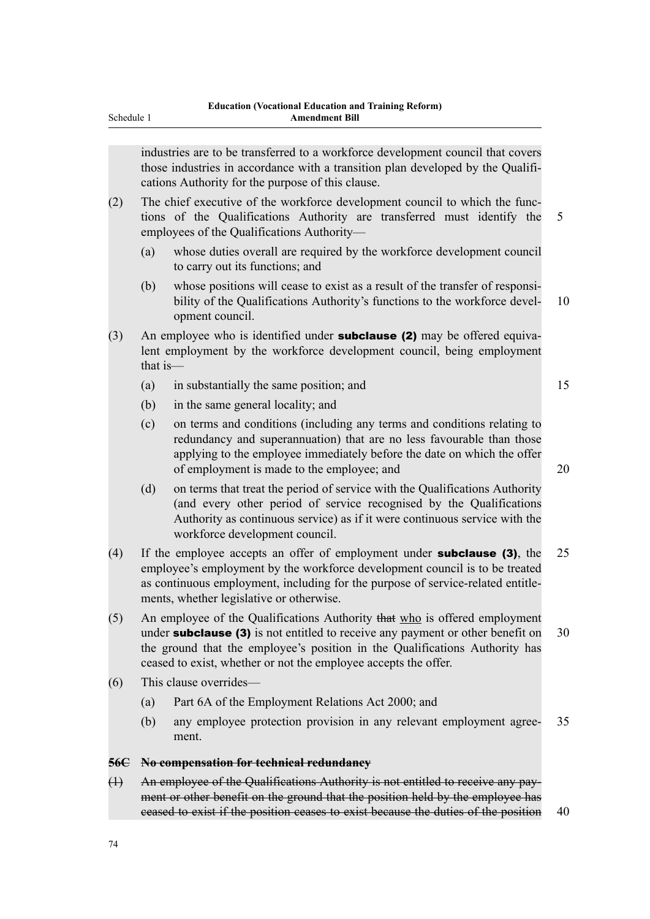industries are to be transferred to a workforce development council that covers those industries in accordance with a transition plan developed by the Qualifications Authority for the purpose of this clause.

(2) The chief executive of the workforce development council to which the functions of the Qualifications Authority are transferred must identify the employees of the Qualifications Authority—

(a) whose duties overall are required by the workforce development council to carry out its functions; and

(b) whose positions will cease to exist as a result of the transfer of responsibility of the Qualifications Authority's functions to the workforce development council.

(3) An employee who is identified under **subclause (2)** may be offered equivalent employment by the workforce development council, being employment that is—

(a) in substantially the same position; and

(b) in the same general locality; and

(c) on terms and conditions (including any terms and conditions relating to redundancy and superannuation) that are no less favourable than those applying to the employee immediately before the date on which the offer of employment is made to the employee; and

(d) on terms that treat the period of service with the Qualifications Authority (and every other period of service recognised by the Qualifications Authority as continuous service) as if it were continuous service with the workforce development council.

(4) If the employee accepts an offer of employment under **subclause (3)**, the employee's employment by the workforce development council is to be treated as continuous employment, including for the purpose of service-related entitlements, whether legislative or otherwise.

(5) An employee of the Qualifications Authority ~~that~~ who is offered employment under **subclause (3)** is not entitled to receive any payment or other benefit on the ground that the employee's position in the Qualifications Authority has ceased to exist, whether or not the employee accepts the offer.

(6) This clause overrides—

(a) Part 6A of the Employment Relations Act 2000; and

(b) any employee protection provision in any relevant employment agreement.

~~**56C No compensation for technical redundancy**~~

~~(1) An employee of the Qualifications Authority is not entitled to receive any payment or other benefit on the ground that the position held by the employee has ceased to exist if the position ceases to exist because the duties of the position~~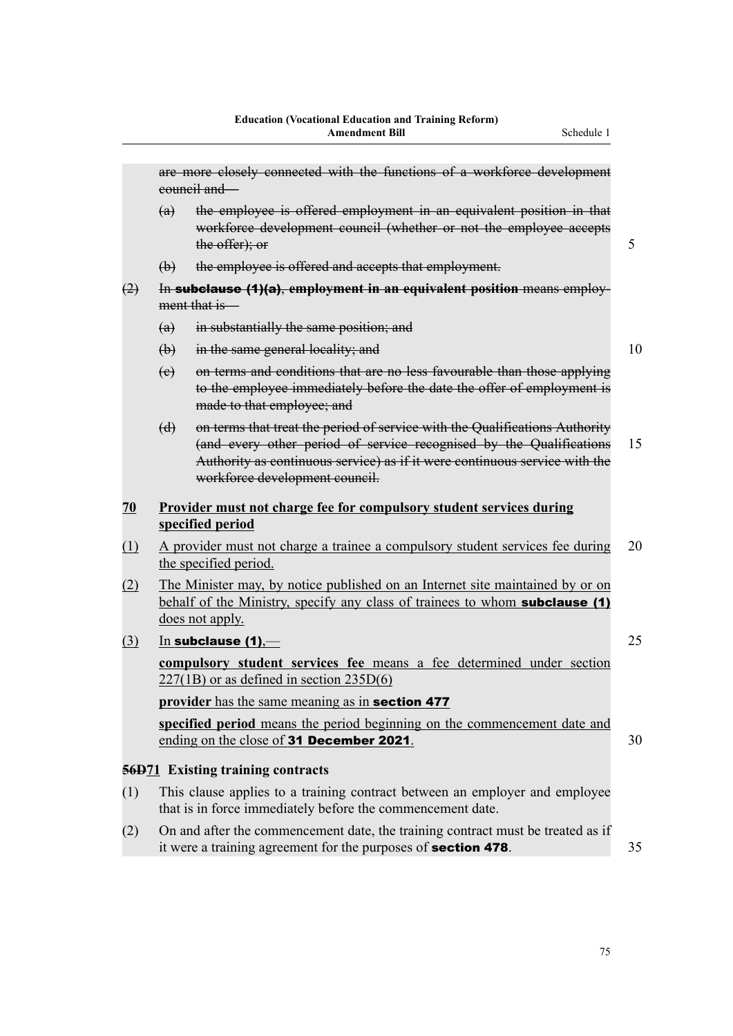~~are more closely connected with the functions of a workforce development council and—~~

~~(a) the employee is offered employment in an equivalent position in that workforce development council (whether or not the employee accepts the offer); or~~

~~(b) the employee is offered and accepts that employment.~~

~~(2) In **subclause (1)(a)**, **employment in an equivalent position** means employment that is—~~

~~(a) in substantially the same position; and~~

~~(b) in the same general locality; and~~

~~(c) on terms and conditions that are no less favourable than those applying to the employee immediately before the date the offer of employment is made to that employee; and~~

~~(d) on terms that treat the period of service with the Qualifications Authority (and every other period of service recognised by the Qualifications Authority as continuous service) as if it were continuous service with the workforce development council.~~

### <u>70 Provider must not charge fee for compulsory student services during specified period</u>

<u>(1) A provider must not charge a trainee a compulsory student services fee during the specified period.</u>

<u>(2) The Minister may, by notice published on an Internet site maintained by or on behalf of the Ministry, specify any class of trainees to whom **subclause (1)** does not apply.</u>

<u>(3) In **subclause (1)**,</u>~~—~~

<u>**compulsory student services fee** means a fee determined under section 227(1B) or as defined in section 235D(6)</u>

<u>**provider** has the same meaning as in **section 477**</u>

<u>**specified period** means the period beginning on the commencement date and ending on the close of **31 December 2021**.</u>

### ~~56D~~<u>71</u> Existing training contracts

(1) This clause applies to a training contract between an employer and employee that is in force immediately before the commencement date.

(2) On and after the commencement date, the training contract must be treated as if it were a training agreement for the purposes of **section 478**.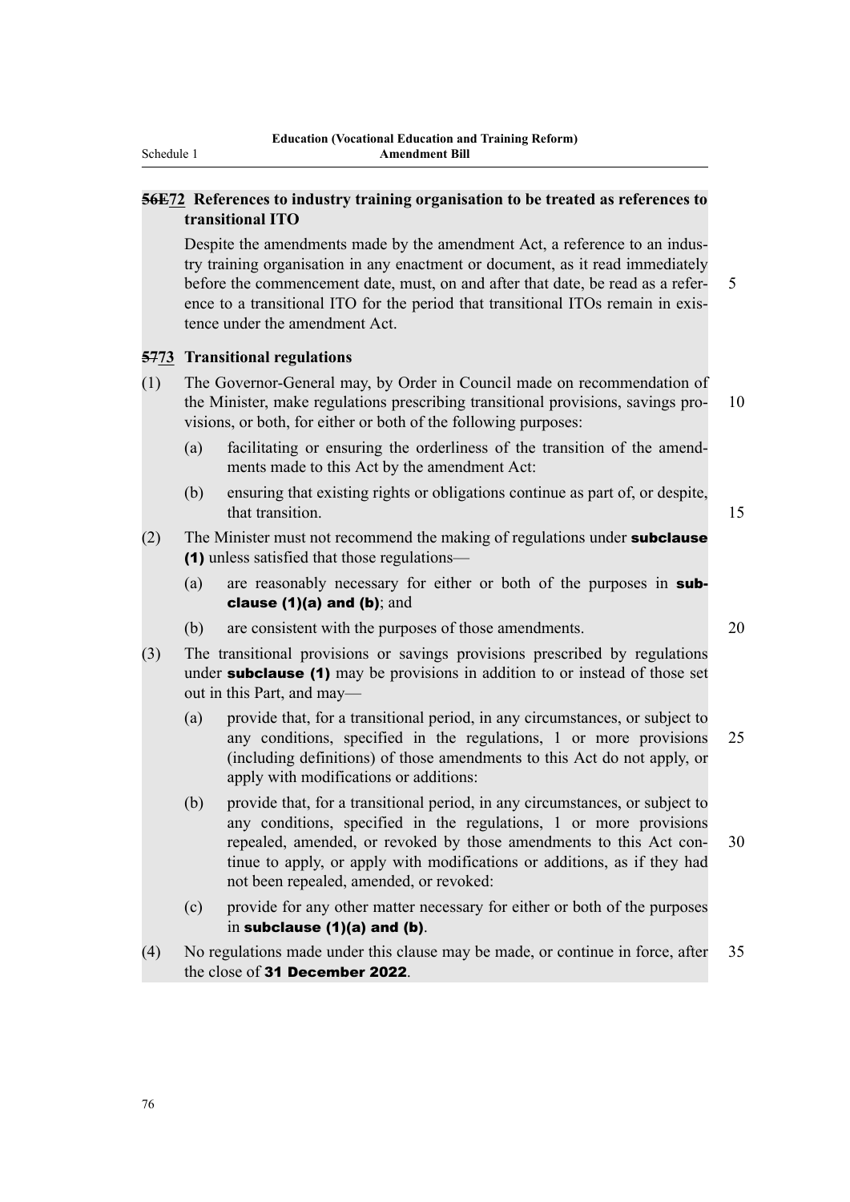### ~~56E~~72 References to industry training organisation to be treated as references to transitional ITO

Despite the amendments made by the amendment Act, a reference to an industry training organisation in any enactment or document, as it read immediately before the commencement date, must, on and after that date, be read as a reference to a transitional ITO for the period that transitional ITOs remain in existence under the amendment Act.

### ~~57~~73 Transitional regulations

(1) The Governor-General may, by Order in Council made on recommendation of the Minister, make regulations prescribing transitional provisions, savings provisions, or both, for either or both of the following purposes:

(a) facilitating or ensuring the orderliness of the transition of the amendments made to this Act by the amendment Act:

(b) ensuring that existing rights or obligations continue as part of, or despite, that transition.

(2) The Minister must not recommend the making of regulations under **subclause (1)** unless satisfied that those regulations—

(a) are reasonably necessary for either or both of the purposes in **subclause (1)(a) and (b)**; and

(b) are consistent with the purposes of those amendments.

(3) The transitional provisions or savings provisions prescribed by regulations under **subclause (1)** may be provisions in addition to or instead of those set out in this Part, and may—

(a) provide that, for a transitional period, in any circumstances, or subject to any conditions, specified in the regulations, 1 or more provisions (including definitions) of those amendments to this Act do not apply, or apply with modifications or additions:

(b) provide that, for a transitional period, in any circumstances, or subject to any conditions, specified in the regulations, 1 or more provisions repealed, amended, or revoked by those amendments to this Act continue to apply, or apply with modifications or additions, as if they had not been repealed, amended, or revoked:

(c) provide for any other matter necessary for either or both of the purposes in **subclause (1)(a) and (b)**.

(4) No regulations made under this clause may be made, or continue in force, after the close of **31 December 2022**.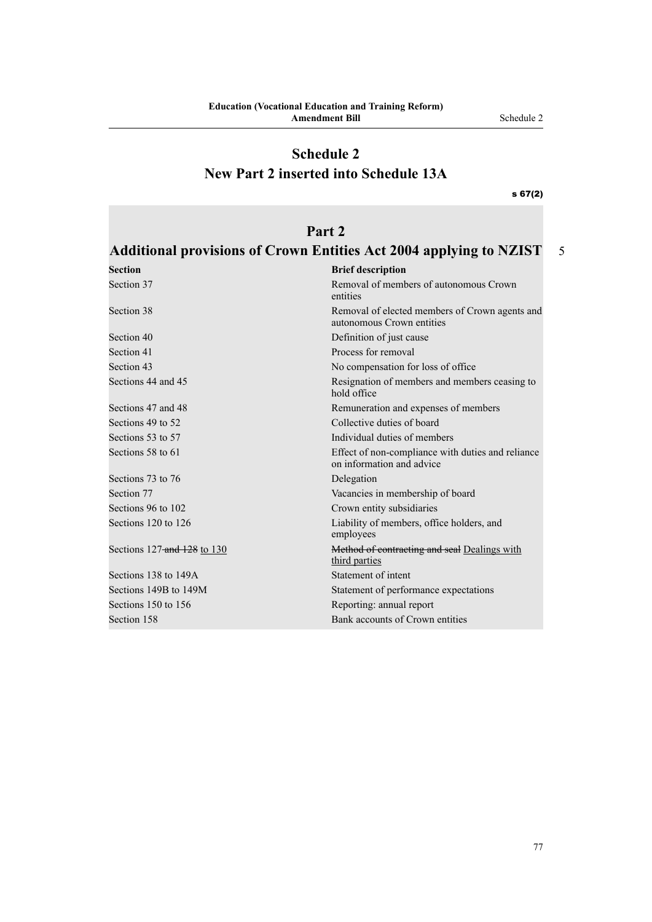# Schedule 2
## New Part 2 inserted into Schedule 13A

s 67(2)

## Part 2
## Additional provisions of Crown Entities Act 2004 applying to NZIST

| Section | Brief description |
|---|---|
| Section 37 | Removal of members of autonomous Crown entities |
| Section 38 | Removal of elected members of Crown agents and autonomous Crown entities |
| Section 40 | Definition of just cause |
| Section 41 | Process for removal |
| Section 43 | No compensation for loss of office |
| Sections 44 and 45 | Resignation of members and members ceasing to hold office |
| Sections 47 and 48 | Remuneration and expenses of members |
| Sections 49 to 52 | Collective duties of board |
| Sections 53 to 57 | Individual duties of members |
| Sections 58 to 61 | Effect of non-compliance with duties and reliance on information and advice |
| Sections 73 to 76 | Delegation |
| Section 77 | Vacancies in membership of board |
| Sections 96 to 102 | Crown entity subsidiaries |
| Sections 120 to 126 | Liability of members, office holders, and employees |
| Sections 127 ~~and 128~~ to 130 | ~~Method of contracting and seal~~ Dealings with third parties |
| Sections 138 to 149A | Statement of intent |
| Sections 149B to 149M | Statement of performance expectations |
| Sections 150 to 156 | Reporting: annual report |
| Section 158 | Bank accounts of Crown entities |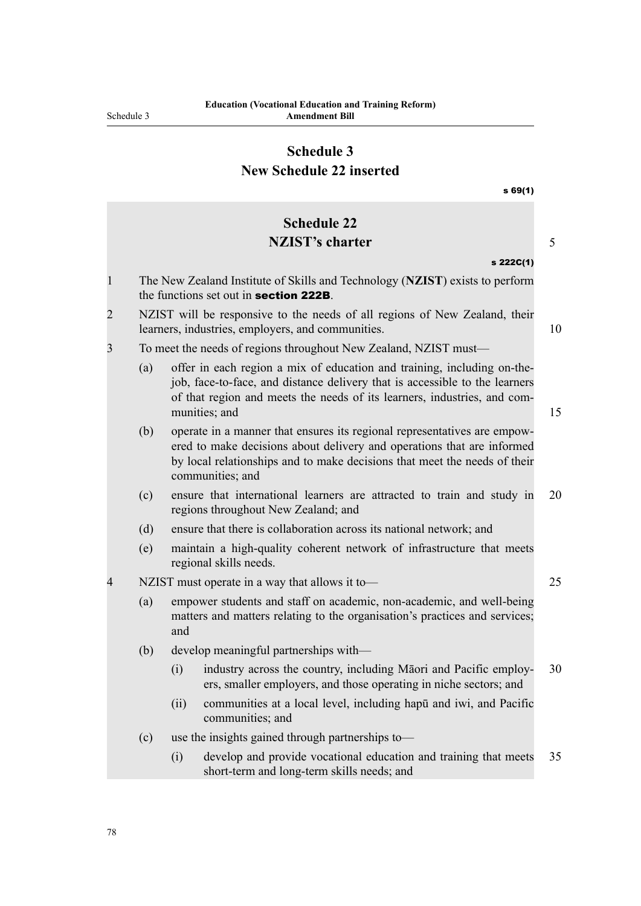# Schedule 3
## New Schedule 22 inserted

s 69(1)

## Schedule 22
## NZIST's charter

s 222C(1)

1 The New Zealand Institute of Skills and Technology (**NZIST**) exists to perform the functions set out in **section 222B**.

2 NZIST will be responsive to the needs of all regions of New Zealand, their learners, industries, employers, and communities.

3 To meet the needs of regions throughout New Zealand, NZIST must—

(a) offer in each region a mix of education and training, including on-the-job, face-to-face, and distance delivery that is accessible to the learners of that region and meets the needs of its learners, industries, and communities; and

(b) operate in a manner that ensures its regional representatives are empowered to make decisions about delivery and operations that are informed by local relationships and to make decisions that meet the needs of their communities; and

(c) ensure that international learners are attracted to train and study in regions throughout New Zealand; and

(d) ensure that there is collaboration across its national network; and

(e) maintain a high-quality coherent network of infrastructure that meets regional skills needs.

4 NZIST must operate in a way that allows it to—

(a) empower students and staff on academic, non-academic, and well-being matters and matters relating to the organisation's practices and services; and

(b) develop meaningful partnerships with—

(i) industry across the country, including Māori and Pacific employers, smaller employers, and those operating in niche sectors; and

(ii) communities at a local level, including hapū and iwi, and Pacific communities; and

(c) use the insights gained through partnerships to—

(i) develop and provide vocational education and training that meets short-term and long-term skills needs; and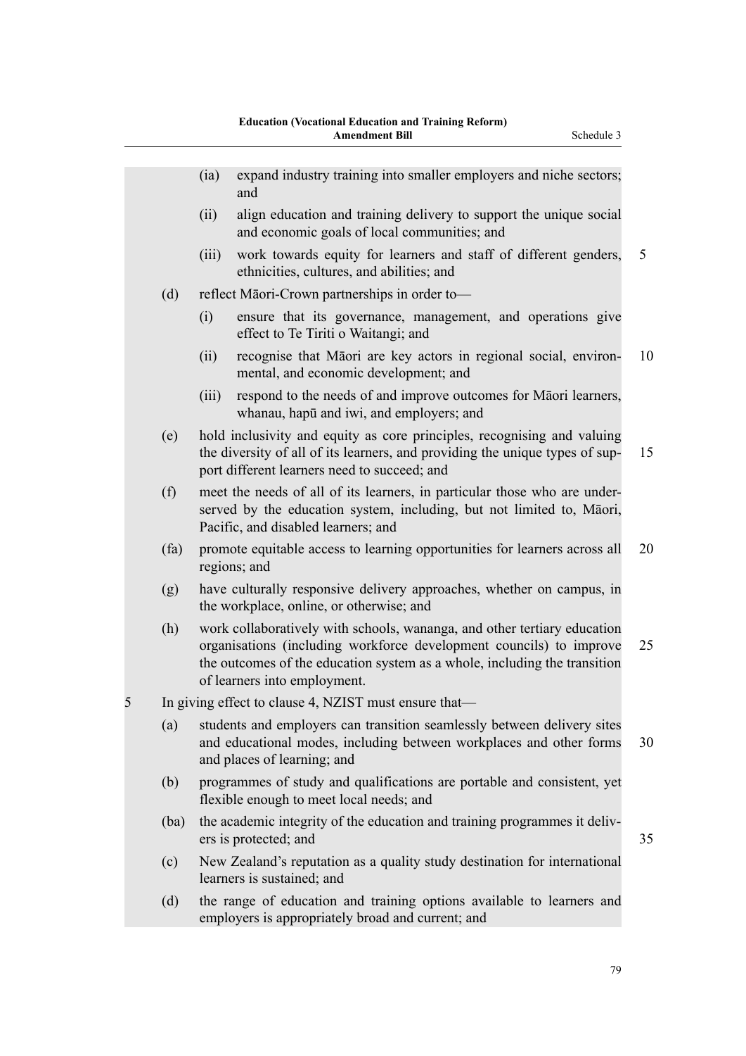(ia) expand industry training into smaller employers and niche sectors; and

(ii) align education and training delivery to support the unique social and economic goals of local communities; and

(iii) work towards equity for learners and staff of different genders, ethnicities, cultures, and abilities; and

(d) reflect Māori-Crown partnerships in order to—

(i) ensure that its governance, management, and operations give effect to Te Tiriti o Waitangi; and

(ii) recognise that Māori are key actors in regional social, environmental, and economic development; and

(iii) respond to the needs of and improve outcomes for Māori learners, whanau, hapū and iwi, and employers; and

(e) hold inclusivity and equity as core principles, recognising and valuing the diversity of all of its learners, and providing the unique types of support different learners need to succeed; and

(f) meet the needs of all of its learners, in particular those who are underserved by the education system, including, but not limited to, Māori, Pacific, and disabled learners; and

(fa) promote equitable access to learning opportunities for learners across all regions; and

(g) have culturally responsive delivery approaches, whether on campus, in the workplace, online, or otherwise; and

(h) work collaboratively with schools, wananga, and other tertiary education organisations (including workforce development councils) to improve the outcomes of the education system as a whole, including the transition of learners into employment.

5 In giving effect to clause 4, NZIST must ensure that—

(a) students and employers can transition seamlessly between delivery sites and educational modes, including between workplaces and other forms and places of learning; and

(b) programmes of study and qualifications are portable and consistent, yet flexible enough to meet local needs; and

(ba) the academic integrity of the education and training programmes it delivers is protected; and

(c) New Zealand's reputation as a quality study destination for international learners is sustained; and

(d) the range of education and training options available to learners and employers is appropriately broad and current; and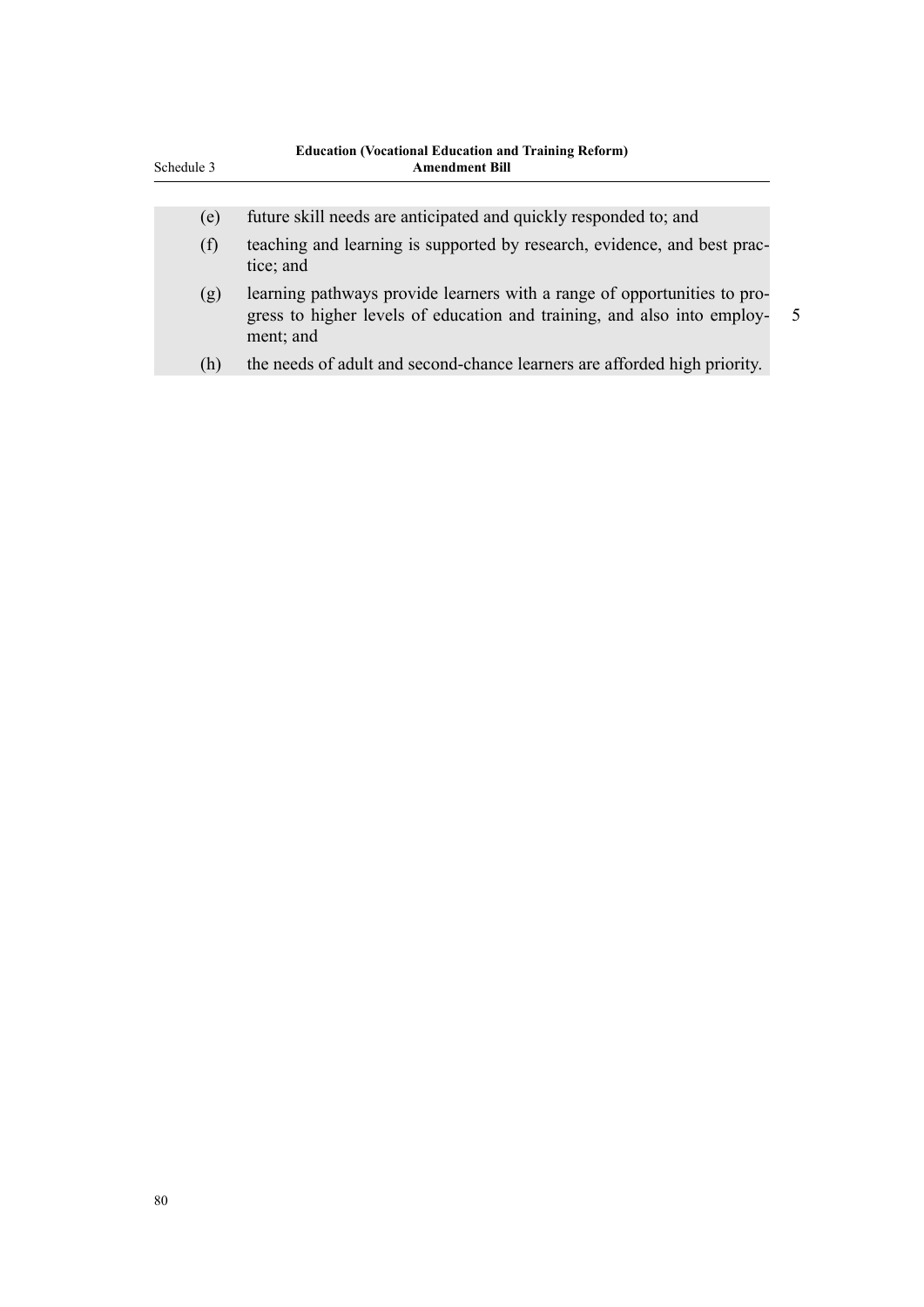(e) future skill needs are anticipated and quickly responded to; and

(f) teaching and learning is supported by research, evidence, and best practice; and

(g) learning pathways provide learners with a range of opportunities to progress to higher levels of education and training, and also into employment; and

(h) the needs of adult and second-chance learners are afforded high priority.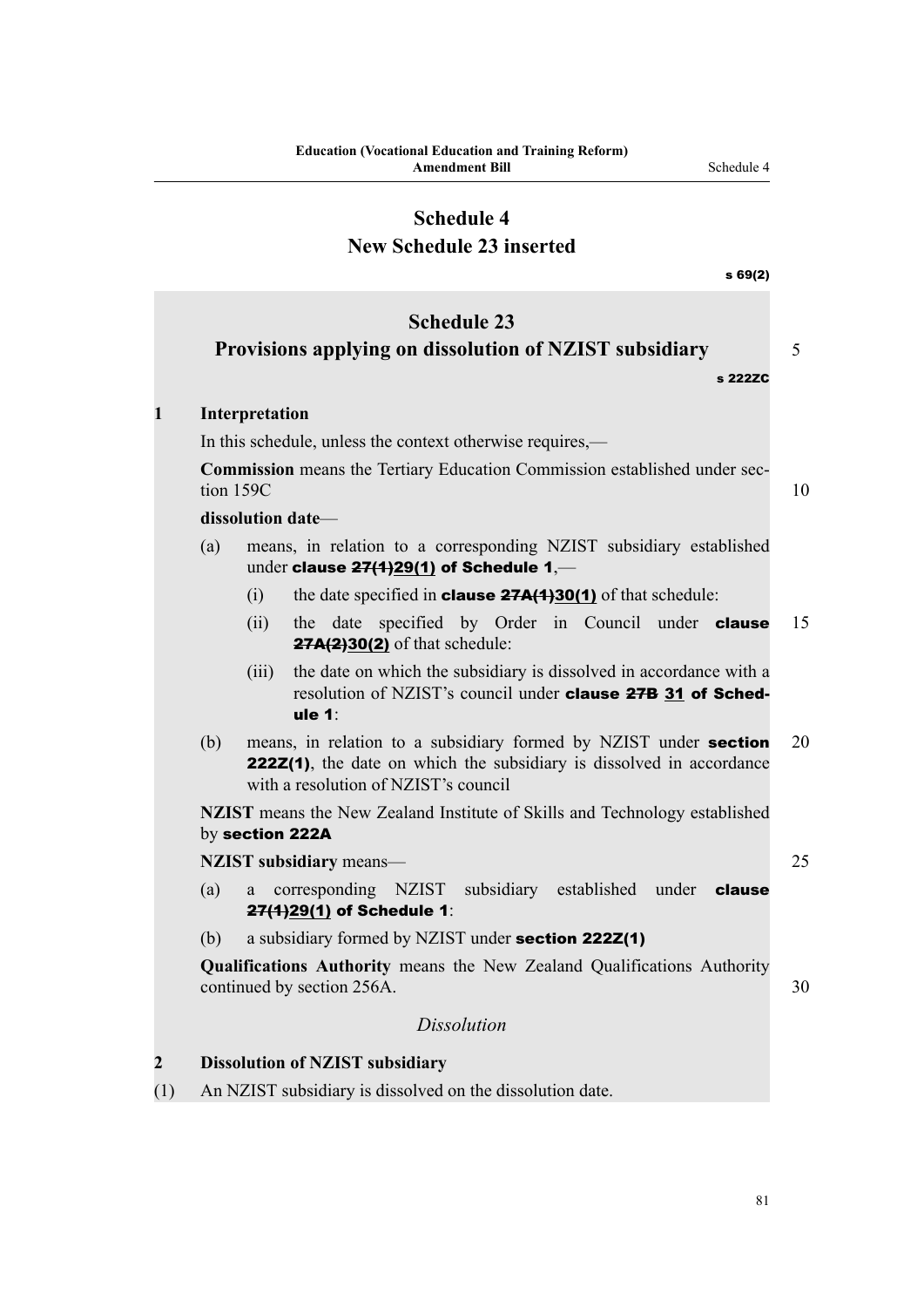# Schedule 4
# New Schedule 23 inserted

s 69(2)

## Schedule 23
## Provisions applying on dissolution of NZIST subsidiary

s 222ZC

### 1 Interpretation

In this schedule, unless the context otherwise requires,—

**Commission** means the Tertiary Education Commission established under section 159C

**dissolution date**—

(a) means, in relation to a corresponding NZIST subsidiary established under **clause ~~27(1)~~29(1) of Schedule 1**,—

(i) the date specified in **clause ~~27A(1)~~30(1)** of that schedule:

(ii) the date specified by Order in Council under **clause ~~27A(2)~~30(2)** of that schedule:

(iii) the date on which the subsidiary is dissolved in accordance with a resolution of NZIST's council under **clause ~~27B~~ 31 of Schedule 1**:

(b) means, in relation to a subsidiary formed by NZIST under **section 222Z(1)**, the date on which the subsidiary is dissolved in accordance with a resolution of NZIST's council

**NZIST** means the New Zealand Institute of Skills and Technology established by **section 222A**

**NZIST subsidiary** means—

(a) a corresponding NZIST subsidiary established under **clause ~~27(1)~~29(1) of Schedule 1**:

(b) a subsidiary formed by NZIST under **section 222Z(1)**

**Qualifications Authority** means the New Zealand Qualifications Authority continued by section 256A.

*Dissolution*

### 2 Dissolution of NZIST subsidiary

(1) An NZIST subsidiary is dissolved on the dissolution date.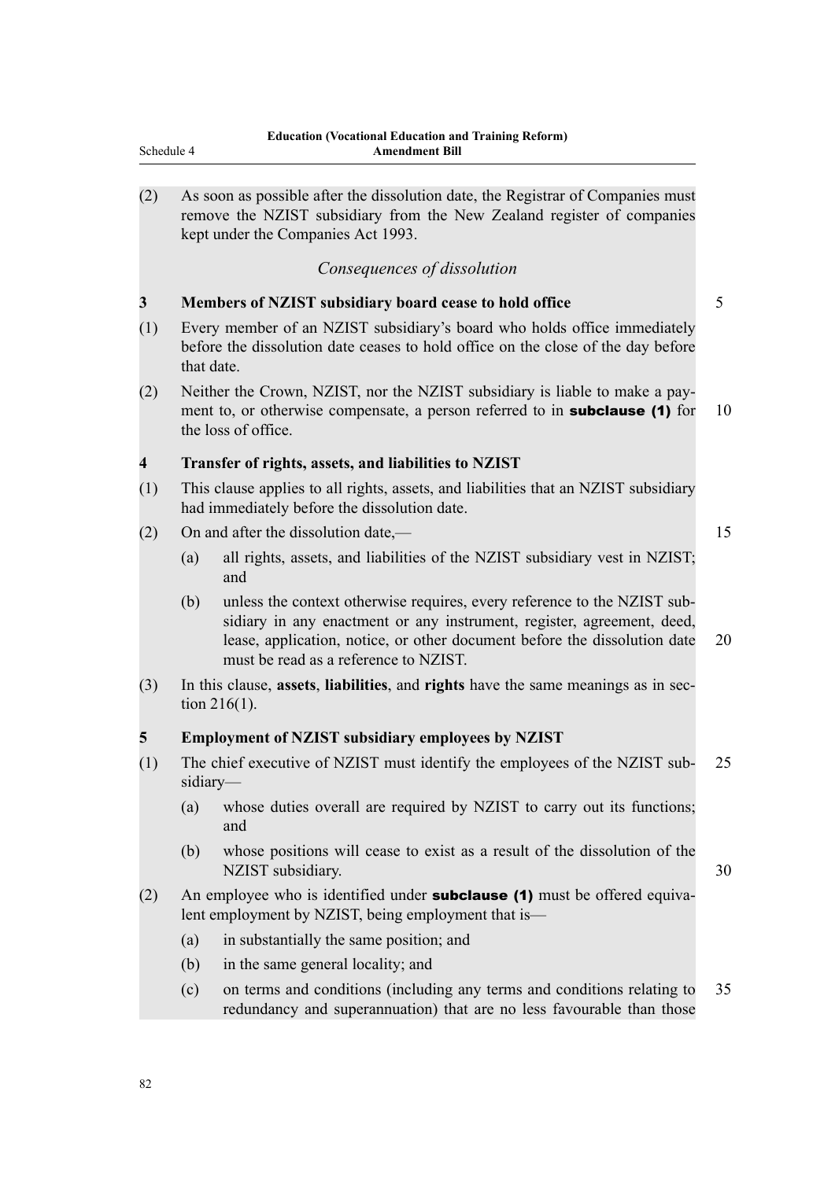(2) As soon as possible after the dissolution date, the Registrar of Companies must remove the NZIST subsidiary from the New Zealand register of companies kept under the Companies Act 1993.

*Consequences of dissolution*

**3 Members of NZIST subsidiary board cease to hold office**

(1) Every member of an NZIST subsidiary's board who holds office immediately before the dissolution date ceases to hold office on the close of the day before that date.

(2) Neither the Crown, NZIST, nor the NZIST subsidiary is liable to make a payment to, or otherwise compensate, a person referred to in **subclause (1)** for the loss of office.

**4 Transfer of rights, assets, and liabilities to NZIST**

(1) This clause applies to all rights, assets, and liabilities that an NZIST subsidiary had immediately before the dissolution date.

(2) On and after the dissolution date,—

- (a) all rights, assets, and liabilities of the NZIST subsidiary vest in NZIST; and
- (b) unless the context otherwise requires, every reference to the NZIST subsidiary in any enactment or any instrument, register, agreement, deed, lease, application, notice, or other document before the dissolution date must be read as a reference to NZIST.

(3) In this clause, **assets**, **liabilities**, and **rights** have the same meanings as in section 216(1).

**5 Employment of NZIST subsidiary employees by NZIST**

(1) The chief executive of NZIST must identify the employees of the NZIST subsidiary—

- (a) whose duties overall are required by NZIST to carry out its functions; and
- (b) whose positions will cease to exist as a result of the dissolution of the NZIST subsidiary.

(2) An employee who is identified under **subclause (1)** must be offered equivalent employment by NZIST, being employment that is—

- (a) in substantially the same position; and
- (b) in the same general locality; and
- (c) on terms and conditions (including any terms and conditions relating to redundancy and superannuation) that are no less favourable than those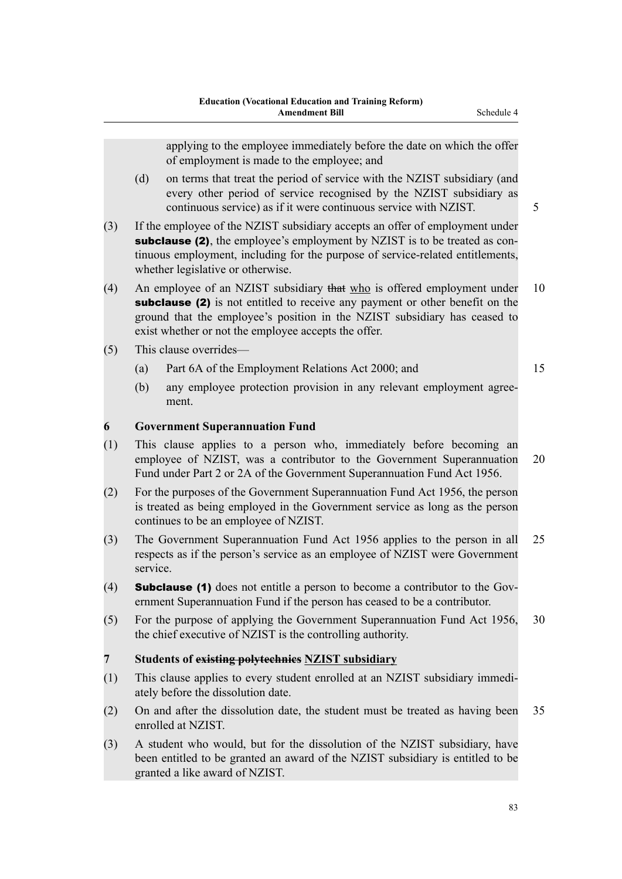applying to the employee immediately before the date on which the offer of employment is made to the employee; and

(d) on terms that treat the period of service with the NZIST subsidiary (and every other period of service recognised by the NZIST subsidiary as continuous service) as if it were continuous service with NZIST.

(3) If the employee of the NZIST subsidiary accepts an offer of employment under **subclause (2)**, the employee's employment by NZIST is to be treated as continuous employment, including for the purpose of service-related entitlements, whether legislative or otherwise.

(4) An employee of an NZIST subsidiary ~~that~~ <u>who</u> is offered employment under **subclause (2)** is not entitled to receive any payment or other benefit on the ground that the employee's position in the NZIST subsidiary has ceased to exist whether or not the employee accepts the offer.

(5) This clause overrides—

(a) Part 6A of the Employment Relations Act 2000; and

(b) any employee protection provision in any relevant employment agreement.

**6 Government Superannuation Fund**

(1) This clause applies to a person who, immediately before becoming an employee of NZIST, was a contributor to the Government Superannuation Fund under Part 2 or 2A of the Government Superannuation Fund Act 1956.

(2) For the purposes of the Government Superannuation Fund Act 1956, the person is treated as being employed in the Government service as long as the person continues to be an employee of NZIST.

(3) The Government Superannuation Fund Act 1956 applies to the person in all respects as if the person's service as an employee of NZIST were Government service.

(4) **Subclause (1)** does not entitle a person to become a contributor to the Government Superannuation Fund if the person has ceased to be a contributor.

(5) For the purpose of applying the Government Superannuation Fund Act 1956, the chief executive of NZIST is the controlling authority.

**7 Students of ~~existing polytechnics~~ <u>NZIST subsidiary</u>**

(1) This clause applies to every student enrolled at an NZIST subsidiary immediately before the dissolution date.

(2) On and after the dissolution date, the student must be treated as having been enrolled at NZIST.

(3) A student who would, but for the dissolution of the NZIST subsidiary, have been entitled to be granted an award of the NZIST subsidiary is entitled to be granted a like award of NZIST.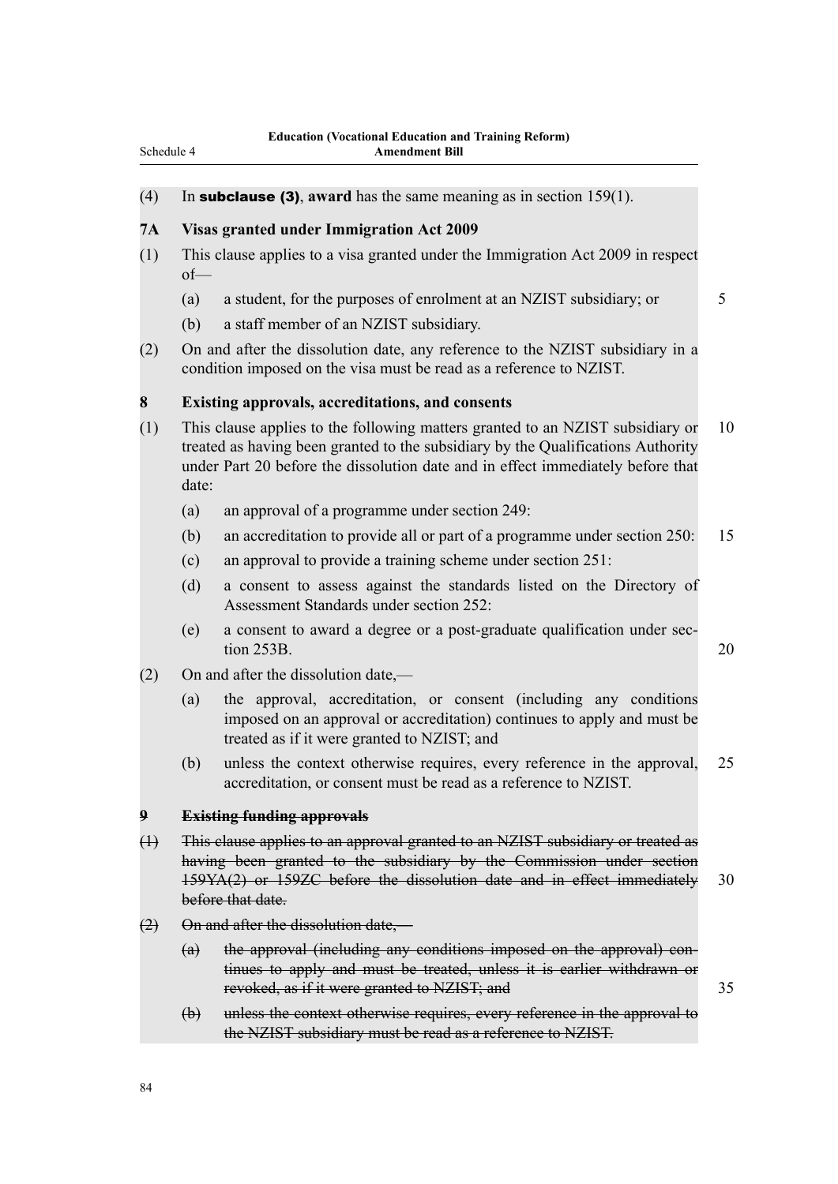(4) In **subclause (3)**, **award** has the same meaning as in section 159(1).

**7A Visas granted under Immigration Act 2009**

(1) This clause applies to a visa granted under the Immigration Act 2009 in respect of—

(a) a student, for the purposes of enrolment at an NZIST subsidiary; or

(b) a staff member of an NZIST subsidiary.

(2) On and after the dissolution date, any reference to the NZIST subsidiary in a condition imposed on the visa must be read as a reference to NZIST.

**8 Existing approvals, accreditations, and consents**

(1) This clause applies to the following matters granted to an NZIST subsidiary or treated as having been granted to the subsidiary by the Qualifications Authority under Part 20 before the dissolution date and in effect immediately before that date:

(a) an approval of a programme under section 249:

(b) an accreditation to provide all or part of a programme under section 250:

(c) an approval to provide a training scheme under section 251:

(d) a consent to assess against the standards listed on the Directory of Assessment Standards under section 252:

(e) a consent to award a degree or a post-graduate qualification under section 253B.

(2) On and after the dissolution date,—

(a) the approval, accreditation, or consent (including any conditions imposed on an approval or accreditation) continues to apply and must be treated as if it were granted to NZIST; and

(b) unless the context otherwise requires, every reference in the approval, accreditation, or consent must be read as a reference to NZIST.

~~**9 Existing funding approvals**~~

~~(1) This clause applies to an approval granted to an NZIST subsidiary or treated as having been granted to the subsidiary by the Commission under section 159YA(2) or 159ZC before the dissolution date and in effect immediately before that date.~~

~~(2) On and after the dissolution date,—~~

~~(a) the approval (including any conditions imposed on the approval) continues to apply and must be treated, unless it is earlier withdrawn or revoked, as if it were granted to NZIST; and~~

~~(b) unless the context otherwise requires, every reference in the approval to the NZIST subsidiary must be read as a reference to NZIST.~~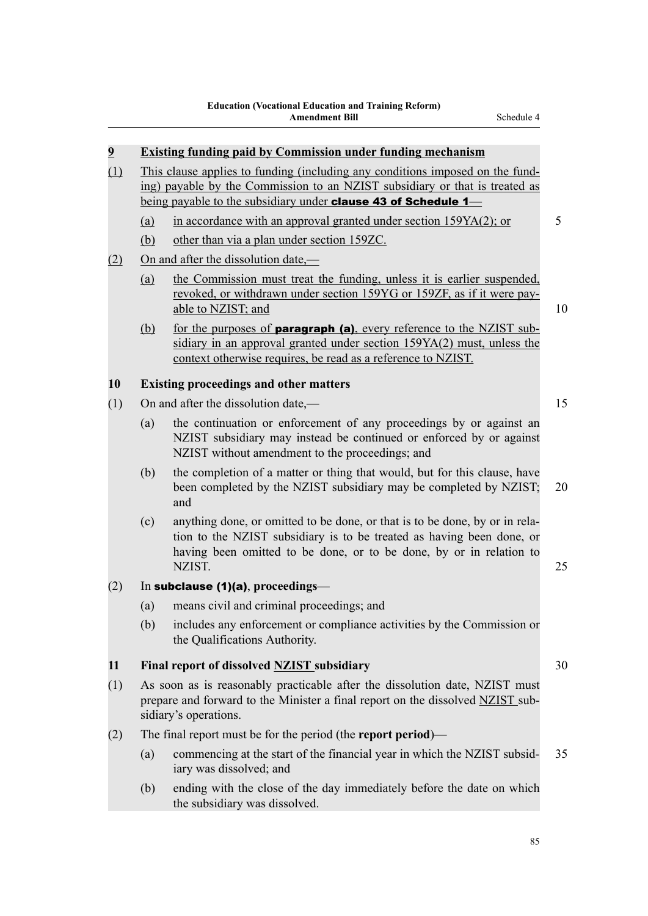**9 Existing funding paid by Commission under funding mechanism**

(1) This clause applies to funding (including any conditions imposed on the funding) payable by the Commission to an NZIST subsidiary or that is treated as being payable to the subsidiary under **clause 43 of Schedule 1**—

- (a) in accordance with an approval granted under section 159YA(2); or
- (b) other than via a plan under section 159ZC.

(2) On and after the dissolution date,—

- (a) the Commission must treat the funding, unless it is earlier suspended, revoked, or withdrawn under section 159YG or 159ZF, as if it were payable to NZIST; and
- (b) for the purposes of **paragraph (a)**, every reference to the NZIST subsidiary in an approval granted under section 159YA(2) must, unless the context otherwise requires, be read as a reference to NZIST.

**10 Existing proceedings and other matters**

(1) On and after the dissolution date,—

- (a) the continuation or enforcement of any proceedings by or against an NZIST subsidiary may instead be continued or enforced by or against NZIST without amendment to the proceedings; and
- (b) the completion of a matter or thing that would, but for this clause, have been completed by the NZIST subsidiary may be completed by NZIST; and
- (c) anything done, or omitted to be done, or that is to be done, by or in relation to the NZIST subsidiary is to be treated as having been done, or having been omitted to be done, or to be done, by or in relation to NZIST.

(2) In **subclause (1)(a)**, **proceedings**—

- (a) means civil and criminal proceedings; and
- (b) includes any enforcement or compliance activities by the Commission or the Qualifications Authority.

**11 Final report of dissolved NZIST subsidiary**

(1) As soon as is reasonably practicable after the dissolution date, NZIST must prepare and forward to the Minister a final report on the dissolved NZIST subsidiary's operations.

(2) The final report must be for the period (the **report period**)—

- (a) commencing at the start of the financial year in which the NZIST subsidiary was dissolved; and
- (b) ending with the close of the day immediately before the date on which the subsidiary was dissolved.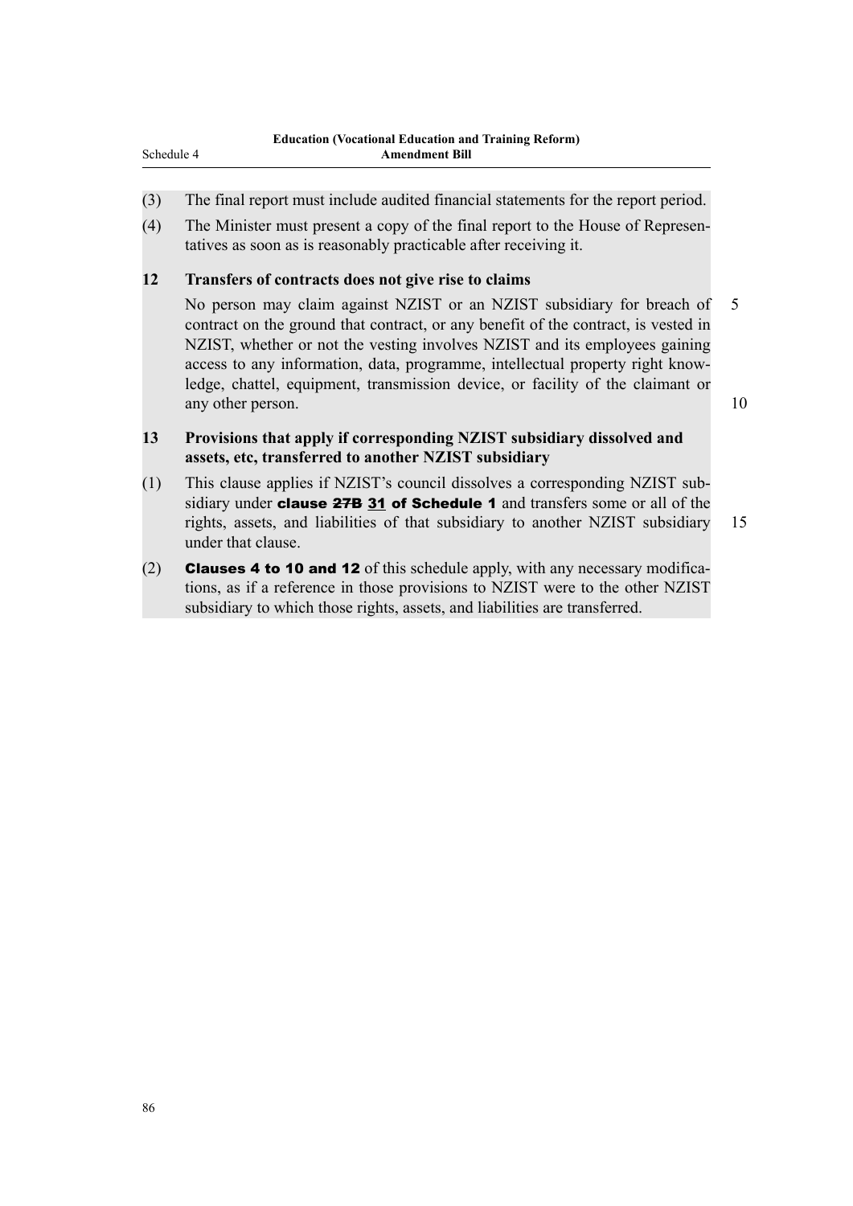(3) The final report must include audited financial statements for the report period.

(4) The Minister must present a copy of the final report to the House of Representatives as soon as is reasonably practicable after receiving it.

**12 Transfers of contracts does not give rise to claims**

No person may claim against NZIST or an NZIST subsidiary for breach of contract on the ground that contract, or any benefit of the contract, is vested in NZIST, whether or not the vesting involves NZIST and its employees gaining access to any information, data, programme, intellectual property right knowledge, chattel, equipment, transmission device, or facility of the claimant or any other person.

**13 Provisions that apply if corresponding NZIST subsidiary dissolved and assets, etc, transferred to another NZIST subsidiary**

(1) This clause applies if NZIST's council dissolves a corresponding NZIST subsidiary under **clause ~~27B~~ 31 of Schedule 1** and transfers some or all of the rights, assets, and liabilities of that subsidiary to another NZIST subsidiary under that clause.

(2) **Clauses 4 to 10 and 12** of this schedule apply, with any necessary modifications, as if a reference in those provisions to NZIST were to the other NZIST subsidiary to which those rights, assets, and liabilities are transferred.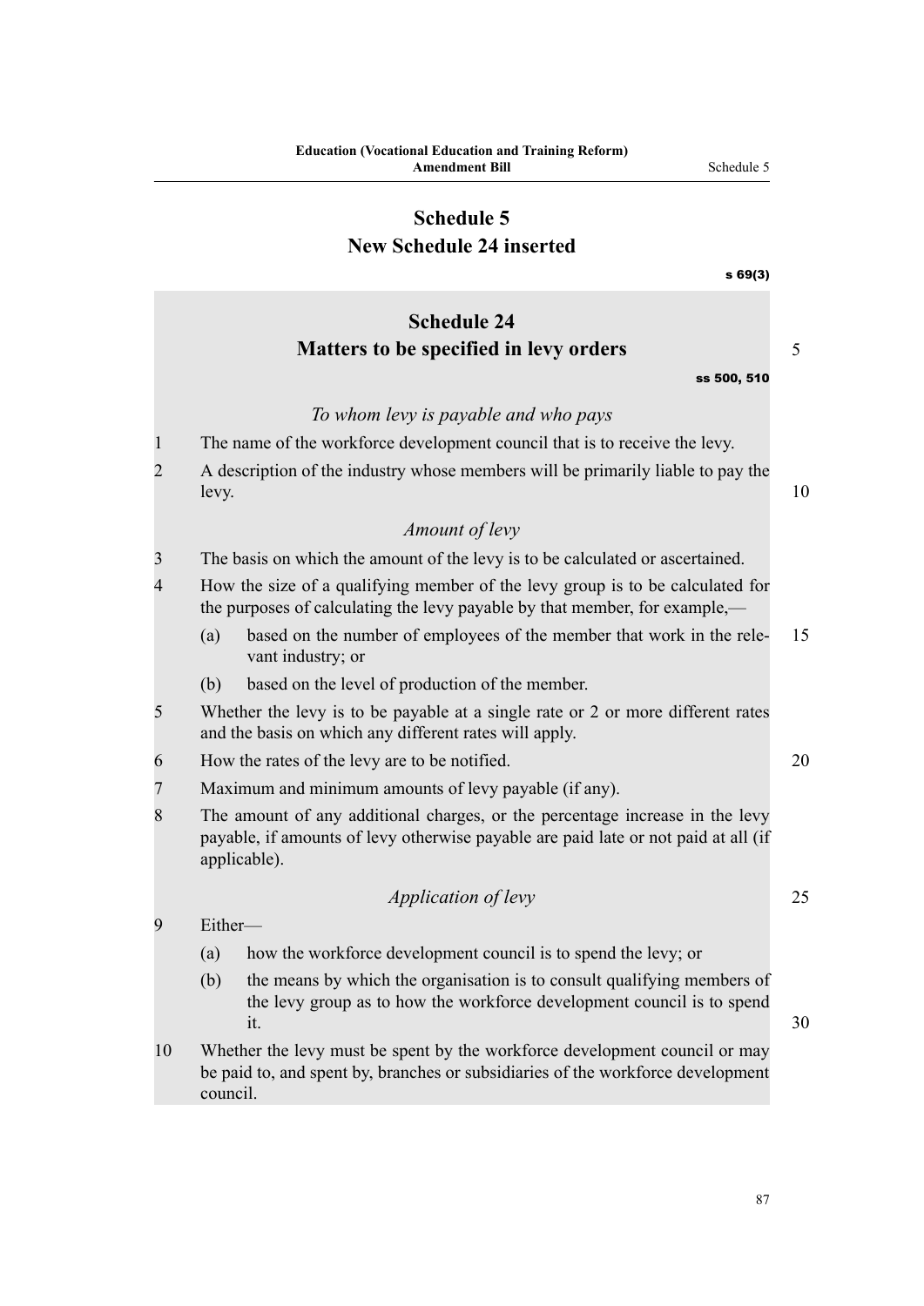# Schedule 5
# New Schedule 24 inserted

s 69(3)

## Schedule 24
## Matters to be specified in levy orders

ss 500, 510

*To whom levy is payable and who pays*

1 The name of the workforce development council that is to receive the levy.

2 A description of the industry whose members will be primarily liable to pay the levy.

*Amount of levy*

3 The basis on which the amount of the levy is to be calculated or ascertained.

4 How the size of a qualifying member of the levy group is to be calculated for the purposes of calculating the levy payable by that member, for example,—

(a) based on the number of employees of the member that work in the relevant industry; or

(b) based on the level of production of the member.

5 Whether the levy is to be payable at a single rate or 2 or more different rates and the basis on which any different rates will apply.

6 How the rates of the levy are to be notified.

7 Maximum and minimum amounts of levy payable (if any).

8 The amount of any additional charges, or the percentage increase in the levy payable, if amounts of levy otherwise payable are paid late or not paid at all (if applicable).

*Application of levy*

9 Either—

(a) how the workforce development council is to spend the levy; or

(b) the means by which the organisation is to consult qualifying members of the levy group as to how the workforce development council is to spend it.

10 Whether the levy must be spent by the workforce development council or may be paid to, and spent by, branches or subsidiaries of the workforce development council.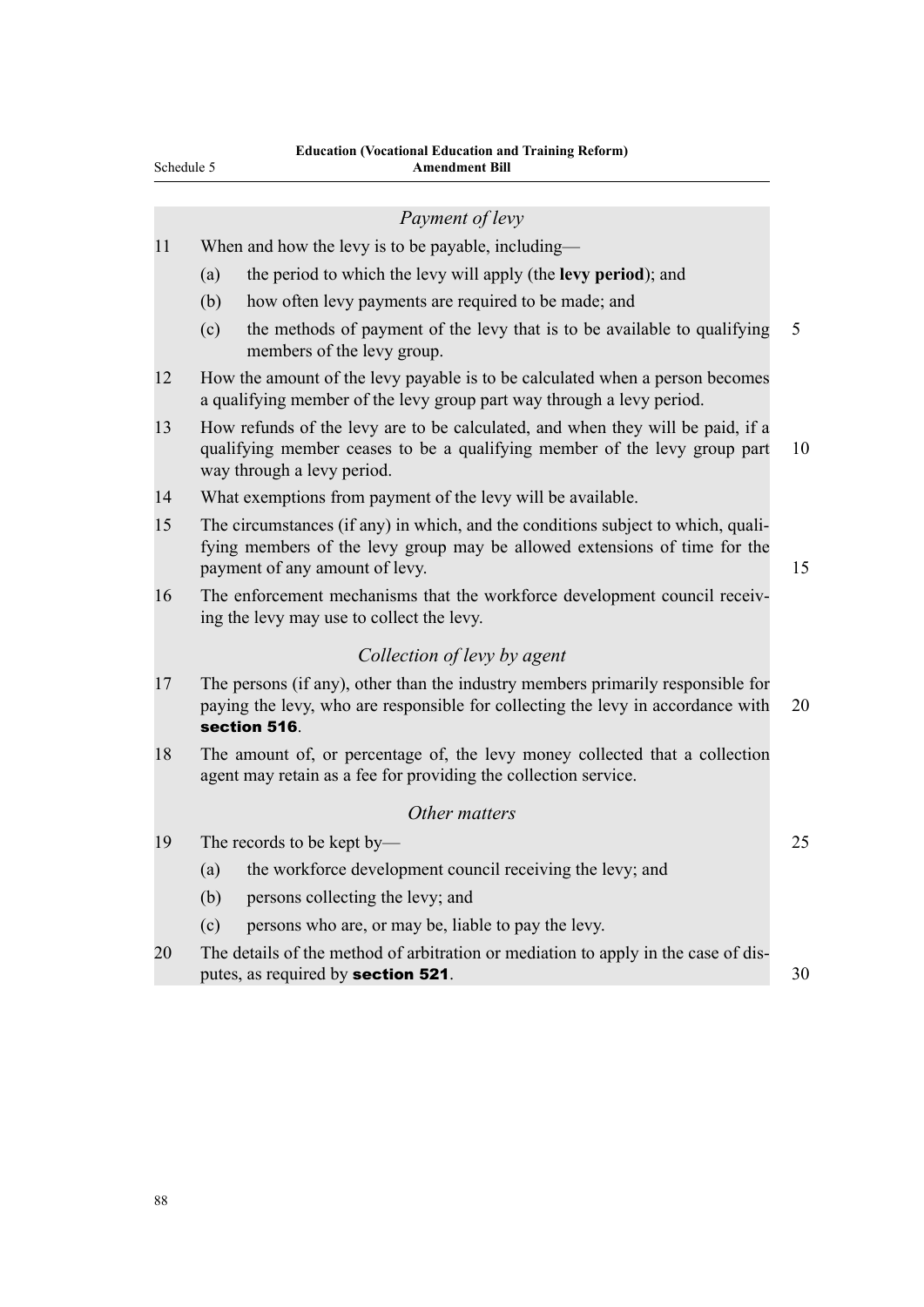*Payment of levy*

11 When and how the levy is to be payable, including—

(a) the period to which the levy will apply (the **levy period**); and

(b) how often levy payments are required to be made; and

(c) the methods of payment of the levy that is to be available to qualifying members of the levy group.

12 How the amount of the levy payable is to be calculated when a person becomes a qualifying member of the levy group part way through a levy period.

13 How refunds of the levy are to be calculated, and when they will be paid, if a qualifying member ceases to be a qualifying member of the levy group part way through a levy period.

14 What exemptions from payment of the levy will be available.

15 The circumstances (if any) in which, and the conditions subject to which, qualifying members of the levy group may be allowed extensions of time for the payment of any amount of levy.

16 The enforcement mechanisms that the workforce development council receiving the levy may use to collect the levy.

*Collection of levy by agent*

17 The persons (if any), other than the industry members primarily responsible for paying the levy, who are responsible for collecting the levy in accordance with **section 516**.

18 The amount of, or percentage of, the levy money collected that a collection agent may retain as a fee for providing the collection service.

*Other matters*

19 The records to be kept by—

(a) the workforce development council receiving the levy; and

(b) persons collecting the levy; and

(c) persons who are, or may be, liable to pay the levy.

20 The details of the method of arbitration or mediation to apply in the case of disputes, as required by **section 521**.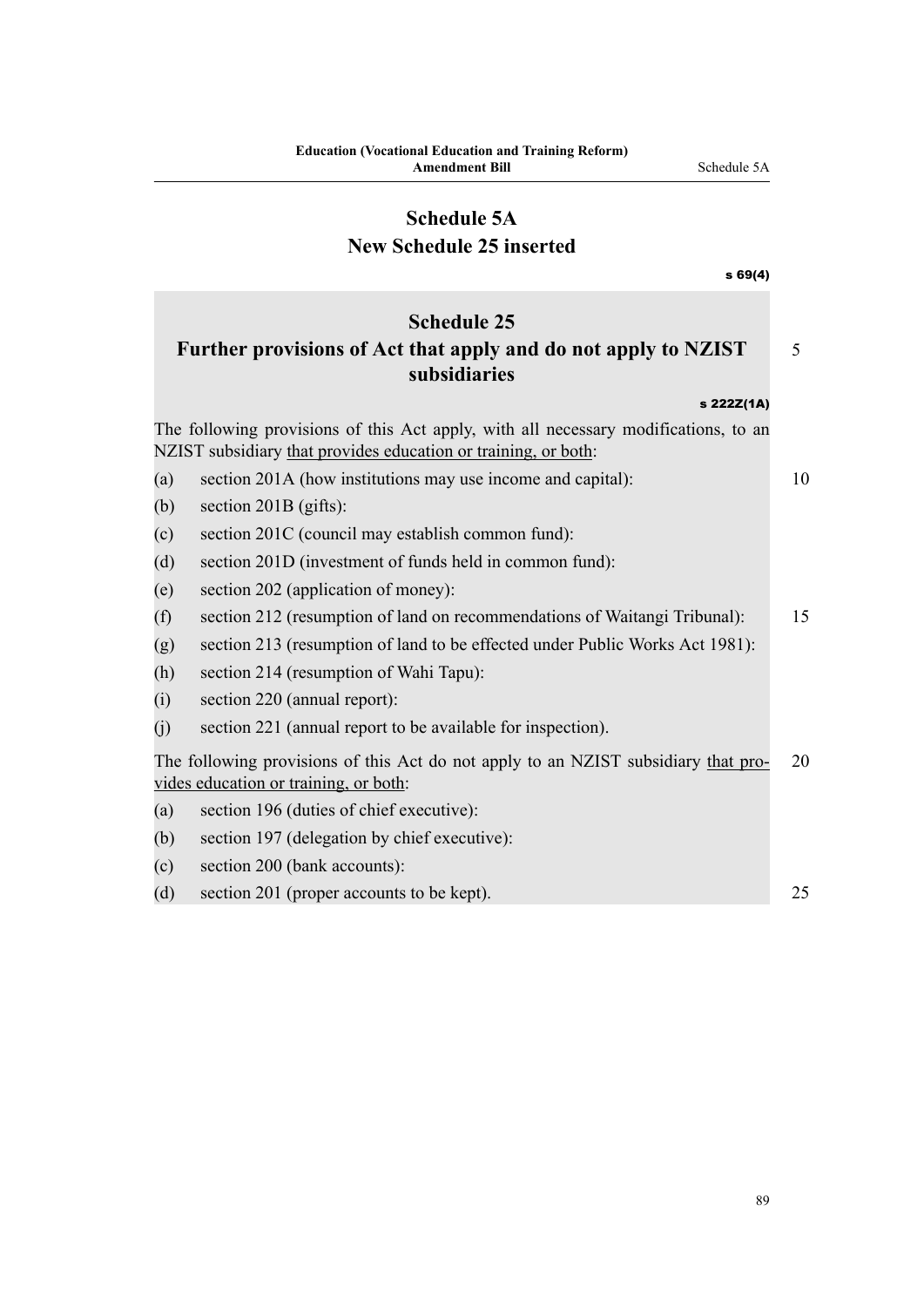# Schedule 5A
# New Schedule 25 inserted

s 69(4)

## Schedule 25
## Further provisions of Act that apply and do not apply to NZIST subsidiaries

s 222Z(1A)

The following provisions of this Act apply, with all necessary modifications, to an NZIST subsidiary that provides education or training, or both:

(a) section 201A (how institutions may use income and capital):

(b) section 201B (gifts):

(c) section 201C (council may establish common fund):

(d) section 201D (investment of funds held in common fund):

(e) section 202 (application of money):

(f) section 212 (resumption of land on recommendations of Waitangi Tribunal):

(g) section 213 (resumption of land to be effected under Public Works Act 1981):

(h) section 214 (resumption of Wahi Tapu):

(i) section 220 (annual report):

(j) section 221 (annual report to be available for inspection).

The following provisions of this Act do not apply to an NZIST subsidiary that provides education or training, or both:

(a) section 196 (duties of chief executive):

(b) section 197 (delegation by chief executive):

(c) section 200 (bank accounts):

(d) section 201 (proper accounts to be kept).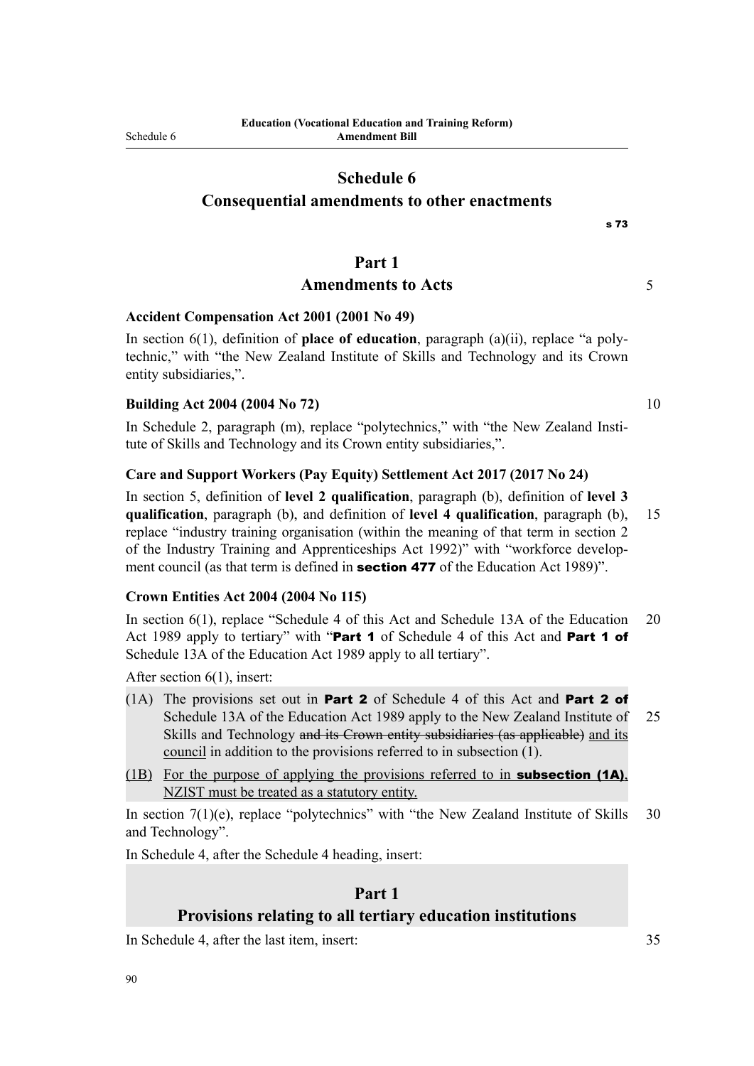# Schedule 6
## Consequential amendments to other enactments

s 73

## Part 1
## Amendments to Acts

**Accident Compensation Act 2001 (2001 No 49)**

In section 6(1), definition of **place of education**, paragraph (a)(ii), replace "a polytechnic," with "the New Zealand Institute of Skills and Technology and its Crown entity subsidiaries,".

**Building Act 2004 (2004 No 72)**

In Schedule 2, paragraph (m), replace "polytechnics," with "the New Zealand Institute of Skills and Technology and its Crown entity subsidiaries,".

**Care and Support Workers (Pay Equity) Settlement Act 2017 (2017 No 24)**

In section 5, definition of **level 2 qualification**, paragraph (b), definition of **level 3 qualification**, paragraph (b), and definition of **level 4 qualification**, paragraph (b), replace "industry training organisation (within the meaning of that term in section 2 of the Industry Training and Apprenticeships Act 1992)" with "workforce development council (as that term is defined in **section 477** of the Education Act 1989)".

**Crown Entities Act 2004 (2004 No 115)**

In section 6(1), replace "Schedule 4 of this Act and Schedule 13A of the Education Act 1989 apply to tertiary" with "**Part 1** of Schedule 4 of this Act and **Part 1 of** Schedule 13A of the Education Act 1989 apply to all tertiary".

After section 6(1), insert:

(1A) The provisions set out in **Part 2** of Schedule 4 of this Act and **Part 2 of** Schedule 13A of the Education Act 1989 apply to the New Zealand Institute of Skills and Technology ~~and its Crown entity subsidiaries (as applicable)~~ <u>and its council</u> in addition to the provisions referred to in subsection (1).

<u>(1B) For the purpose of applying the provisions referred to in **subsection (1A)**, NZIST must be treated as a statutory entity.</u>

In section 7(1)(e), replace "polytechnics" with "the New Zealand Institute of Skills and Technology".

In Schedule 4, after the Schedule 4 heading, insert:

## Part 1
## Provisions relating to all tertiary education institutions

In Schedule 4, after the last item, insert: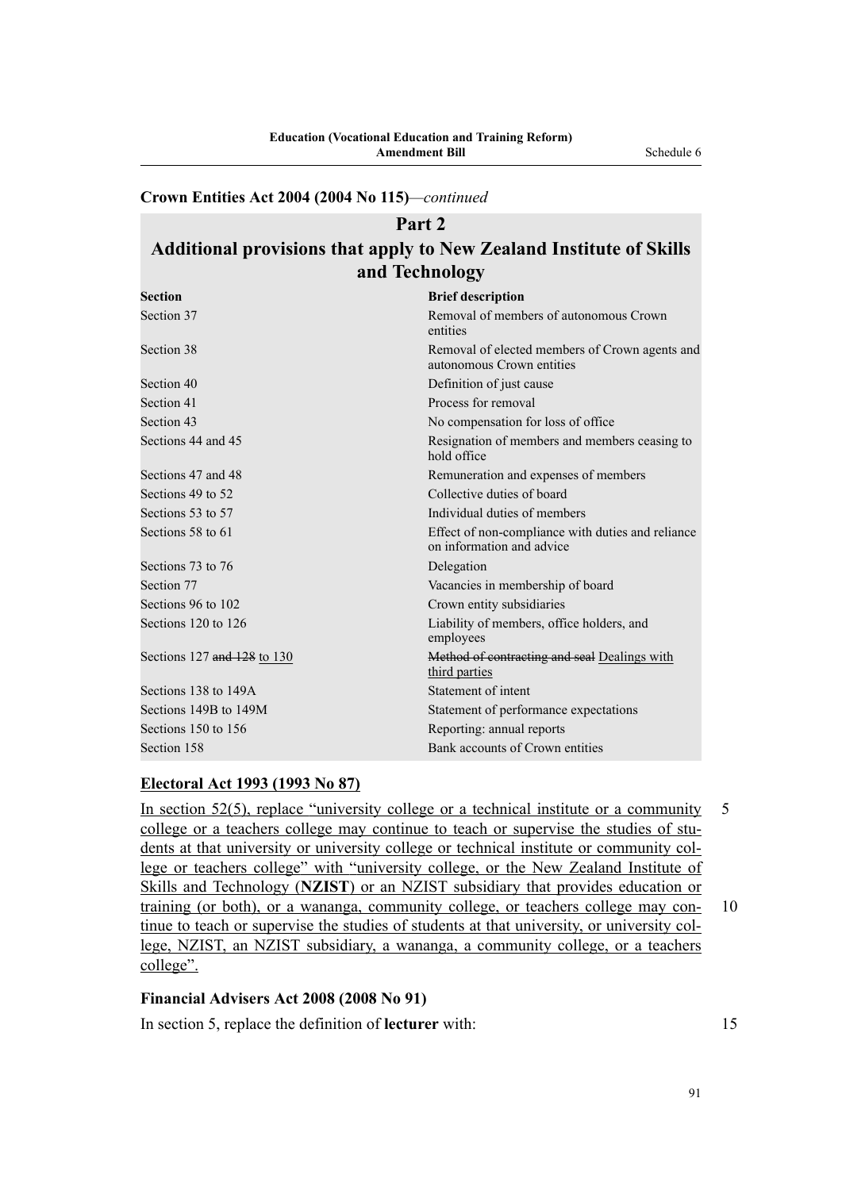**Crown Entities Act 2004 (2004 No 115)**—*continued*

## Part 2
## Additional provisions that apply to New Zealand Institute of Skills and Technology

| Section | Brief description |
|---|---|
| Section 37 | Removal of members of autonomous Crown entities |
| Section 38 | Removal of elected members of Crown agents and autonomous Crown entities |
| Section 40 | Definition of just cause |
| Section 41 | Process for removal |
| Section 43 | No compensation for loss of office |
| Sections 44 and 45 | Resignation of members and members ceasing to hold office |
| Sections 47 and 48 | Remuneration and expenses of members |
| Sections 49 to 52 | Collective duties of board |
| Sections 53 to 57 | Individual duties of members |
| Sections 58 to 61 | Effect of non-compliance with duties and reliance on information and advice |
| Sections 73 to 76 | Delegation |
| Section 77 | Vacancies in membership of board |
| Sections 96 to 102 | Crown entity subsidiaries |
| Sections 120 to 126 | Liability of members, office holders, and employees |
| Sections 127 ~~and 128~~ to 130 | ~~Method of contracting and seal~~ Dealings with third parties |
| Sections 138 to 149A | Statement of intent |
| Sections 149B to 149M | Statement of performance expectations |
| Sections 150 to 156 | Reporting: annual reports |
| Section 158 | Bank accounts of Crown entities |

**Electoral Act 1993 (1993 No 87)**

In section 52(5), replace "university college or a technical institute or a community college or a teachers college may continue to teach or supervise the studies of students at that university or university college or technical institute or community college or teachers college" with "university college, or the New Zealand Institute of Skills and Technology (**NZIST**) or an NZIST subsidiary that provides education or training (or both), or a wananga, community college, or teachers college may continue to teach or supervise the studies of students at that university, or university college, NZIST, an NZIST subsidiary, a wananga, a community college, or a teachers college".

**Financial Advisers Act 2008 (2008 No 91)**

In section 5, replace the definition of **lecturer** with: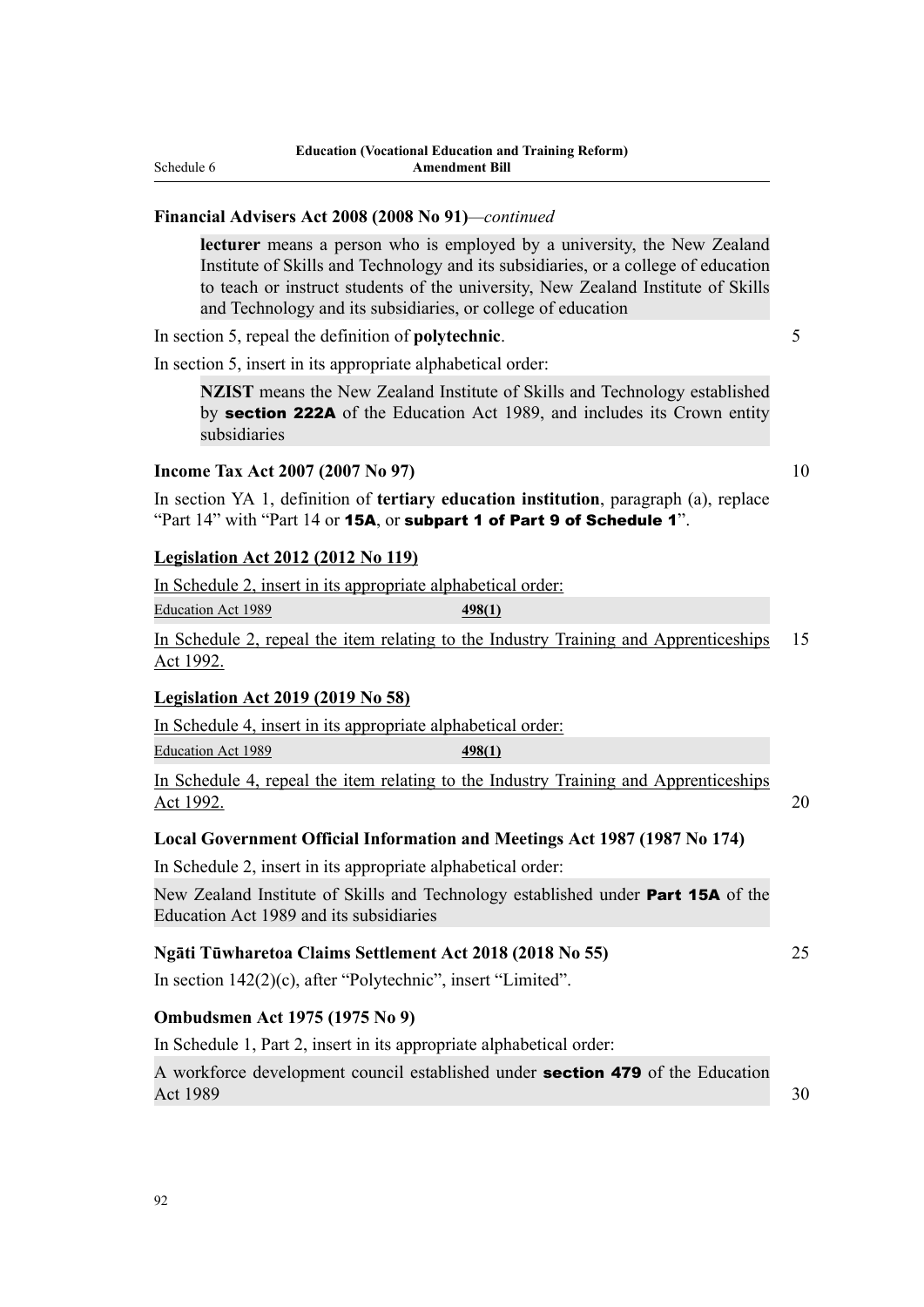**Financial Advisers Act 2008 (2008 No 91)**—*continued*

> **lecturer** means a person who is employed by a university, the New Zealand Institute of Skills and Technology and its subsidiaries, or a college of education to teach or instruct students of the university, New Zealand Institute of Skills and Technology and its subsidiaries, or college of education

In section 5, repeal the definition of **polytechnic**.

In section 5, insert in its appropriate alphabetical order:

> **NZIST** means the New Zealand Institute of Skills and Technology established by **section 222A** of the Education Act 1989, and includes its Crown entity subsidiaries

**Income Tax Act 2007 (2007 No 97)**

In section YA 1, definition of **tertiary education institution**, paragraph (a), replace "Part 14" with "Part 14 or **15A**, or **subpart 1 of Part 9 of Schedule 1**".

**Legislation Act 2012 (2012 No 119)**

In Schedule 2, insert in its appropriate alphabetical order:

| Education Act 1989 | **498(1)** |
|---|---|

In Schedule 2, repeal the item relating to the Industry Training and Apprenticeships Act 1992.

**Legislation Act 2019 (2019 No 58)**

In Schedule 4, insert in its appropriate alphabetical order:

| Education Act 1989 | **498(1)** |
|---|---|

In Schedule 4, repeal the item relating to the Industry Training and Apprenticeships Act 1992.

**Local Government Official Information and Meetings Act 1987 (1987 No 174)**

In Schedule 2, insert in its appropriate alphabetical order:

> New Zealand Institute of Skills and Technology established under **Part 15A** of the Education Act 1989 and its subsidiaries

**Ngāti Tūwharetoa Claims Settlement Act 2018 (2018 No 55)**

In section 142(2)(c), after "Polytechnic", insert "Limited".

**Ombudsmen Act 1975 (1975 No 9)**

In Schedule 1, Part 2, insert in its appropriate alphabetical order:

> A workforce development council established under **section 479** of the Education Act 1989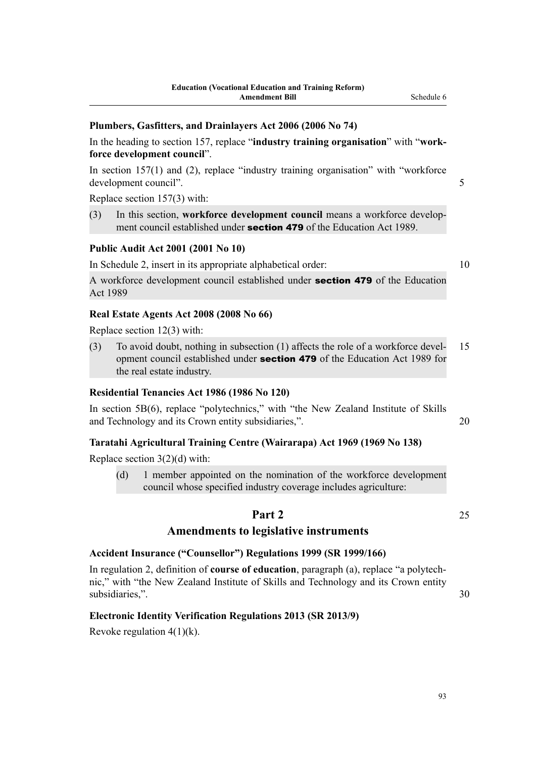**Plumbers, Gasfitters, and Drainlayers Act 2006 (2006 No 74)**

In the heading to section 157, replace "**industry training organisation**" with "**workforce development council**".

In section 157(1) and (2), replace "industry training organisation" with "workforce development council".

Replace section 157(3) with:

(3) In this section, **workforce development council** means a workforce development council established under **section 479** of the Education Act 1989.

**Public Audit Act 2001 (2001 No 10)**

In Schedule 2, insert in its appropriate alphabetical order:

A workforce development council established under **section 479** of the Education Act 1989

**Real Estate Agents Act 2008 (2008 No 66)**

Replace section 12(3) with:

(3) To avoid doubt, nothing in subsection (1) affects the role of a workforce development council established under **section 479** of the Education Act 1989 for the real estate industry.

**Residential Tenancies Act 1986 (1986 No 120)**

In section 5B(6), replace "polytechnics," with "the New Zealand Institute of Skills and Technology and its Crown entity subsidiaries,".

**Taratahi Agricultural Training Centre (Wairarapa) Act 1969 (1969 No 138)**

Replace section 3(2)(d) with:

(d) 1 member appointed on the nomination of the workforce development council whose specified industry coverage includes agriculture:

## Part 2
## Amendments to legislative instruments

**Accident Insurance ("Counsellor") Regulations 1999 (SR 1999/166)**

In regulation 2, definition of **course of education**, paragraph (a), replace "a polytechnic," with "the New Zealand Institute of Skills and Technology and its Crown entity subsidiaries,".

**Electronic Identity Verification Regulations 2013 (SR 2013/9)**

Revoke regulation 4(1)(k).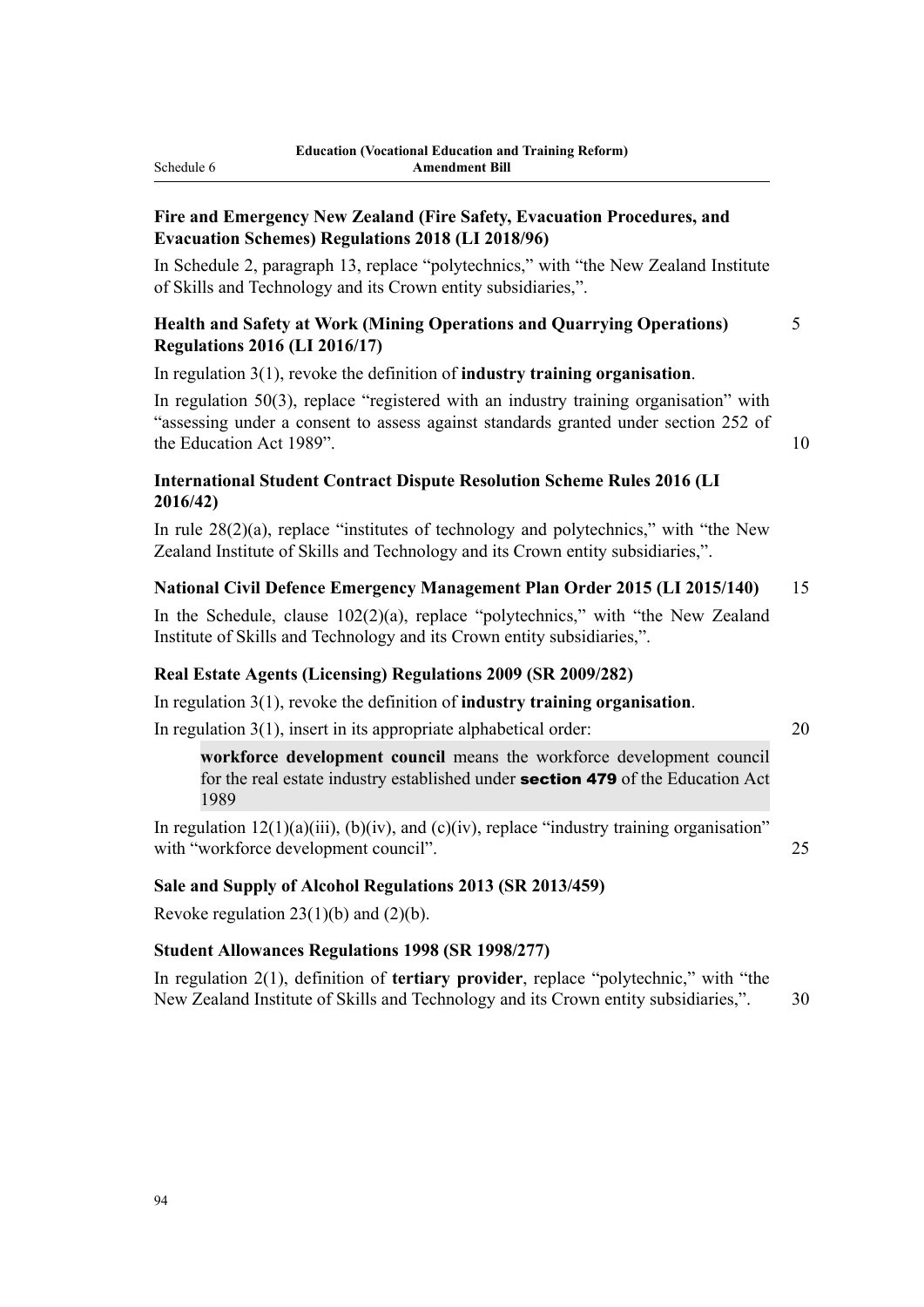**Fire and Emergency New Zealand (Fire Safety, Evacuation Procedures, and Evacuation Schemes) Regulations 2018 (LI 2018/96)**

In Schedule 2, paragraph 13, replace "polytechnics," with "the New Zealand Institute of Skills and Technology and its Crown entity subsidiaries,".

**Health and Safety at Work (Mining Operations and Quarrying Operations) Regulations 2016 (LI 2016/17)**

In regulation 3(1), revoke the definition of **industry training organisation**.

In regulation 50(3), replace "registered with an industry training organisation" with "assessing under a consent to assess against standards granted under section 252 of the Education Act 1989".

**International Student Contract Dispute Resolution Scheme Rules 2016 (LI 2016/42)**

In rule 28(2)(a), replace "institutes of technology and polytechnics," with "the New Zealand Institute of Skills and Technology and its Crown entity subsidiaries,".

**National Civil Defence Emergency Management Plan Order 2015 (LI 2015/140)**

In the Schedule, clause 102(2)(a), replace "polytechnics," with "the New Zealand Institute of Skills and Technology and its Crown entity subsidiaries,".

**Real Estate Agents (Licensing) Regulations 2009 (SR 2009/282)**

In regulation 3(1), revoke the definition of **industry training organisation**.

In regulation 3(1), insert in its appropriate alphabetical order:

> **workforce development council** means the workforce development council for the real estate industry established under **section 479** of the Education Act 1989

In regulation 12(1)(a)(iii), (b)(iv), and (c)(iv), replace "industry training organisation" with "workforce development council".

**Sale and Supply of Alcohol Regulations 2013 (SR 2013/459)**

Revoke regulation 23(1)(b) and (2)(b).

**Student Allowances Regulations 1998 (SR 1998/277)**

In regulation 2(1), definition of **tertiary provider**, replace "polytechnic," with "the New Zealand Institute of Skills and Technology and its Crown entity subsidiaries,".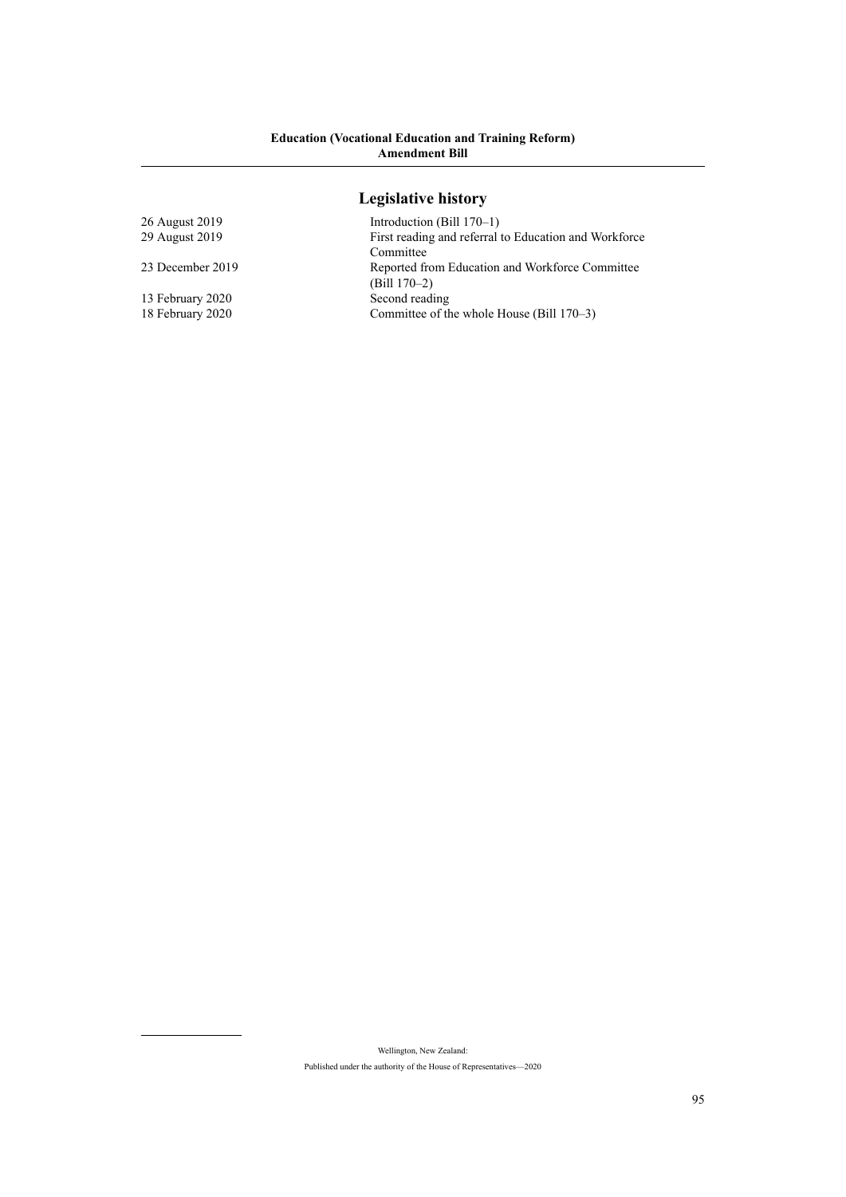## Legislative history

| | |
|---|---|
| 26 August 2019 | Introduction (Bill 170–1) |
| 29 August 2019 | First reading and referral to Education and Workforce Committee |
| 23 December 2019 | Reported from Education and Workforce Committee (Bill 170–2) |
| 13 February 2020 | Second reading |
| 18 February 2020 | Committee of the whole House (Bill 170–3) |

Wellington, New Zealand:

Published under the authority of the House of Representatives—2020